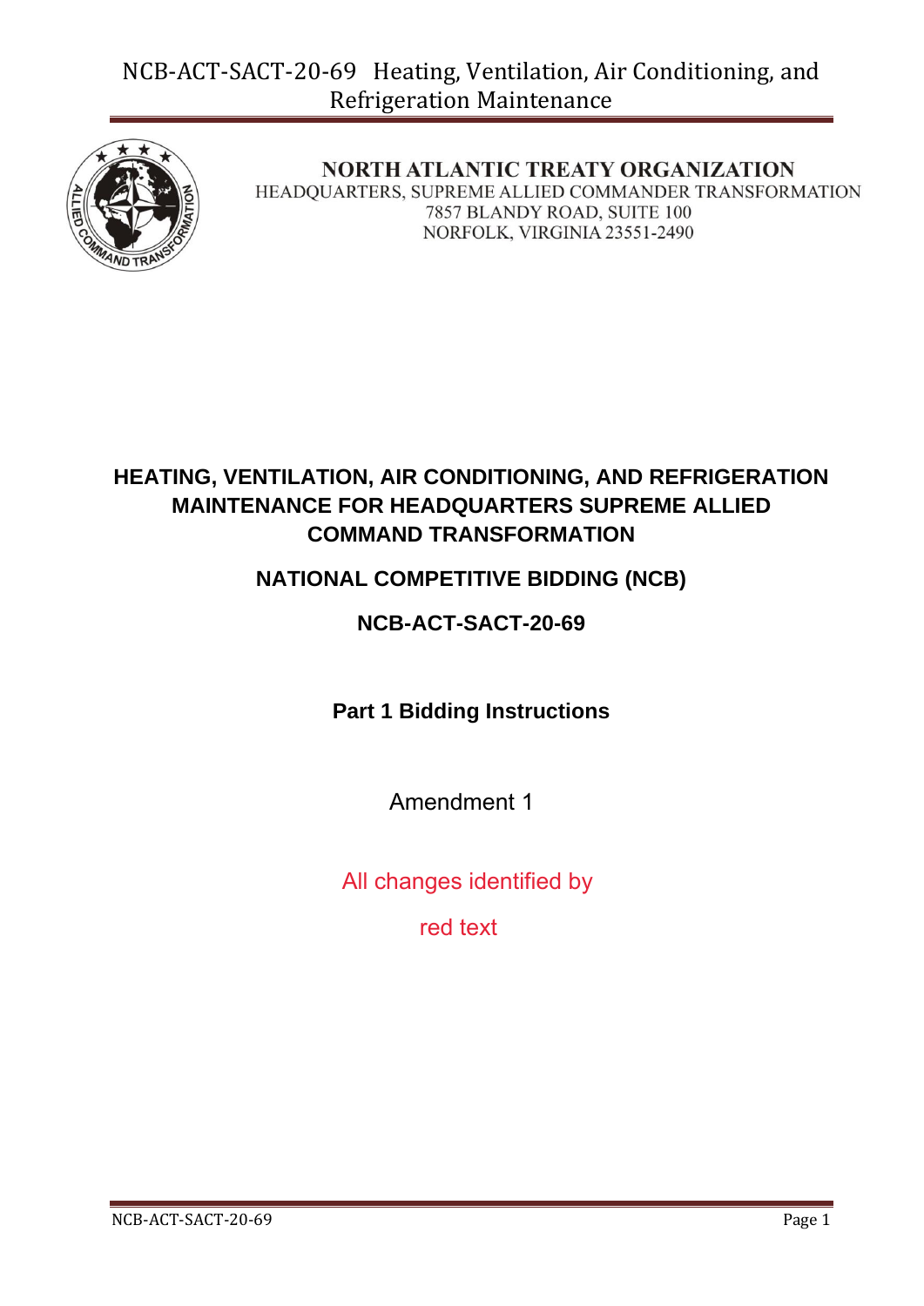**NORTH ATLANTIC TREATY ORGANIZATION**
HEADQUARTERS, SUPREME ALLIED COMMANDER TRANSFORMATION
7857 BLANDY ROAD, SUITE 100
NORFOLK, VIRGINIA 23551-2490

# HEATING, VENTILATION, AIR CONDITIONING, AND REFRIGERATION MAINTENANCE FOR HEADQUARTERS SUPREME ALLIED COMMAND TRANSFORMATION

## NATIONAL COMPETITIVE BIDDING (NCB)

## NCB-ACT-SACT-20-69

### Part 1 Bidding Instructions

Amendment 1

All changes identified by

red text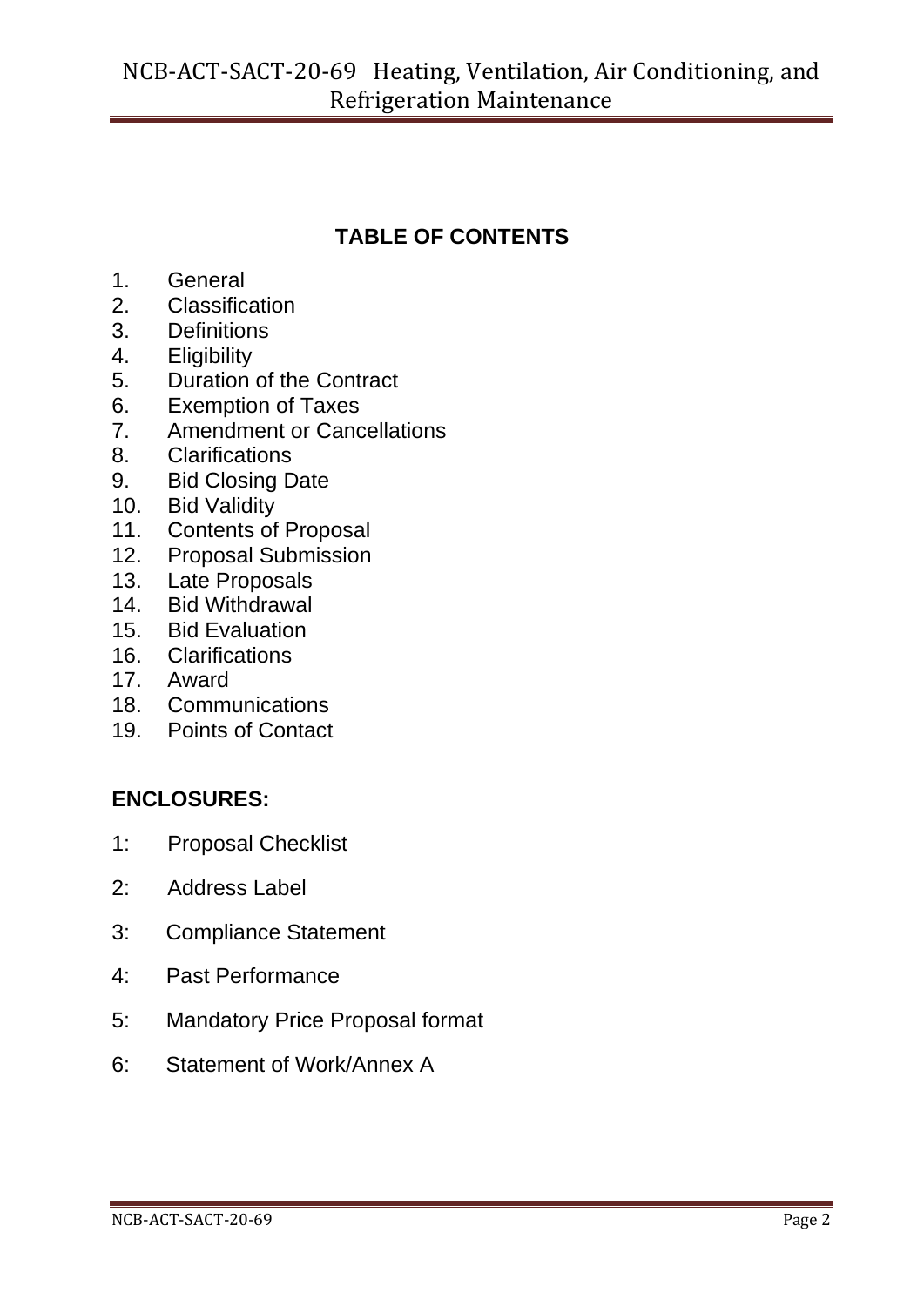## TABLE OF CONTENTS

1. General
2. Classification
3. Definitions
4. Eligibility
5. Duration of the Contract
6. Exemption of Taxes
7. Amendment or Cancellations
8. Clarifications
9. Bid Closing Date
10. Bid Validity
11. Contents of Proposal
12. Proposal Submission
13. Late Proposals
14. Bid Withdrawal
15. Bid Evaluation
16. Clarifications
17. Award
18. Communications
19. Points of Contact

## ENCLOSURES:

1: Proposal Checklist

2: Address Label

3: Compliance Statement

4: Past Performance

5: Mandatory Price Proposal format

6: Statement of Work/Annex A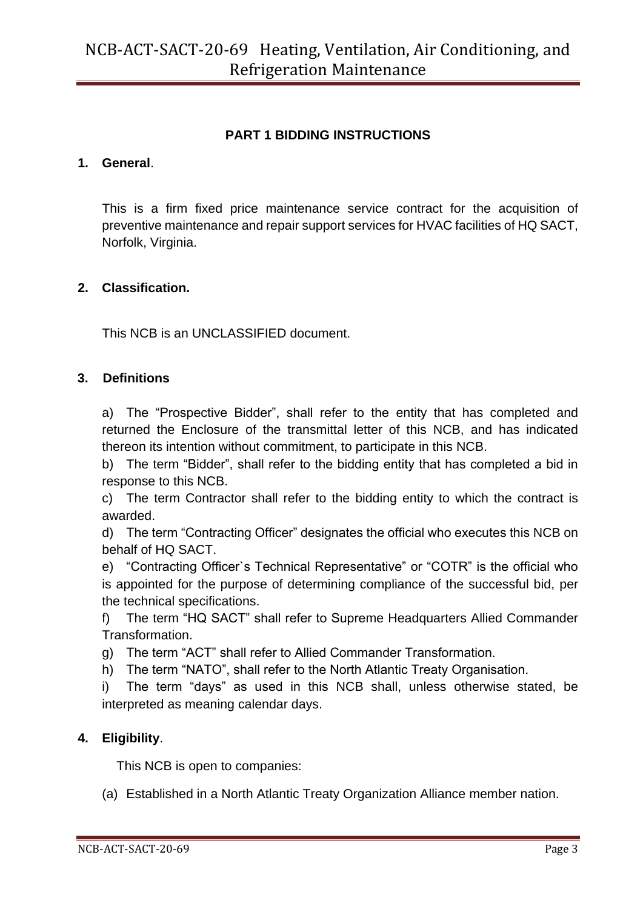## PART 1 BIDDING INSTRUCTIONS

**1. General**.

This is a firm fixed price maintenance service contract for the acquisition of preventive maintenance and repair support services for HVAC facilities of HQ SACT, Norfolk, Virginia.

**2. Classification.**

This NCB is an UNCLASSIFIED document.

**3. Definitions**

a) The "Prospective Bidder", shall refer to the entity that has completed and returned the Enclosure of the transmittal letter of this NCB, and has indicated thereon its intention without commitment, to participate in this NCB.

b) The term "Bidder", shall refer to the bidding entity that has completed a bid in response to this NCB.

c) The term Contractor shall refer to the bidding entity to which the contract is awarded.

d) The term "Contracting Officer" designates the official who executes this NCB on behalf of HQ SACT.

e) "Contracting Officer`s Technical Representative" or "COTR" is the official who is appointed for the purpose of determining compliance of the successful bid, per the technical specifications.

f) The term "HQ SACT" shall refer to Supreme Headquarters Allied Commander Transformation.

g) The term "ACT" shall refer to Allied Commander Transformation.

h) The term "NATO", shall refer to the North Atlantic Treaty Organisation.

i) The term "days" as used in this NCB shall, unless otherwise stated, be interpreted as meaning calendar days.

**4. Eligibility**.

This NCB is open to companies:

(a) Established in a North Atlantic Treaty Organization Alliance member nation.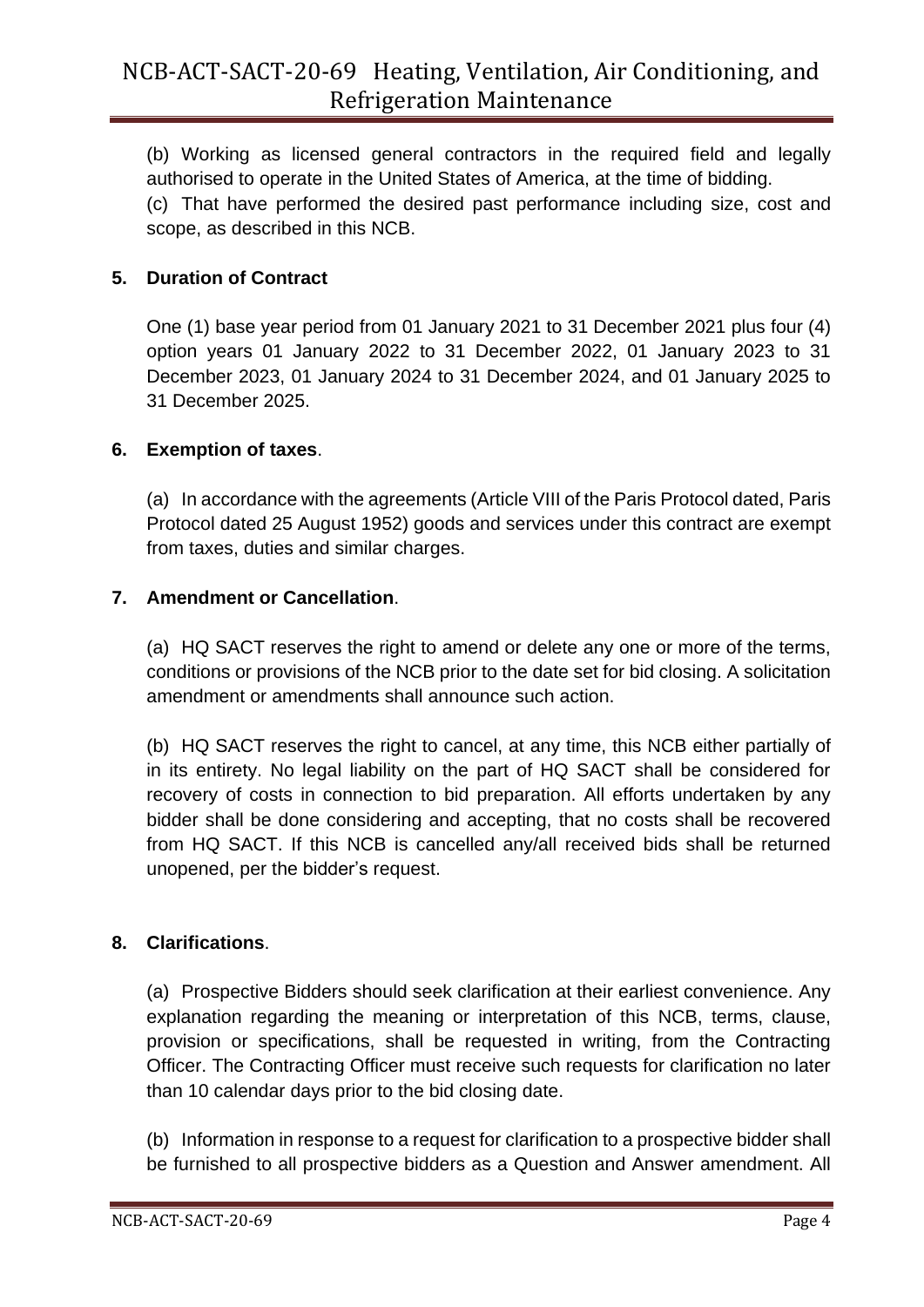(b) Working as licensed general contractors in the required field and legally authorised to operate in the United States of America, at the time of bidding.

(c) That have performed the desired past performance including size, cost and scope, as described in this NCB.

**5. Duration of Contract**

One (1) base year period from 01 January 2021 to 31 December 2021 plus four (4) option years 01 January 2022 to 31 December 2022, 01 January 2023 to 31 December 2023, 01 January 2024 to 31 December 2024, and 01 January 2025 to 31 December 2025.

**6. Exemption of taxes**.

(a) In accordance with the agreements (Article VIII of the Paris Protocol dated, Paris Protocol dated 25 August 1952) goods and services under this contract are exempt from taxes, duties and similar charges.

**7. Amendment or Cancellation**.

(a) HQ SACT reserves the right to amend or delete any one or more of the terms, conditions or provisions of the NCB prior to the date set for bid closing. A solicitation amendment or amendments shall announce such action.

(b) HQ SACT reserves the right to cancel, at any time, this NCB either partially of in its entirety. No legal liability on the part of HQ SACT shall be considered for recovery of costs in connection to bid preparation. All efforts undertaken by any bidder shall be done considering and accepting, that no costs shall be recovered from HQ SACT. If this NCB is cancelled any/all received bids shall be returned unopened, per the bidder's request.

**8. Clarifications**.

(a) Prospective Bidders should seek clarification at their earliest convenience. Any explanation regarding the meaning or interpretation of this NCB, terms, clause, provision or specifications, shall be requested in writing, from the Contracting Officer. The Contracting Officer must receive such requests for clarification no later than 10 calendar days prior to the bid closing date.

(b) Information in response to a request for clarification to a prospective bidder shall be furnished to all prospective bidders as a Question and Answer amendment. All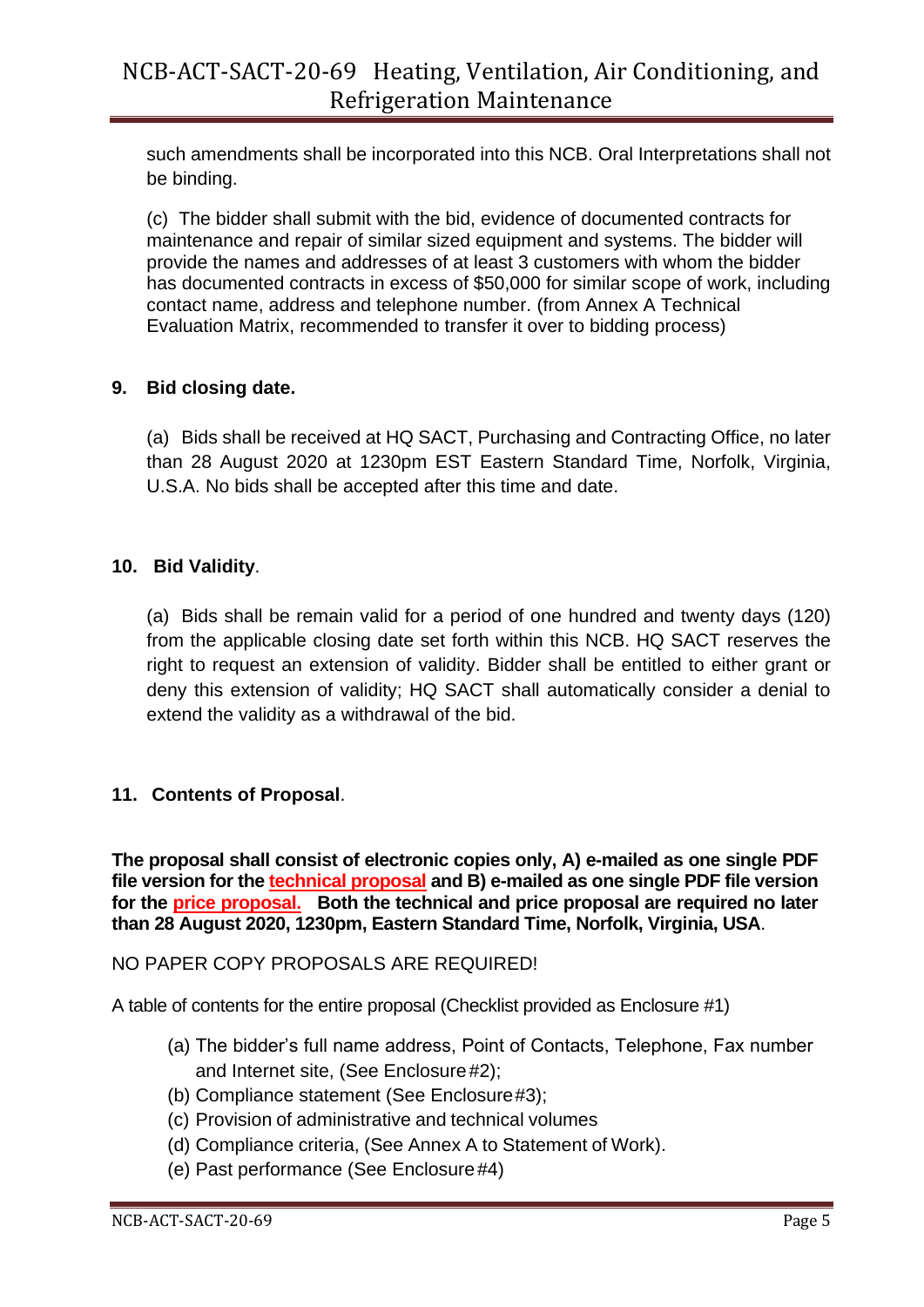such amendments shall be incorporated into this NCB. Oral Interpretations shall not be binding.

(c) The bidder shall submit with the bid, evidence of documented contracts for maintenance and repair of similar sized equipment and systems. The bidder will provide the names and addresses of at least 3 customers with whom the bidder has documented contracts in excess of $50,000 for similar scope of work, including contact name, address and telephone number. (from Annex A Technical Evaluation Matrix, recommended to transfer it over to bidding process)

## 9. Bid closing date.

(a) Bids shall be received at HQ SACT, Purchasing and Contracting Office, no later than 28 August 2020 at 1230pm EST Eastern Standard Time, Norfolk, Virginia, U.S.A. No bids shall be accepted after this time and date.

## 10. Bid Validity.

(a) Bids shall be remain valid for a period of one hundred and twenty days (120) from the applicable closing date set forth within this NCB. HQ SACT reserves the right to request an extension of validity. Bidder shall be entitled to either grant or deny this extension of validity; HQ SACT shall automatically consider a denial to extend the validity as a withdrawal of the bid.

## 11. Contents of Proposal.

**The proposal shall consist of electronic copies only, A) e-mailed as one single PDF file version for the technical proposal and B) e-mailed as one single PDF file version for the price proposal. Both the technical and price proposal are required no later than 28 August 2020, 1230pm, Eastern Standard Time, Norfolk, Virginia, USA**.

NO PAPER COPY PROPOSALS ARE REQUIRED!

A table of contents for the entire proposal (Checklist provided as Enclosure #1)

- (a) The bidder's full name address, Point of Contacts, Telephone, Fax number and Internet site, (See Enclosure #2);
- (b) Compliance statement (See Enclosure #3);
- (c) Provision of administrative and technical volumes
- (d) Compliance criteria, (See Annex A to Statement of Work).
- (e) Past performance (See Enclosure #4)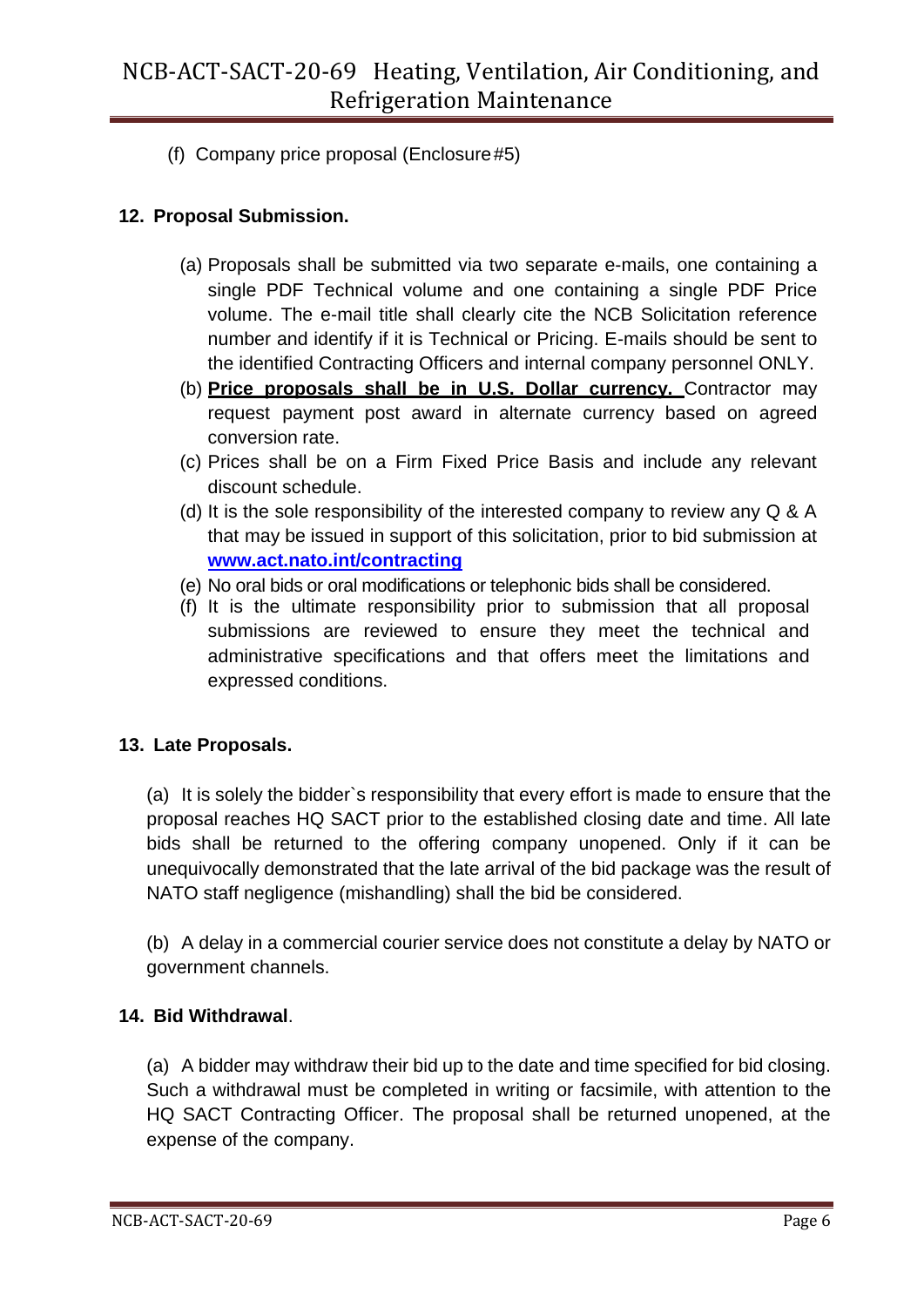(f) Company price proposal (Enclosure #5)

**12. Proposal Submission.**

(a) Proposals shall be submitted via two separate e-mails, one containing a single PDF Technical volume and one containing a single PDF Price volume. The e-mail title shall clearly cite the NCB Solicitation reference number and identify if it is Technical or Pricing. E-mails should be sent to the identified Contracting Officers and internal company personnel ONLY.

(b) **Price proposals shall be in U.S. Dollar currency.** Contractor may request payment post award in alternate currency based on agreed conversion rate.

(c) Prices shall be on a Firm Fixed Price Basis and include any relevant discount schedule.

(d) It is the sole responsibility of the interested company to review any Q & A that may be issued in support of this solicitation, prior to bid submission at **www.act.nato.int/contracting**

(e) No oral bids or oral modifications or telephonic bids shall be considered.

(f) It is the ultimate responsibility prior to submission that all proposal submissions are reviewed to ensure they meet the technical and administrative specifications and that offers meet the limitations and expressed conditions.

**13. Late Proposals.**

(a) It is solely the bidder`s responsibility that every effort is made to ensure that the proposal reaches HQ SACT prior to the established closing date and time. All late bids shall be returned to the offering company unopened. Only if it can be unequivocally demonstrated that the late arrival of the bid package was the result of NATO staff negligence (mishandling) shall the bid be considered.

(b) A delay in a commercial courier service does not constitute a delay by NATO or government channels.

**14. Bid Withdrawal**.

(a) A bidder may withdraw their bid up to the date and time specified for bid closing. Such a withdrawal must be completed in writing or facsimile, with attention to the HQ SACT Contracting Officer. The proposal shall be returned unopened, at the expense of the company.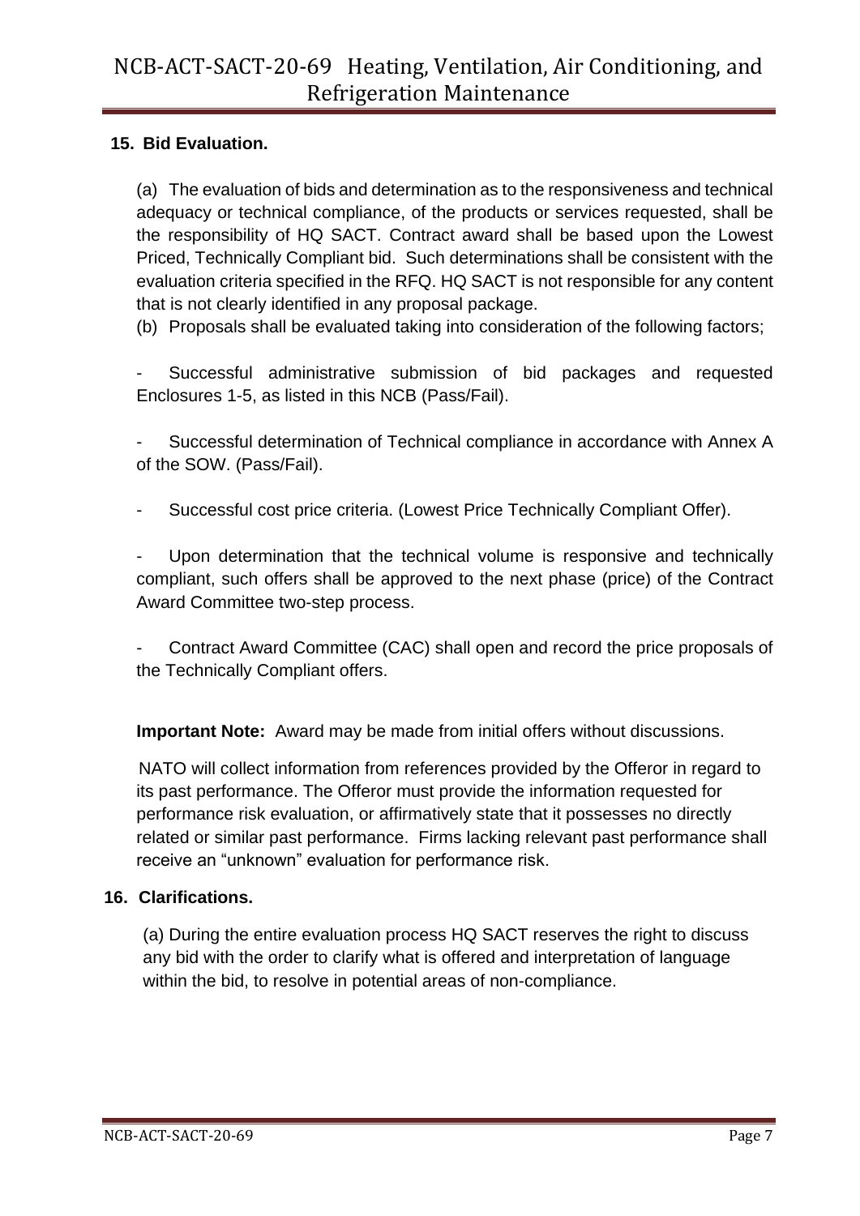## 15. Bid Evaluation.

(a) The evaluation of bids and determination as to the responsiveness and technical adequacy or technical compliance, of the products or services requested, shall be the responsibility of HQ SACT. Contract award shall be based upon the Lowest Priced, Technically Compliant bid. Such determinations shall be consistent with the evaluation criteria specified in the RFQ. HQ SACT is not responsible for any content that is not clearly identified in any proposal package.

(b) Proposals shall be evaluated taking into consideration of the following factors;

- Successful administrative submission of bid packages and requested Enclosures 1-5, as listed in this NCB (Pass/Fail).

- Successful determination of Technical compliance in accordance with Annex A of the SOW. (Pass/Fail).

- Successful cost price criteria. (Lowest Price Technically Compliant Offer).

- Upon determination that the technical volume is responsive and technically compliant, such offers shall be approved to the next phase (price) of the Contract Award Committee two-step process.

- Contract Award Committee (CAC) shall open and record the price proposals of the Technically Compliant offers.

**Important Note:** Award may be made from initial offers without discussions.

NATO will collect information from references provided by the Offeror in regard to its past performance. The Offeror must provide the information requested for performance risk evaluation, or affirmatively state that it possesses no directly related or similar past performance. Firms lacking relevant past performance shall receive an "unknown" evaluation for performance risk.

## 16. Clarifications.

(a) During the entire evaluation process HQ SACT reserves the right to discuss any bid with the order to clarify what is offered and interpretation of language within the bid, to resolve in potential areas of non-compliance.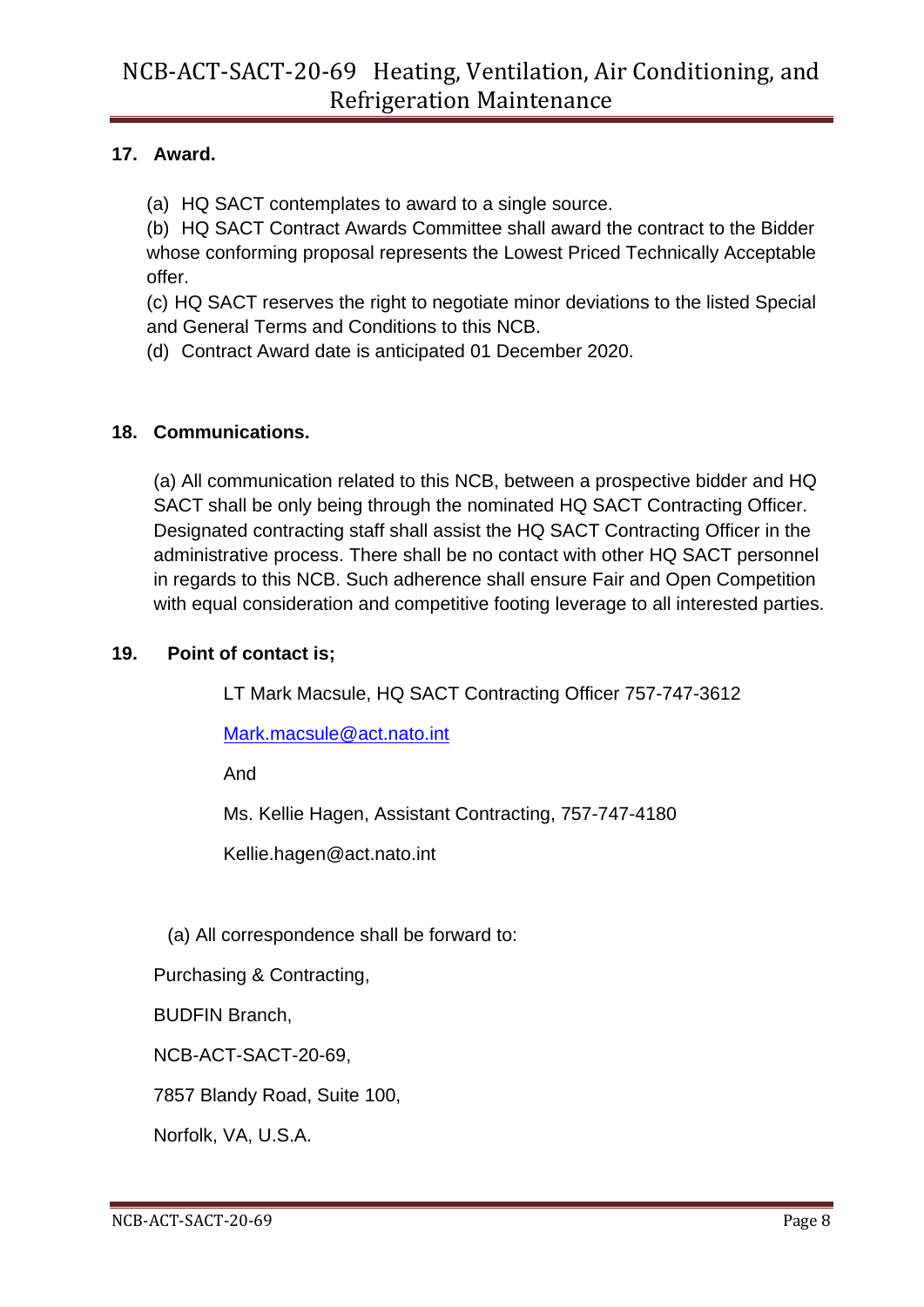## 17. Award.

(a) HQ SACT contemplates to award to a single source.

(b) HQ SACT Contract Awards Committee shall award the contract to the Bidder whose conforming proposal represents the Lowest Priced Technically Acceptable offer.

(c) HQ SACT reserves the right to negotiate minor deviations to the listed Special and General Terms and Conditions to this NCB.

(d) Contract Award date is anticipated 01 December 2020.

## 18. Communications.

(a) All communication related to this NCB, between a prospective bidder and HQ SACT shall be only being through the nominated HQ SACT Contracting Officer. Designated contracting staff shall assist the HQ SACT Contracting Officer in the administrative process. There shall be no contact with other HQ SACT personnel in regards to this NCB. Such adherence shall ensure Fair and Open Competition with equal consideration and competitive footing leverage to all interested parties.

## 19. Point of contact is;

LT Mark Macsule, HQ SACT Contracting Officer 757-747-3612

Mark.macsule@act.nato.int

And

Ms. Kellie Hagen, Assistant Contracting, 757-747-4180

Kellie.hagen@act.nato.int

(a) All correspondence shall be forward to:

Purchasing & Contracting,

BUDFIN Branch,

NCB-ACT-SACT-20-69,

7857 Blandy Road, Suite 100,

Norfolk, VA, U.S.A.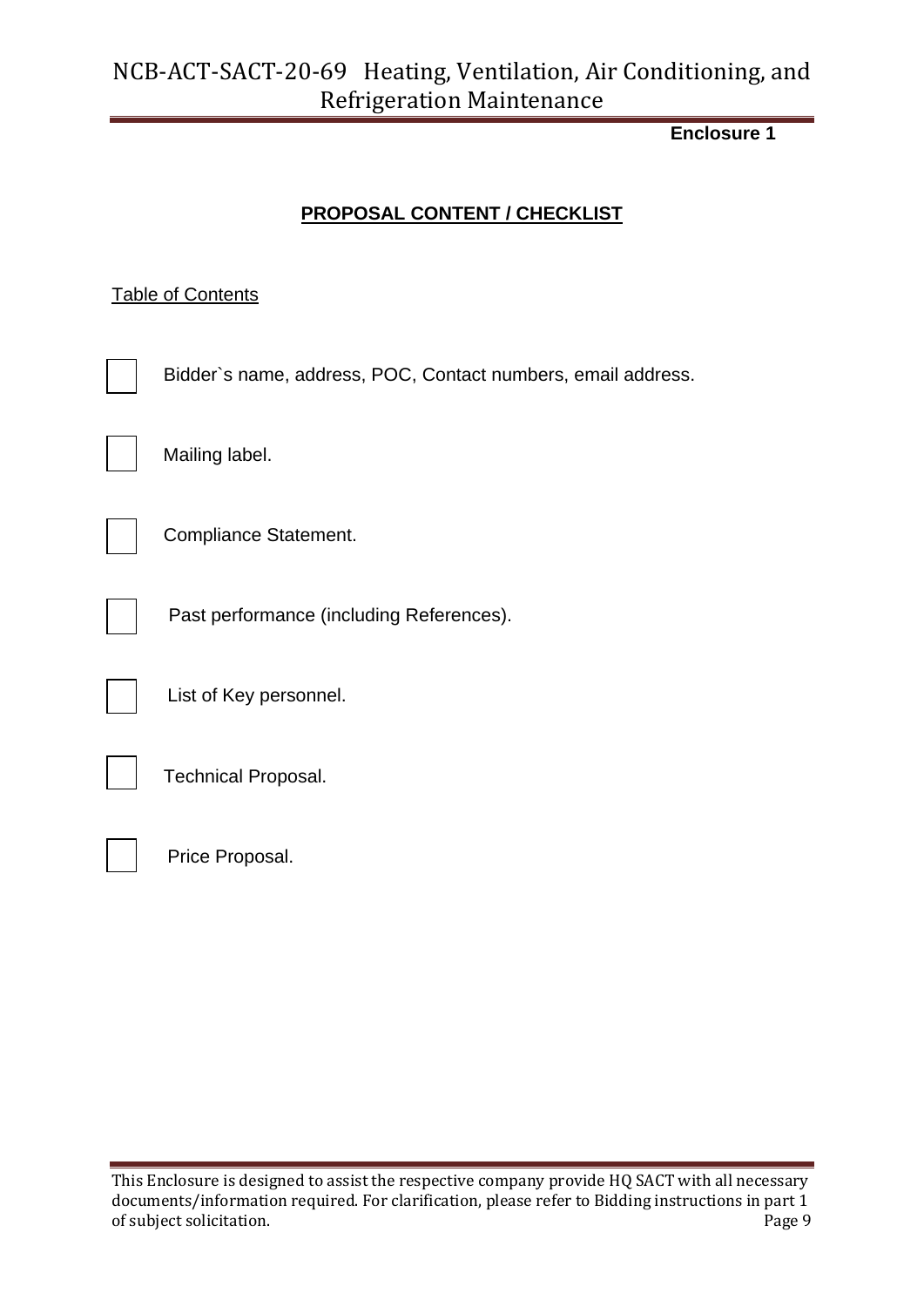**Enclosure 1**

**PROPOSAL CONTENT / CHECKLIST**

Table of Contents

- [ ] Bidder`s name, address, POC, Contact numbers, email address.
- [ ] Mailing label.
- [ ] Compliance Statement.
- [ ] Past performance (including References).
- [ ] List of Key personnel.
- [ ] Technical Proposal.
- [ ] Price Proposal.

This Enclosure is designed to assist the respective company provide HQ SACT with all necessary documents/information required. For clarification, please refer to Bidding instructions in part 1 of subject solicitation.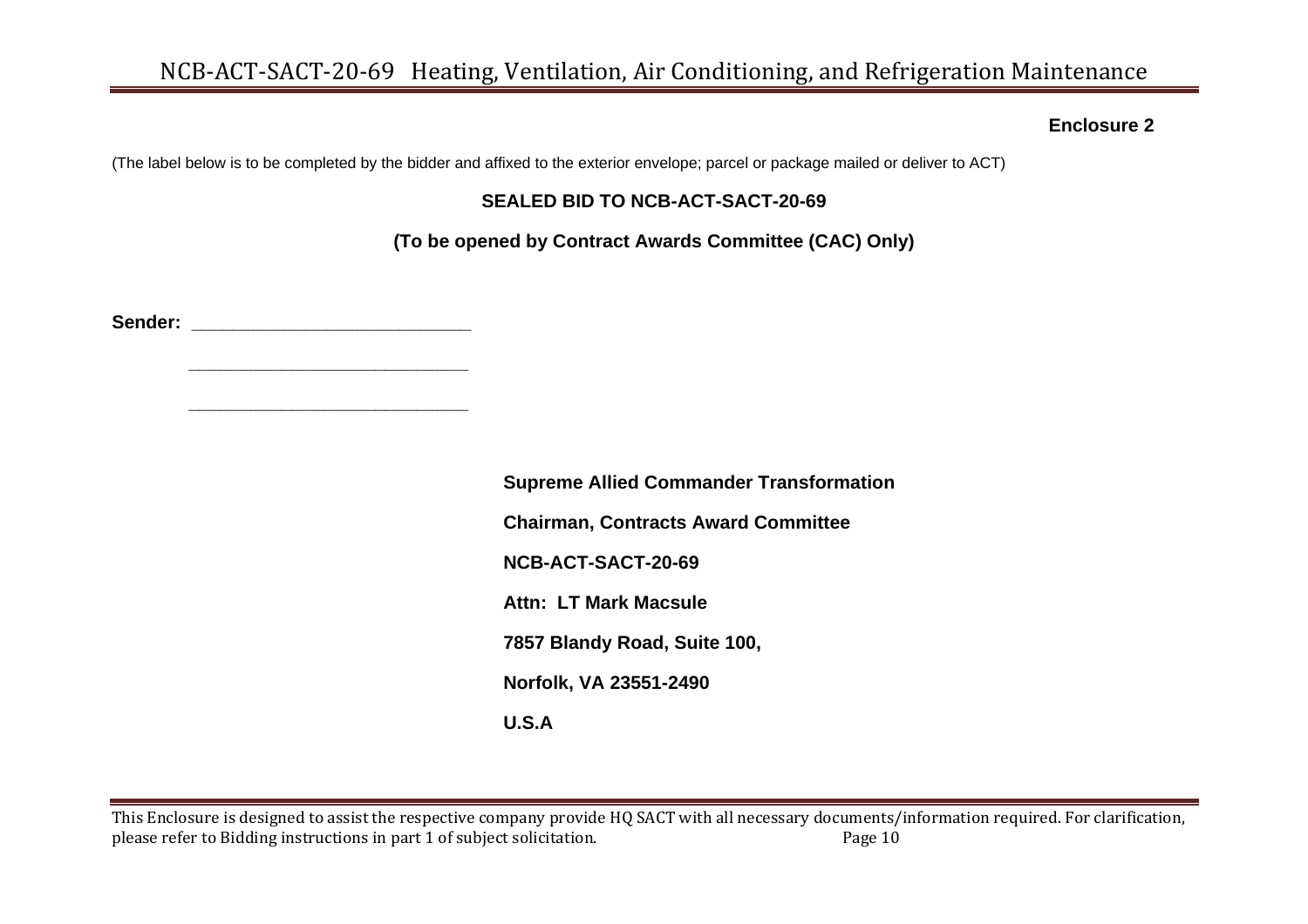**Enclosure 2**

(The label below is to be completed by the bidder and affixed to the exterior envelope; parcel or package mailed or deliver to ACT)

**SEALED BID TO NCB-ACT-SACT-20-69**

**(To be opened by Contract Awards Committee (CAC) Only)**

**Sender:** ______________________________

______________________________

______________________________

**Supreme Allied Commander Transformation**

**Chairman, Contracts Award Committee**

**NCB-ACT-SACT-20-69**

**Attn: LT Mark Macsule**

**7857 Blandy Road, Suite 100,**

**Norfolk, VA 23551-2490**

**U.S.A**

This Enclosure is designed to assist the respective company provide HQ SACT with all necessary documents/information required. For clarification, please refer to Bidding instructions in part 1 of subject solicitation.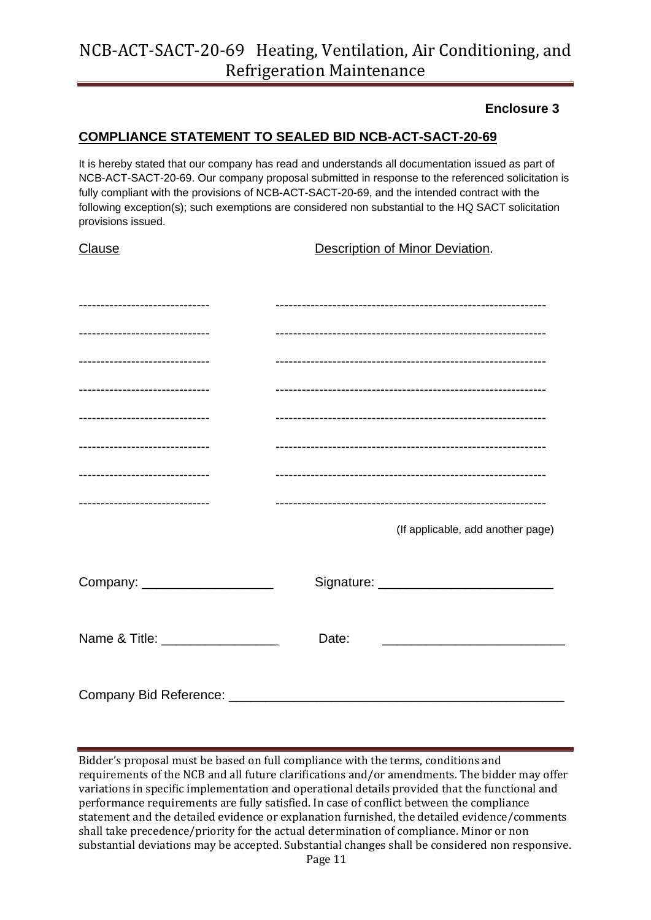**Enclosure 3**

## COMPLIANCE STATEMENT TO SEALED BID NCB-ACT-SACT-20-69

It is hereby stated that our company has read and understands all documentation issued as part of NCB-ACT-SACT-20-69. Our company proposal submitted in response to the referenced solicitation is fully compliant with the provisions of NCB-ACT-SACT-20-69, and the intended contract with the following exception(s); such exemptions are considered non substantial to the HQ SACT solicitation provisions issued.

| Clause | Description of Minor Deviation. |
|---|---|
| ------------------------------ | ------------------------------------------------------------- |
| ------------------------------ | ------------------------------------------------------------- |
| ------------------------------ | ------------------------------------------------------------- |
| ------------------------------ | ------------------------------------------------------------- |
| ------------------------------ | ------------------------------------------------------------- |
| ------------------------------ | ------------------------------------------------------------- |
| ------------------------------ | ------------------------------------------------------------- |
| ------------------------------ | ------------------------------------------------------------- |

(If applicable, add another page)

Company: __________________ Signature: ________________________

Name & Title: ________________ Date: _________________________

Company Bid Reference: ______________________________________________

Bidder's proposal must be based on full compliance with the terms, conditions and requirements of the NCB and all future clarifications and/or amendments. The bidder may offer variations in specific implementation and operational details provided that the functional and performance requirements are fully satisfied. In case of conflict between the compliance statement and the detailed evidence or explanation furnished, the detailed evidence/comments shall take precedence/priority for the actual determination of compliance. Minor or non substantial deviations may be accepted. Substantial changes shall be considered non responsive.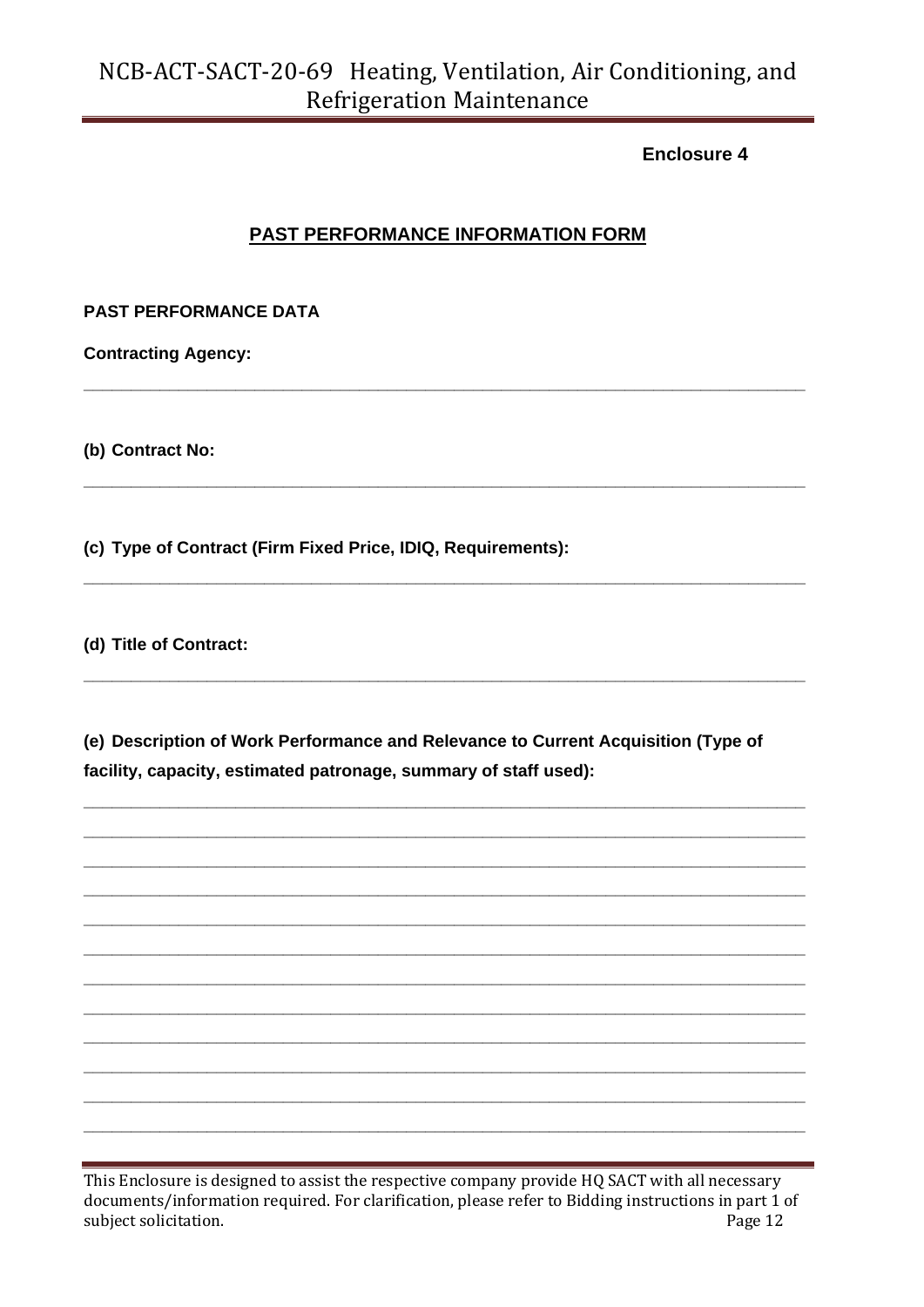**Enclosure 4**

## PAST PERFORMANCE INFORMATION FORM

**PAST PERFORMANCE DATA**

**Contracting Agency:**

______________________________________________________________________________

**(b) Contract No:**

______________________________________________________________________________

**(c) Type of Contract (Firm Fixed Price, IDIQ, Requirements):**

______________________________________________________________________________

**(d) Title of Contract:**

______________________________________________________________________________

**(e) Description of Work Performance and Relevance to Current Acquisition (Type of facility, capacity, estimated patronage, summary of staff used):**

______________________________________________________________________________
______________________________________________________________________________
______________________________________________________________________________
______________________________________________________________________________
______________________________________________________________________________
______________________________________________________________________________
______________________________________________________________________________
______________________________________________________________________________
______________________________________________________________________________
______________________________________________________________________________
______________________________________________________________________________
______________________________________________________________________________

This Enclosure is designed to assist the respective company provide HQ SACT with all necessary documents/information required. For clarification, please refer to Bidding instructions in part 1 of subject solicitation.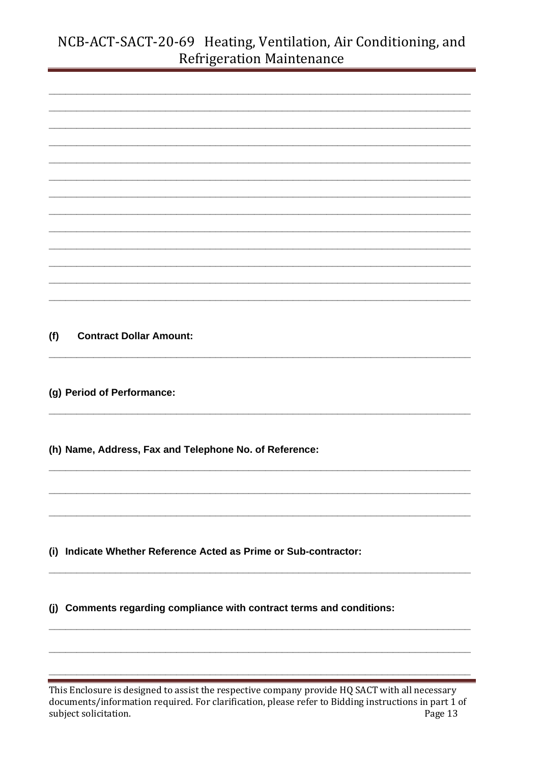____________________________________________________________________________

____________________________________________________________________________

____________________________________________________________________________

____________________________________________________________________________

____________________________________________________________________________

____________________________________________________________________________

____________________________________________________________________________

____________________________________________________________________________

____________________________________________________________________________

____________________________________________________________________________

____________________________________________________________________________

____________________________________________________________________________

____________________________________________________________________________

**(f) Contract Dollar Amount:**

____________________________________________________________________________

**(g) Period of Performance:**

____________________________________________________________________________

**(h) Name, Address, Fax and Telephone No. of Reference:**

____________________________________________________________________________

____________________________________________________________________________

____________________________________________________________________________

**(i) Indicate Whether Reference Acted as Prime or Sub-contractor:**

____________________________________________________________________________

**(j) Comments regarding compliance with contract terms and conditions:**

____________________________________________________________________________

____________________________________________________________________________

____________________________________________________________________________

This Enclosure is designed to assist the respective company provide HQ SACT with all necessary documents/information required. For clarification, please refer to Bidding instructions in part 1 of subject solicitation.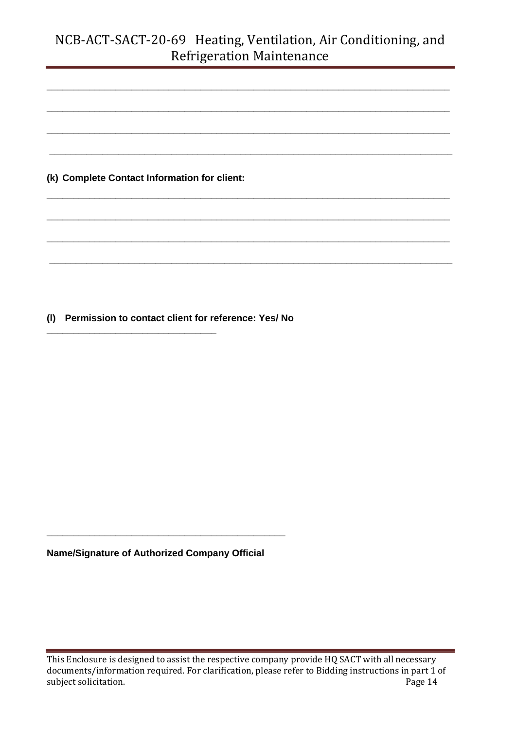\_\_\_\_\_\_\_\_\_\_\_\_\_\_\_\_\_\_\_\_\_\_\_\_\_\_\_\_\_\_\_\_\_\_\_\_\_\_\_\_\_\_\_\_\_\_\_\_\_\_\_\_\_\_\_\_\_\_\_\_\_\_\_\_\_\_\_\_\_\_\_\_\_\_\_\_\_\_

\_\_\_\_\_\_\_\_\_\_\_\_\_\_\_\_\_\_\_\_\_\_\_\_\_\_\_\_\_\_\_\_\_\_\_\_\_\_\_\_\_\_\_\_\_\_\_\_\_\_\_\_\_\_\_\_\_\_\_\_\_\_\_\_\_\_\_\_\_\_\_\_\_\_\_\_\_\_

\_\_\_\_\_\_\_\_\_\_\_\_\_\_\_\_\_\_\_\_\_\_\_\_\_\_\_\_\_\_\_\_\_\_\_\_\_\_\_\_\_\_\_\_\_\_\_\_\_\_\_\_\_\_\_\_\_\_\_\_\_\_\_\_\_\_\_\_\_\_\_\_\_\_\_\_\_\_

\_\_\_\_\_\_\_\_\_\_\_\_\_\_\_\_\_\_\_\_\_\_\_\_\_\_\_\_\_\_\_\_\_\_\_\_\_\_\_\_\_\_\_\_\_\_\_\_\_\_\_\_\_\_\_\_\_\_\_\_\_\_\_\_\_\_\_\_\_\_\_\_\_\_\_\_\_\_

**(k) Complete Contact Information for client:**

\_\_\_\_\_\_\_\_\_\_\_\_\_\_\_\_\_\_\_\_\_\_\_\_\_\_\_\_\_\_\_\_\_\_\_\_\_\_\_\_\_\_\_\_\_\_\_\_\_\_\_\_\_\_\_\_\_\_\_\_\_\_\_\_\_\_\_\_\_\_\_\_\_\_\_\_\_\_

\_\_\_\_\_\_\_\_\_\_\_\_\_\_\_\_\_\_\_\_\_\_\_\_\_\_\_\_\_\_\_\_\_\_\_\_\_\_\_\_\_\_\_\_\_\_\_\_\_\_\_\_\_\_\_\_\_\_\_\_\_\_\_\_\_\_\_\_\_\_\_\_\_\_\_\_\_\_

\_\_\_\_\_\_\_\_\_\_\_\_\_\_\_\_\_\_\_\_\_\_\_\_\_\_\_\_\_\_\_\_\_\_\_\_\_\_\_\_\_\_\_\_\_\_\_\_\_\_\_\_\_\_\_\_\_\_\_\_\_\_\_\_\_\_\_\_\_\_\_\_\_\_\_\_\_\_

\_\_\_\_\_\_\_\_\_\_\_\_\_\_\_\_\_\_\_\_\_\_\_\_\_\_\_\_\_\_\_\_\_\_\_\_\_\_\_\_\_\_\_\_\_\_\_\_\_\_\_\_\_\_\_\_\_\_\_\_\_\_\_\_\_\_\_\_\_\_\_\_\_\_\_\_\_\_

**(l) Permission to contact client for reference: Yes/ No**

\_\_\_\_\_\_\_\_\_\_\_\_\_\_\_\_\_\_\_\_\_\_\_\_\_\_\_\_\_\_\_\_\_\_\_

\_\_\_\_\_\_\_\_\_\_\_\_\_\_\_\_\_\_\_\_\_\_\_\_\_\_\_\_\_\_\_\_\_\_\_\_\_\_\_\_\_\_\_\_\_\_\_\_\_

**Name/Signature of Authorized Company Official**

This Enclosure is designed to assist the respective company provide HQ SACT with all necessary documents/information required. For clarification, please refer to Bidding instructions in part 1 of subject solicitation.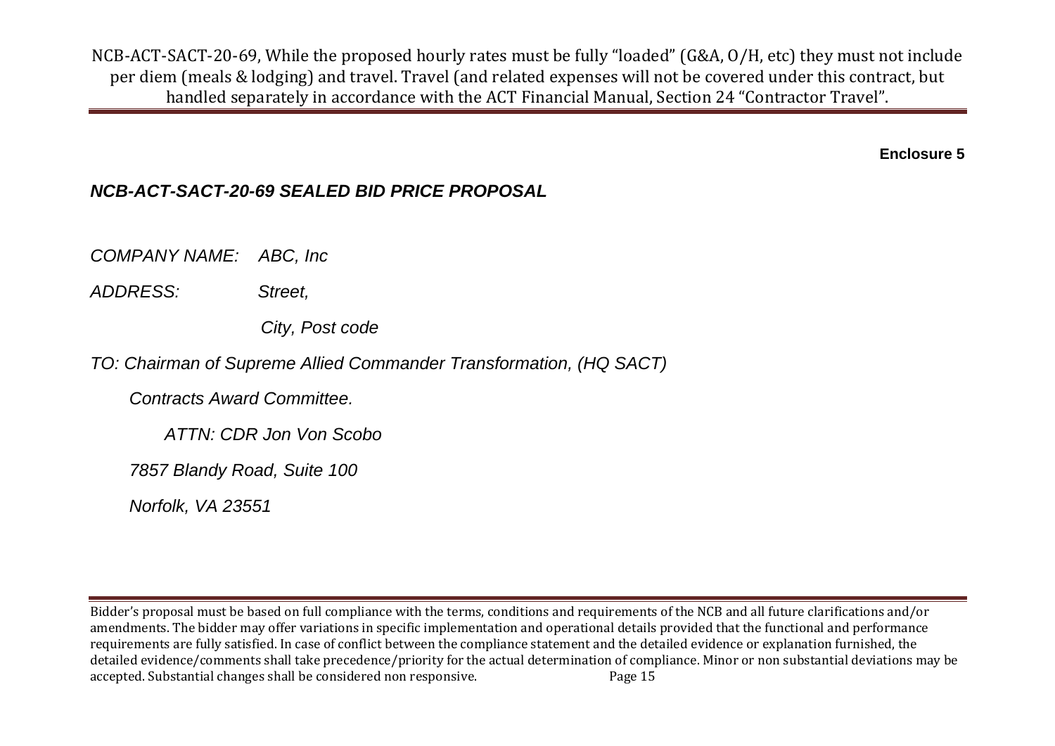**Enclosure 5**

***NCB-ACT-SACT-20-69 SEALED BID PRICE PROPOSAL***

*COMPANY NAME:    ABC, Inc*

*ADDRESS:    Street,*

*City, Post code*

*TO: Chairman of Supreme Allied Commander Transformation, (HQ SACT)*

*Contracts Award Committee.*

*ATTN: CDR Jon Von Scobo*

*7857 Blandy Road, Suite 100*

*Norfolk, VA 23551*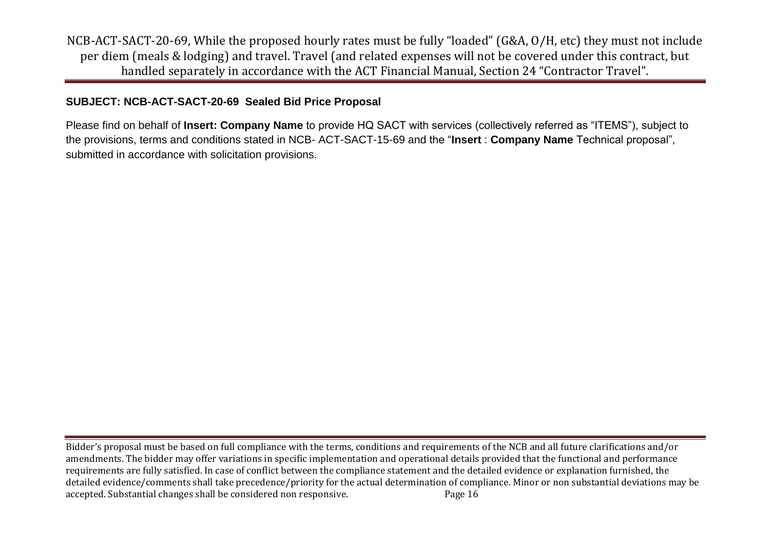NCB-ACT-SACT-20-69, While the proposed hourly rates must be fully "loaded" (G&A, O/H, etc) they must not include per diem (meals & lodging) and travel. Travel (and related expenses will not be covered under this contract, but handled separately in accordance with the ACT Financial Manual, Section 24 "Contractor Travel".

**SUBJECT: NCB-ACT-SACT-20-69 Sealed Bid Price Proposal**

Please find on behalf of **Insert: Company Name** to provide HQ SACT with services (collectively referred as "ITEMS"), subject to the provisions, terms and conditions stated in NCB- ACT-SACT-15-69 and the "**Insert** : **Company Name** Technical proposal", submitted in accordance with solicitation provisions.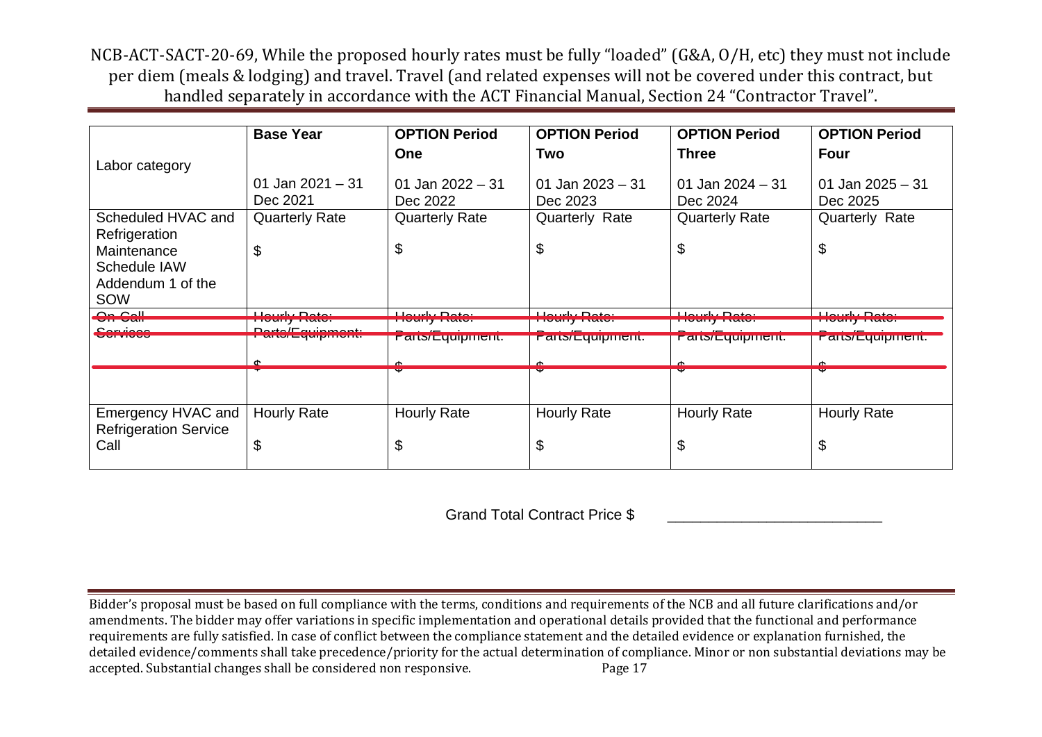NCB-ACT-SACT-20-69, While the proposed hourly rates must be fully "loaded" (G&A, O/H, etc) they must not include per diem (meals & lodging) and travel. Travel (and related expenses will not be covered under this contract, but handled separately in accordance with the ACT Financial Manual, Section 24 "Contractor Travel".

| Labor category | **Base Year**<br>01 Jan 2021 – 31 Dec 2021 | **OPTION Period One**<br>01 Jan 2022 – 31 Dec 2022 | **OPTION Period Two**<br>01 Jan 2023 – 31 Dec 2023 | **OPTION Period Three**<br>01 Jan 2024 – 31 Dec 2024 | **OPTION Period Four**<br>01 Jan 2025 – 31 Dec 2025 |
|---|---|---|---|---|---|
| Scheduled HVAC and Refrigeration Maintenance Schedule IAW Addendum 1 of the SOW | Quarterly Rate<br>$ | Quarterly Rate<br>$ | Quarterly Rate<br>$ | Quarterly Rate<br>$ | Quarterly Rate<br>$ |
| ~~On-Call Services~~ | ~~Hourly Rate: Parts/Equipment:~~<br>~~$~~ | ~~Hourly Rate: Parts/Equipment:~~<br>~~$~~ | ~~Hourly Rate: Parts/Equipment:~~<br>~~$~~ | ~~Hourly Rate: Parts/Equipment:~~<br>~~$~~ | ~~Hourly Rate: Parts/Equipment:~~<br>~~$~~ |
| Emergency HVAC and Refrigeration Service Call | Hourly Rate<br>$ | Hourly Rate<br>$ | Hourly Rate<br>$ | Hourly Rate<br>$ | Hourly Rate<br>$ |

Grand Total Contract Price $ ___________________________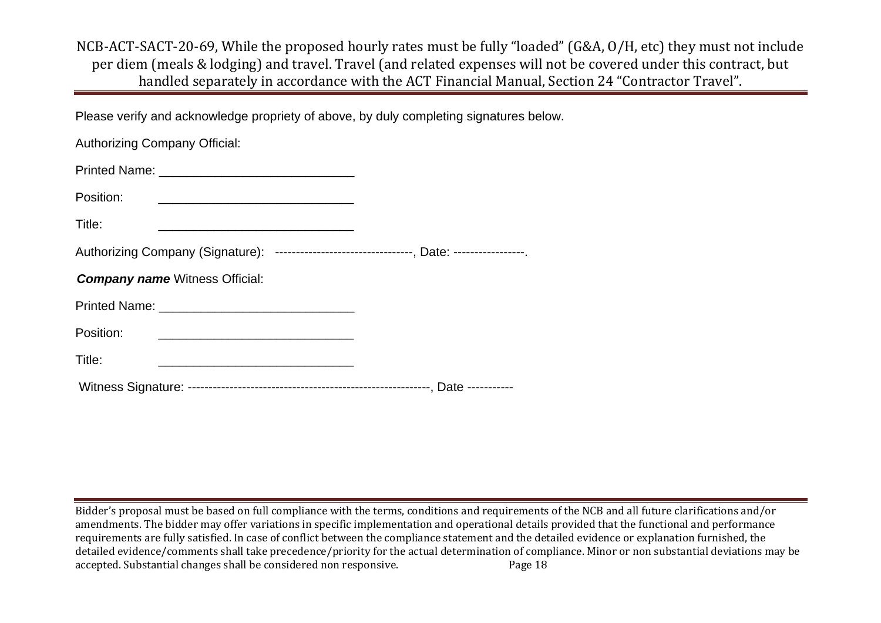NCB-ACT-SACT-20-69, While the proposed hourly rates must be fully “loaded” (G&A, O/H, etc) they must not include per diem (meals & lodging) and travel. Travel (and related expenses will not be covered under this contract, but handled separately in accordance with the ACT Financial Manual, Section 24 “Contractor Travel”.

Please verify and acknowledge propriety of above, by duly completing signatures below.

Authorizing Company Official:

Printed Name: ____________________________

Position: ____________________________

Title: ____________________________

Authorizing Company (Signature): ---------------------------------, Date: -----------------.

***Company name*** Witness Official:

Printed Name: ____________________________

Position: ____________________________

Title: ____________________________

Witness Signature: ---------------------------------------------------------, Date -----------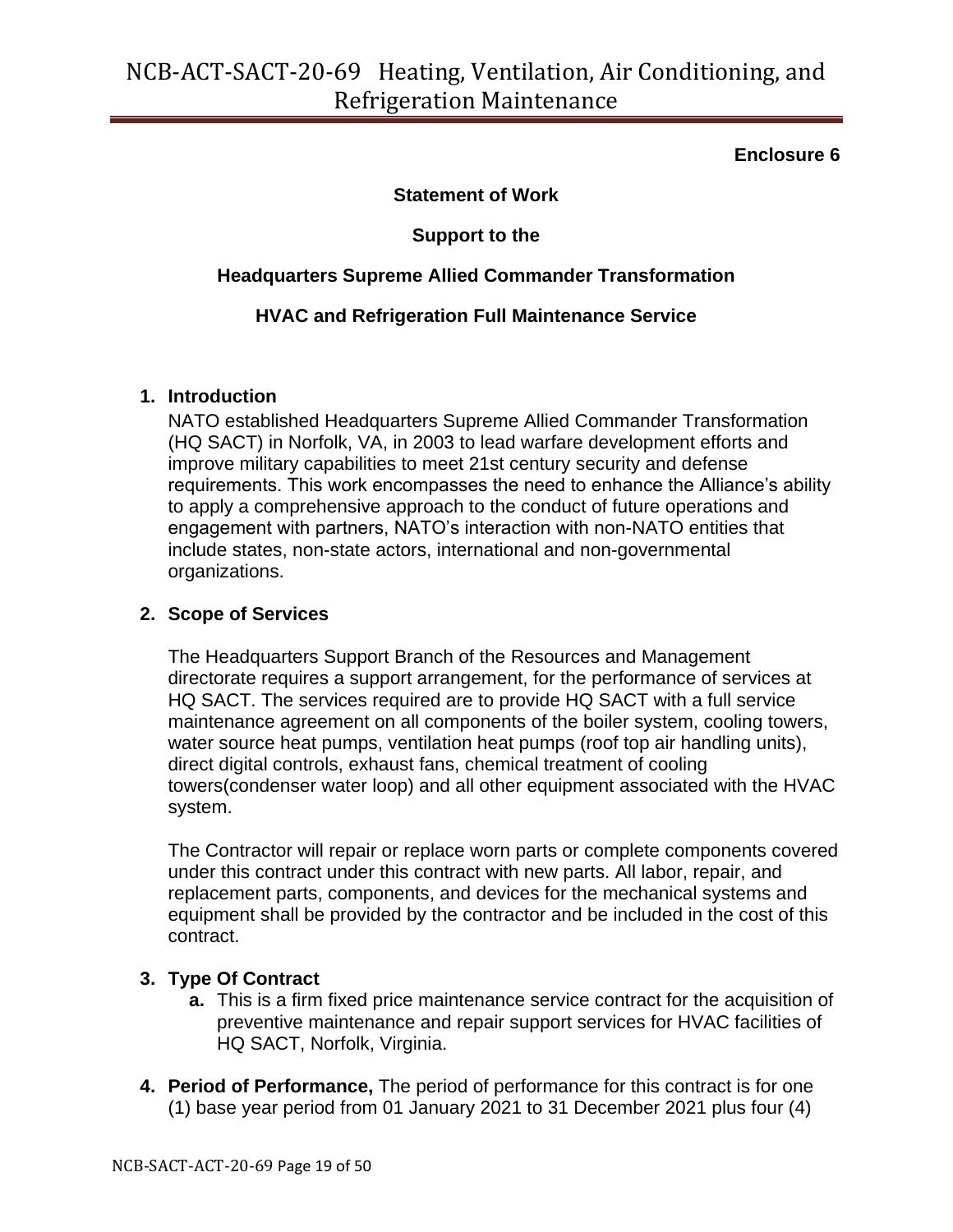**Enclosure 6**

**Statement of Work**

**Support to the**

**Headquarters Supreme Allied Commander Transformation**

**HVAC and Refrigeration Full Maintenance Service**

1. **Introduction**

   NATO established Headquarters Supreme Allied Commander Transformation (HQ SACT) in Norfolk, VA, in 2003 to lead warfare development efforts and improve military capabilities to meet 21st century security and defense requirements. This work encompasses the need to enhance the Alliance's ability to apply a comprehensive approach to the conduct of future operations and engagement with partners, NATO's interaction with non-NATO entities that include states, non-state actors, international and non-governmental organizations.

2. **Scope of Services**

   The Headquarters Support Branch of the Resources and Management directorate requires a support arrangement, for the performance of services at HQ SACT. The services required are to provide HQ SACT with a full service maintenance agreement on all components of the boiler system, cooling towers, water source heat pumps, ventilation heat pumps (roof top air handling units), direct digital controls, exhaust fans, chemical treatment of cooling towers(condenser water loop) and all other equipment associated with the HVAC system.

   The Contractor will repair or replace worn parts or complete components covered under this contract under this contract with new parts. All labor, repair, and replacement parts, components, and devices for the mechanical systems and equipment shall be provided by the contractor and be included in the cost of this contract.

3. **Type Of Contract**
   - **a.** This is a firm fixed price maintenance service contract for the acquisition of preventive maintenance and repair support services for HVAC facilities of HQ SACT, Norfolk, Virginia.

4. **Period of Performance,** The period of performance for this contract is for one (1) base year period from 01 January 2021 to 31 December 2021 plus four (4)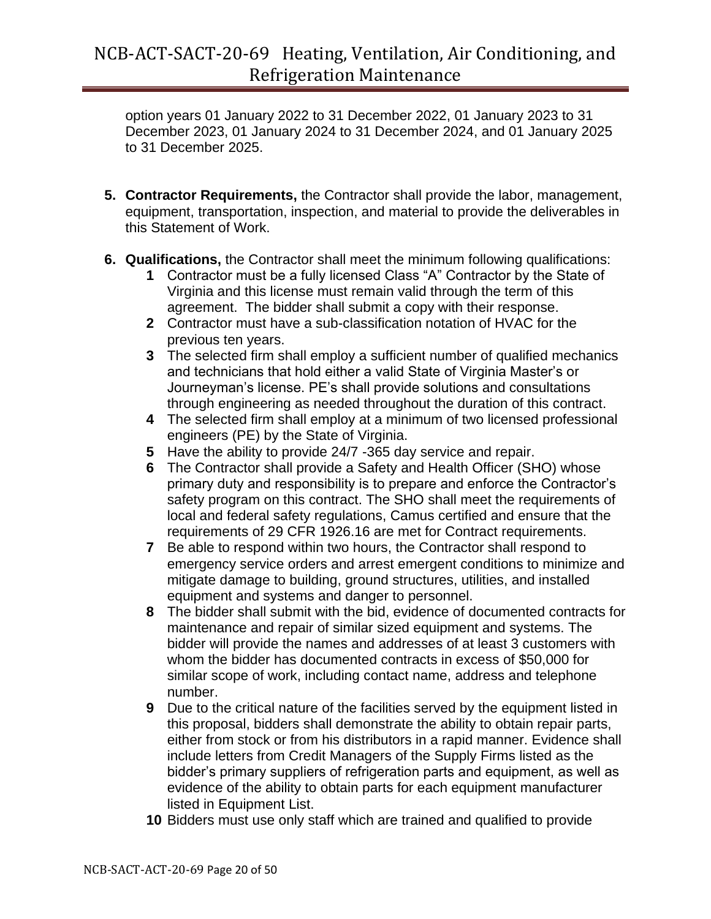option years 01 January 2022 to 31 December 2022, 01 January 2023 to 31 December 2023, 01 January 2024 to 31 December 2024, and 01 January 2025 to 31 December 2025.

5. **Contractor Requirements,** the Contractor shall provide the labor, management, equipment, transportation, inspection, and material to provide the deliverables in this Statement of Work.

6. **Qualifications,** the Contractor shall meet the minimum following qualifications:
   1. Contractor must be a fully licensed Class "A" Contractor by the State of Virginia and this license must remain valid through the term of this agreement. The bidder shall submit a copy with their response.
   2. Contractor must have a sub-classification notation of HVAC for the previous ten years.
   3. The selected firm shall employ a sufficient number of qualified mechanics and technicians that hold either a valid State of Virginia Master's or Journeyman's license. PE's shall provide solutions and consultations through engineering as needed throughout the duration of this contract.
   4. The selected firm shall employ at a minimum of two licensed professional engineers (PE) by the State of Virginia.
   5. Have the ability to provide 24/7 -365 day service and repair.
   6. The Contractor shall provide a Safety and Health Officer (SHO) whose primary duty and responsibility is to prepare and enforce the Contractor's safety program on this contract. The SHO shall meet the requirements of local and federal safety regulations, Camus certified and ensure that the requirements of 29 CFR 1926.16 are met for Contract requirements.
   7. Be able to respond within two hours, the Contractor shall respond to emergency service orders and arrest emergent conditions to minimize and mitigate damage to building, ground structures, utilities, and installed equipment and systems and danger to personnel.
   8. The bidder shall submit with the bid, evidence of documented contracts for maintenance and repair of similar sized equipment and systems. The bidder will provide the names and addresses of at least 3 customers with whom the bidder has documented contracts in excess of $50,000 for similar scope of work, including contact name, address and telephone number.
   9. Due to the critical nature of the facilities served by the equipment listed in this proposal, bidders shall demonstrate the ability to obtain repair parts, either from stock or from his distributors in a rapid manner. Evidence shall include letters from Credit Managers of the Supply Firms listed as the bidder's primary suppliers of refrigeration parts and equipment, as well as evidence of the ability to obtain parts for each equipment manufacturer listed in Equipment List.
   10. Bidders must use only staff which are trained and qualified to provide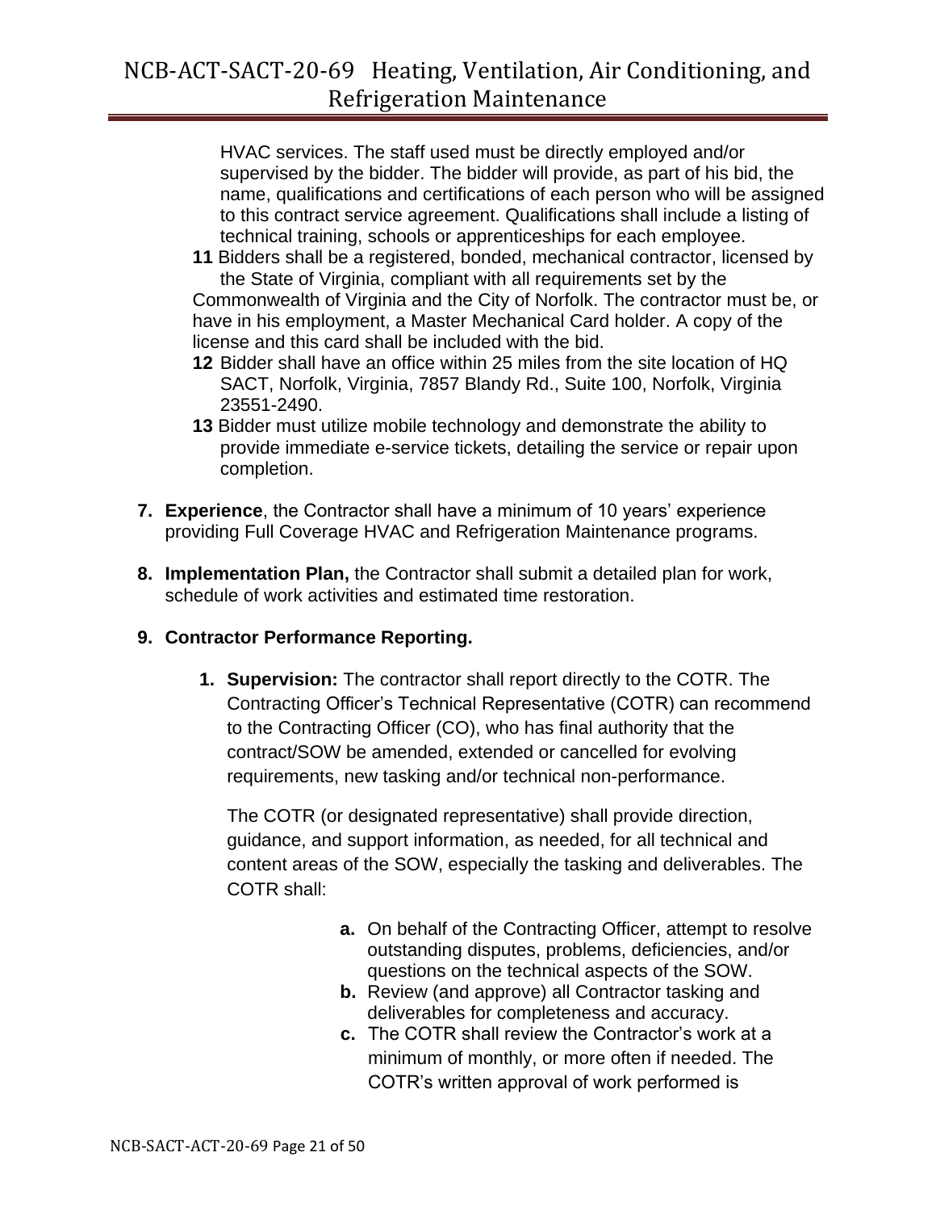HVAC services. The staff used must be directly employed and/or supervised by the bidder. The bidder will provide, as part of his bid, the name, qualifications and certifications of each person who will be assigned to this contract service agreement. Qualifications shall include a listing of technical training, schools or apprenticeships for each employee.

**11** Bidders shall be a registered, bonded, mechanical contractor, licensed by the State of Virginia, compliant with all requirements set by the Commonwealth of Virginia and the City of Norfolk. The contractor must be, or have in his employment, a Master Mechanical Card holder. A copy of the license and this card shall be included with the bid.

**12** Bidder shall have an office within 25 miles from the site location of HQ SACT, Norfolk, Virginia, 7857 Blandy Rd., Suite 100, Norfolk, Virginia 23551-2490.

**13** Bidder must utilize mobile technology and demonstrate the ability to provide immediate e-service tickets, detailing the service or repair upon completion.

**7. Experience**, the Contractor shall have a minimum of 10 years' experience providing Full Coverage HVAC and Refrigeration Maintenance programs.

**8. Implementation Plan,** the Contractor shall submit a detailed plan for work, schedule of work activities and estimated time restoration.

**9. Contractor Performance Reporting.**

**1. Supervision:** The contractor shall report directly to the COTR. The Contracting Officer's Technical Representative (COTR) can recommend to the Contracting Officer (CO), who has final authority that the contract/SOW be amended, extended or cancelled for evolving requirements, new tasking and/or technical non-performance.

The COTR (or designated representative) shall provide direction, guidance, and support information, as needed, for all technical and content areas of the SOW, especially the tasking and deliverables. The COTR shall:

- **a.** On behalf of the Contracting Officer, attempt to resolve outstanding disputes, problems, deficiencies, and/or questions on the technical aspects of the SOW.
- **b.** Review (and approve) all Contractor tasking and deliverables for completeness and accuracy.
- **c.** The COTR shall review the Contractor's work at a minimum of monthly, or more often if needed. The COTR's written approval of work performed is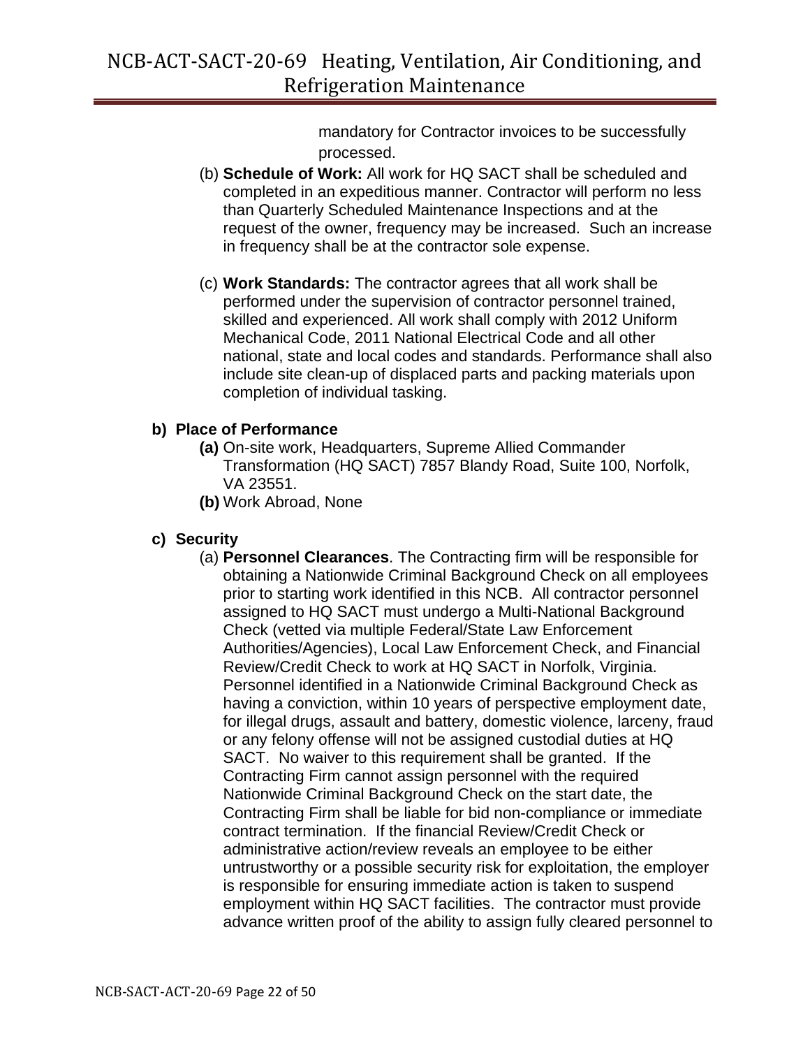mandatory for Contractor invoices to be successfully processed.

(b) **Schedule of Work:** All work for HQ SACT shall be scheduled and completed in an expeditious manner. Contractor will perform no less than Quarterly Scheduled Maintenance Inspections and at the request of the owner, frequency may be increased. Such an increase in frequency shall be at the contractor sole expense.

(c) **Work Standards:** The contractor agrees that all work shall be performed under the supervision of contractor personnel trained, skilled and experienced. All work shall comply with 2012 Uniform Mechanical Code, 2011 National Electrical Code and all other national, state and local codes and standards. Performance shall also include site clean-up of displaced parts and packing materials upon completion of individual tasking.

**b) Place of Performance**

**(a)** On-site work, Headquarters, Supreme Allied Commander Transformation (HQ SACT) 7857 Blandy Road, Suite 100, Norfolk, VA 23551.

**(b)** Work Abroad, None

**c) Security**

(a) **Personnel Clearances**. The Contracting firm will be responsible for obtaining a Nationwide Criminal Background Check on all employees prior to starting work identified in this NCB. All contractor personnel assigned to HQ SACT must undergo a Multi-National Background Check (vetted via multiple Federal/State Law Enforcement Authorities/Agencies), Local Law Enforcement Check, and Financial Review/Credit Check to work at HQ SACT in Norfolk, Virginia. Personnel identified in a Nationwide Criminal Background Check as having a conviction, within 10 years of perspective employment date, for illegal drugs, assault and battery, domestic violence, larceny, fraud or any felony offense will not be assigned custodial duties at HQ SACT. No waiver to this requirement shall be granted. If the Contracting Firm cannot assign personnel with the required Nationwide Criminal Background Check on the start date, the Contracting Firm shall be liable for bid non-compliance or immediate contract termination. If the financial Review/Credit Check or administrative action/review reveals an employee to be either untrustworthy or a possible security risk for exploitation, the employer is responsible for ensuring immediate action is taken to suspend employment within HQ SACT facilities. The contractor must provide advance written proof of the ability to assign fully cleared personnel to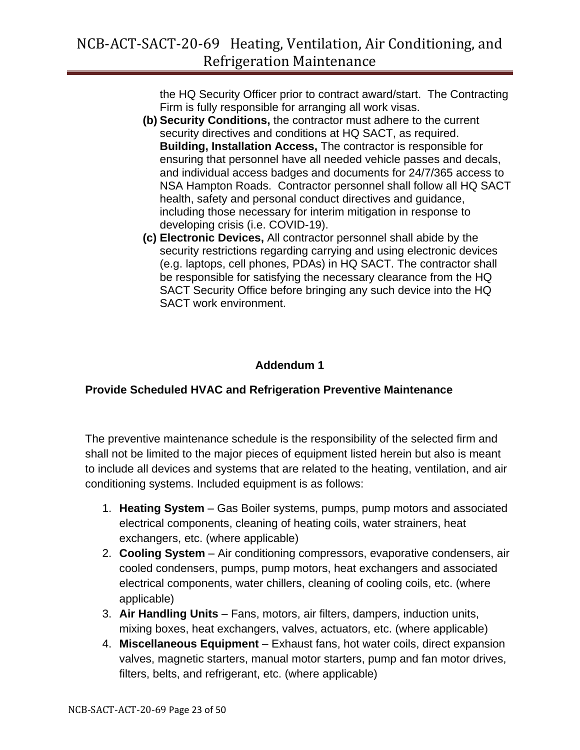the HQ Security Officer prior to contract award/start. The Contracting Firm is fully responsible for arranging all work visas.

**(b)** **Security Conditions,** the contractor must adhere to the current security directives and conditions at HQ SACT, as required. **Building, Installation Access,** The contractor is responsible for ensuring that personnel have all needed vehicle passes and decals, and individual access badges and documents for 24/7/365 access to NSA Hampton Roads. Contractor personnel shall follow all HQ SACT health, safety and personal conduct directives and guidance, including those necessary for interim mitigation in response to developing crisis (i.e. COVID-19).

**(c)** **Electronic Devices,** All contractor personnel shall abide by the security restrictions regarding carrying and using electronic devices (e.g. laptops, cell phones, PDAs) in HQ SACT. The contractor shall be responsible for satisfying the necessary clearance from the HQ SACT Security Office before bringing any such device into the HQ SACT work environment.

## Addendum 1

### Provide Scheduled HVAC and Refrigeration Preventive Maintenance

The preventive maintenance schedule is the responsibility of the selected firm and shall not be limited to the major pieces of equipment listed herein but also is meant to include all devices and systems that are related to the heating, ventilation, and air conditioning systems. Included equipment is as follows:

1. **Heating System** – Gas Boiler systems, pumps, pump motors and associated electrical components, cleaning of heating coils, water strainers, heat exchangers, etc. (where applicable)
2. **Cooling System** – Air conditioning compressors, evaporative condensers, air cooled condensers, pumps, pump motors, heat exchangers and associated electrical components, water chillers, cleaning of cooling coils, etc. (where applicable)
3. **Air Handling Units** – Fans, motors, air filters, dampers, induction units, mixing boxes, heat exchangers, valves, actuators, etc. (where applicable)
4. **Miscellaneous Equipment** – Exhaust fans, hot water coils, direct expansion valves, magnetic starters, manual motor starters, pump and fan motor drives, filters, belts, and refrigerant, etc. (where applicable)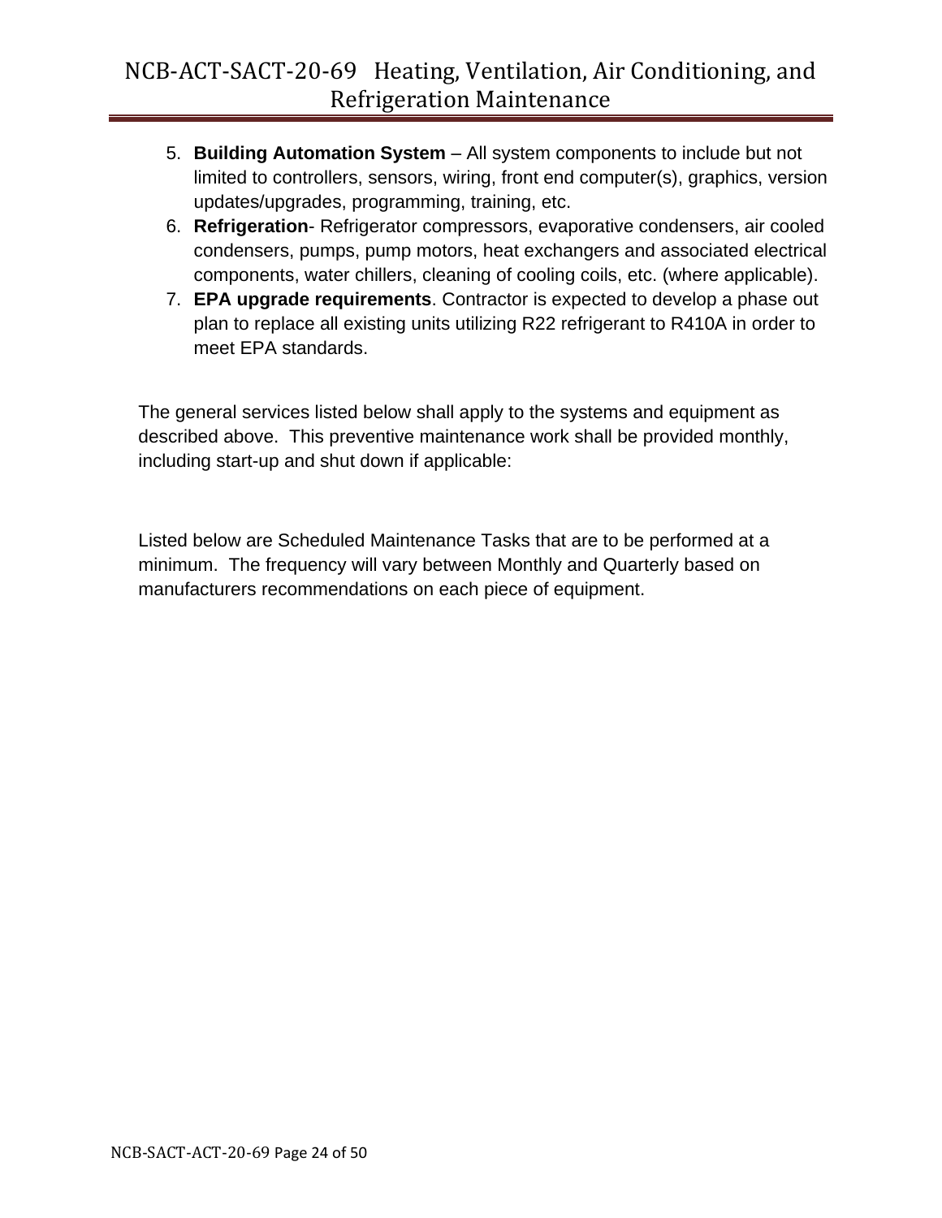5. **Building Automation System** – All system components to include but not limited to controllers, sensors, wiring, front end computer(s), graphics, version updates/upgrades, programming, training, etc.
6. **Refrigeration**- Refrigerator compressors, evaporative condensers, air cooled condensers, pumps, pump motors, heat exchangers and associated electrical components, water chillers, cleaning of cooling coils, etc. (where applicable).
7. **EPA upgrade requirements**. Contractor is expected to develop a phase out plan to replace all existing units utilizing R22 refrigerant to R410A in order to meet EPA standards.

The general services listed below shall apply to the systems and equipment as described above. This preventive maintenance work shall be provided monthly, including start-up and shut down if applicable:

Listed below are Scheduled Maintenance Tasks that are to be performed at a minimum. The frequency will vary between Monthly and Quarterly based on manufacturers recommendations on each piece of equipment.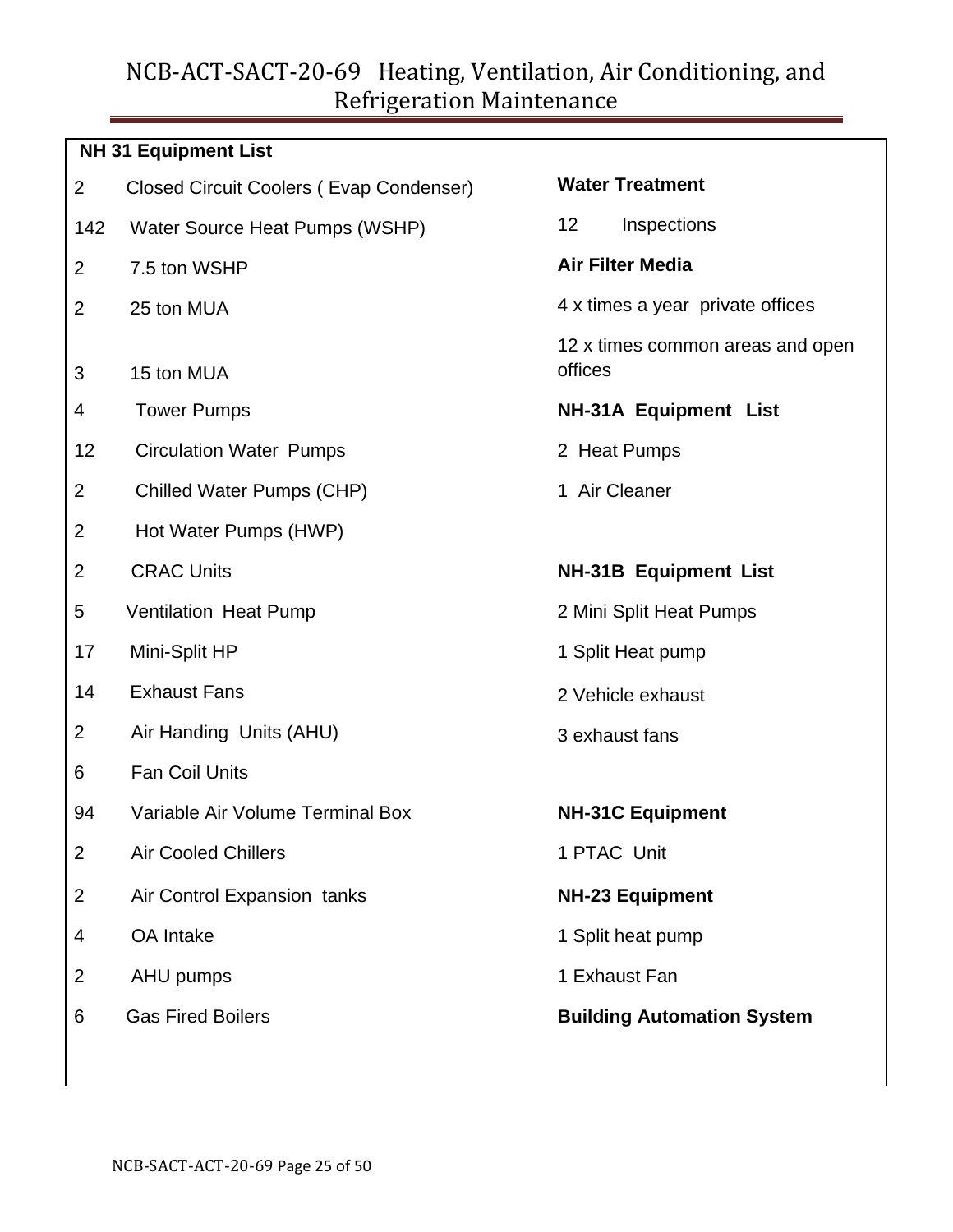# NCB-ACT-SACT-20-69 Heating, Ventilation, Air Conditioning, and Refrigeration Maintenance

**NH 31 Equipment List**

| Qty | Equipment |
|---|---|
| 2 | Closed Circuit Coolers ( Evap Condenser) |
| 142 | Water Source Heat Pumps (WSHP) |
| 2 | 7.5 ton WSHP |
| 2 | 25 ton MUA |
| 3 | 15 ton MUA |
| 4 | Tower Pumps |
| 12 | Circulation Water Pumps |
| 2 | Chilled Water Pumps (CHP) |
| 2 | Hot Water Pumps (HWP) |
| 2 | CRAC Units |
| 5 | Ventilation Heat Pump |
| 17 | Mini-Split HP |
| 14 | Exhaust Fans |
| 2 | Air Handing Units (AHU) |
| 6 | Fan Coil Units |
| 94 | Variable Air Volume Terminal Box |
| 2 | Air Cooled Chillers |
| 2 | Air Control Expansion tanks |
| 4 | OA Intake |
| 2 | AHU pumps |
| 6 | Gas Fired Boilers |

**Water Treatment**

12 Inspections

**Air Filter Media**

4 x times a year private offices

12 x times common areas and open offices

**NH-31A Equipment List**

2 Heat Pumps

1 Air Cleaner

**NH-31B Equipment List**

2 Mini Split Heat Pumps

1 Split Heat pump

2 Vehicle exhaust

3 exhaust fans

**NH-31C Equipment**

1 PTAC Unit

**NH-23 Equipment**

1 Split heat pump

1 Exhaust Fan

**Building Automation System**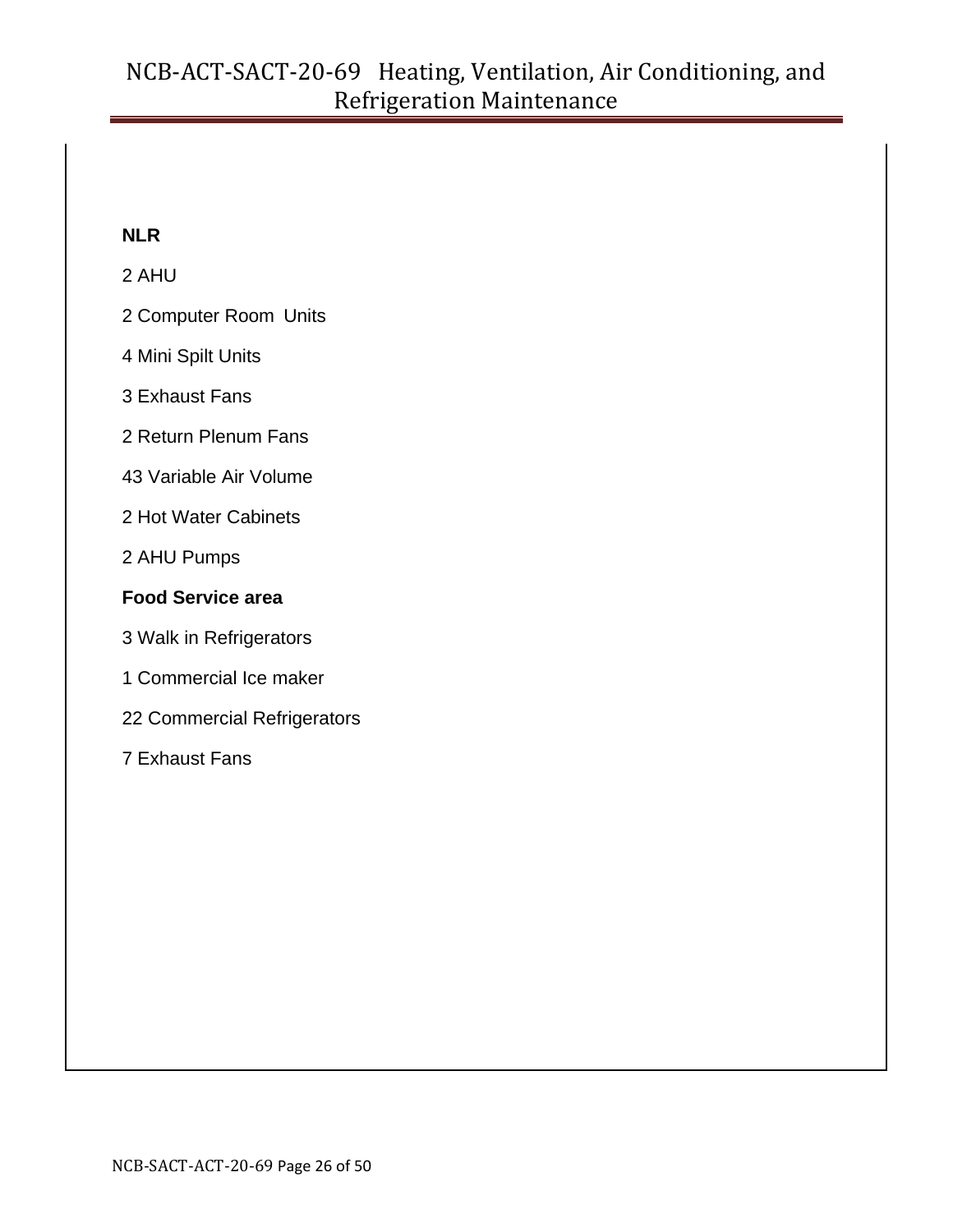**NLR**

2 AHU

2 Computer Room Units

4 Mini Spilt Units

3 Exhaust Fans

2 Return Plenum Fans

43 Variable Air Volume

2 Hot Water Cabinets

2 AHU Pumps

**Food Service area**

3 Walk in Refrigerators

1 Commercial Ice maker

22 Commercial Refrigerators

7 Exhaust Fans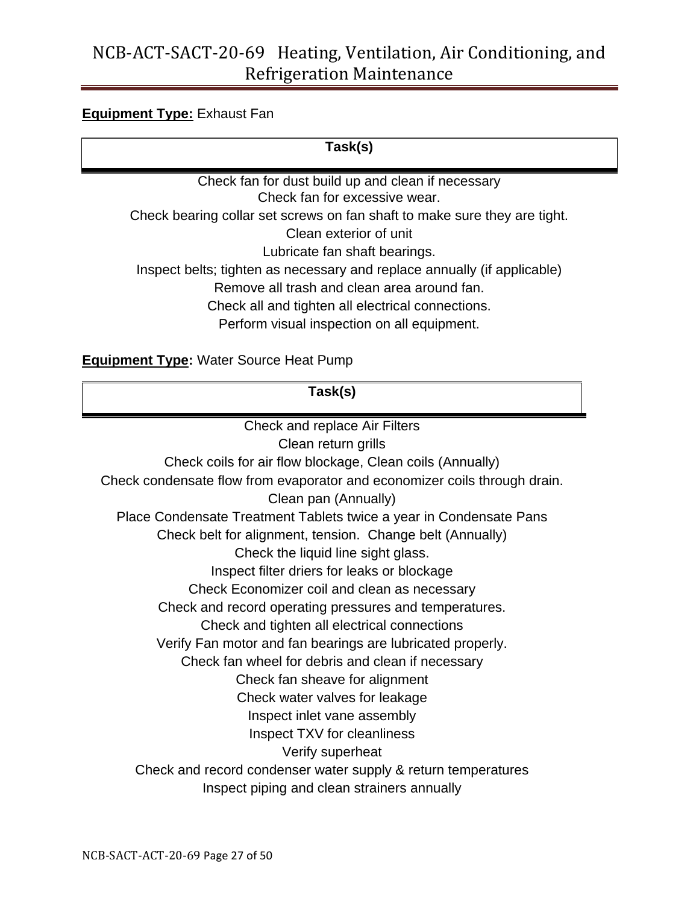**Equipment Type:** Exhaust Fan

| Task(s) |
|---|
| Check fan for dust build up and clean if necessary |
| Check fan for excessive wear. |
| Check bearing collar set screws on fan shaft to make sure they are tight. |
| Clean exterior of unit |
| Lubricate fan shaft bearings. |
| Inspect belts; tighten as necessary and replace annually (if applicable) |
| Remove all trash and clean area around fan. |
| Check all and tighten all electrical connections. |
| Perform visual inspection on all equipment. |

**Equipment Type:** Water Source Heat Pump

| Task(s) |
|---|
| Check and replace Air Filters |
| Clean return grills |
| Check coils for air flow blockage, Clean coils (Annually) |
| Check condensate flow from evaporator and economizer coils through drain. |
| Clean pan (Annually) |
| Place Condensate Treatment Tablets twice a year in Condensate Pans |
| Check belt for alignment, tension. Change belt (Annually) |
| Check the liquid line sight glass. |
| Inspect filter driers for leaks or blockage |
| Check Economizer coil and clean as necessary |
| Check and record operating pressures and temperatures. |
| Check and tighten all electrical connections |
| Verify Fan motor and fan bearings are lubricated properly. |
| Check fan wheel for debris and clean if necessary |
| Check fan sheave for alignment |
| Check water valves for leakage |
| Inspect inlet vane assembly |
| Inspect TXV for cleanliness |
| Verify superheat |
| Check and record condenser water supply & return temperatures |
| Inspect piping and clean strainers annually |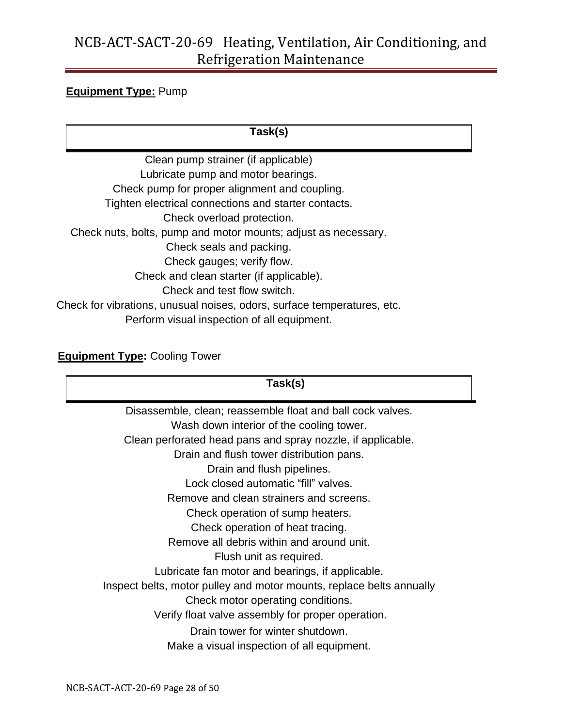**Equipment Type:** Pump

| Task(s) |
|---|
| Clean pump strainer (if applicable) |
| Lubricate pump and motor bearings. |
| Check pump for proper alignment and coupling. |
| Tighten electrical connections and starter contacts. |
| Check overload protection. |
| Check nuts, bolts, pump and motor mounts; adjust as necessary. |
| Check seals and packing. |
| Check gauges; verify flow. |
| Check and clean starter (if applicable). |
| Check and test flow switch. |
| Check for vibrations, unusual noises, odors, surface temperatures, etc. |
| Perform visual inspection of all equipment. |

**Equipment Type:** Cooling Tower

| Task(s) |
|---|
| Disassemble, clean; reassemble float and ball cock valves. |
| Wash down interior of the cooling tower. |
| Clean perforated head pans and spray nozzle, if applicable. |
| Drain and flush tower distribution pans. |
| Drain and flush pipelines. |
| Lock closed automatic "fill" valves. |
| Remove and clean strainers and screens. |
| Check operation of sump heaters. |
| Check operation of heat tracing. |
| Remove all debris within and around unit. |
| Flush unit as required. |
| Lubricate fan motor and bearings, if applicable. |
| Inspect belts, motor pulley and motor mounts, replace belts annually |
| Check motor operating conditions. |
| Verify float valve assembly for proper operation. |
| Drain tower for winter shutdown. |
| Make a visual inspection of all equipment. |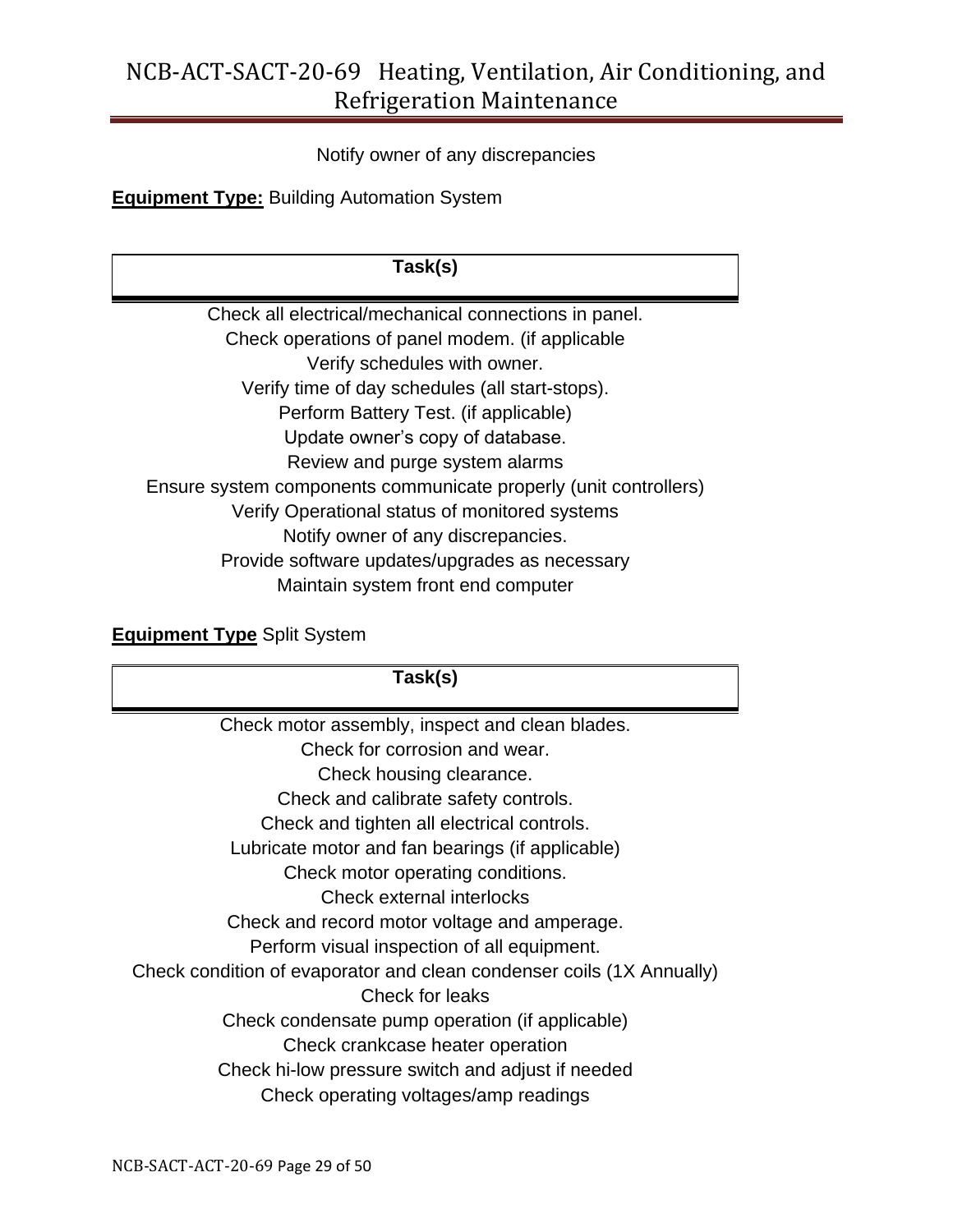Notify owner of any discrepancies

**Equipment Type:** Building Automation System

| Task(s) |
| --- |
| Check all electrical/mechanical connections in panel. |
| Check operations of panel modem. (if applicable |
| Verify schedules with owner. |
| Verify time of day schedules (all start-stops). |
| Perform Battery Test. (if applicable) |
| Update owner's copy of database. |
| Review and purge system alarms |
| Ensure system components communicate properly (unit controllers) |
| Verify Operational status of monitored systems |
| Notify owner of any discrepancies. |
| Provide software updates/upgrades as necessary |
| Maintain system front end computer |

**Equipment Type** Split System

| Task(s) |
| --- |
| Check motor assembly, inspect and clean blades. |
| Check for corrosion and wear. |
| Check housing clearance. |
| Check and calibrate safety controls. |
| Check and tighten all electrical controls. |
| Lubricate motor and fan bearings (if applicable) |
| Check motor operating conditions. |
| Check external interlocks |
| Check and record motor voltage and amperage. |
| Perform visual inspection of all equipment. |
| Check condition of evaporator and clean condenser coils (1X Annually) |
| Check for leaks |
| Check condensate pump operation (if applicable) |
| Check crankcase heater operation |
| Check hi-low pressure switch and adjust if needed |
| Check operating voltages/amp readings |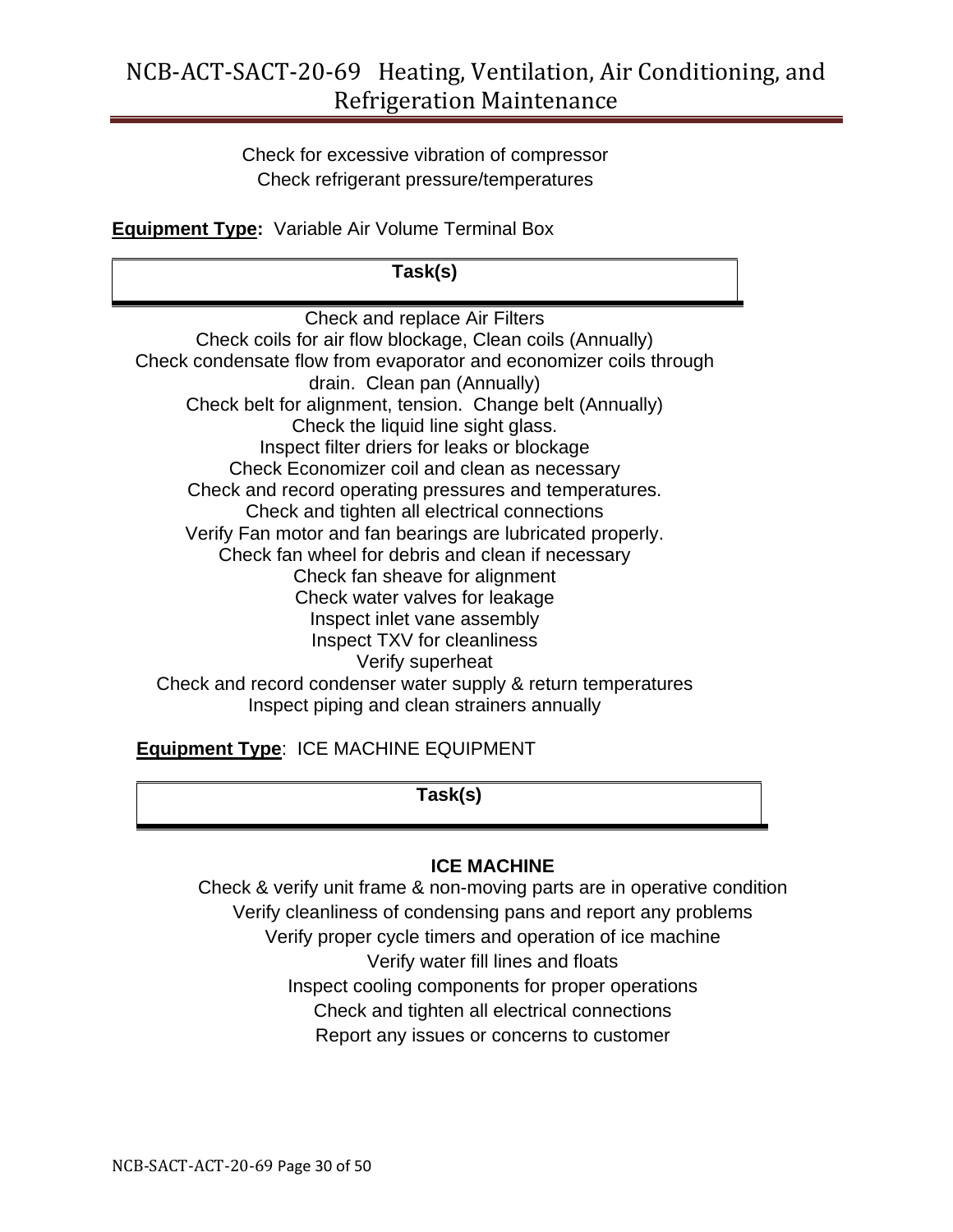Check for excessive vibration of compressor
Check refrigerant pressure/temperatures

**Equipment Type:** Variable Air Volume Terminal Box

| Task(s) |
|---|
| Check and replace Air Filters |
| Check coils for air flow blockage, Clean coils (Annually) |
| Check condensate flow from evaporator and economizer coils through drain. Clean pan (Annually) |
| Check belt for alignment, tension. Change belt (Annually) |
| Check the liquid line sight glass. |
| Inspect filter driers for leaks or blockage |
| Check Economizer coil and clean as necessary |
| Check and record operating pressures and temperatures. |
| Check and tighten all electrical connections |
| Verify Fan motor and fan bearings are lubricated properly. |
| Check fan wheel for debris and clean if necessary |
| Check fan sheave for alignment |
| Check water valves for leakage |
| Inspect inlet vane assembly |
| Inspect TXV for cleanliness |
| Verify superheat |
| Check and record condenser water supply & return temperatures |
| Inspect piping and clean strainers annually |

**Equipment Type**: ICE MACHINE EQUIPMENT

| Task(s) |
|---|
| **ICE MACHINE** |
| Check & verify unit frame & non-moving parts are in operative condition |
| Verify cleanliness of condensing pans and report any problems |
| Verify proper cycle timers and operation of ice machine |
| Verify water fill lines and floats |
| Inspect cooling components for proper operations |
| Check and tighten all electrical connections |
| Report any issues or concerns to customer |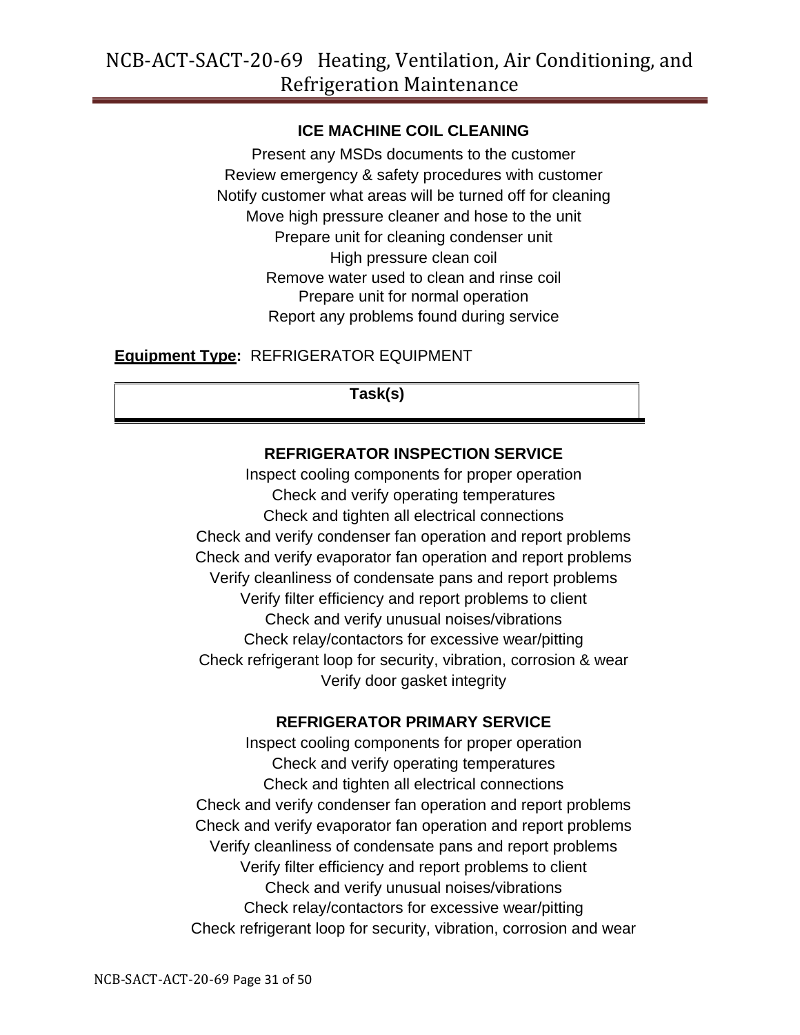### ICE MACHINE COIL CLEANING

Present any MSDs documents to the customer
Review emergency & safety procedures with customer
Notify customer what areas will be turned off for cleaning
Move high pressure cleaner and hose to the unit
Prepare unit for cleaning condenser unit
High pressure clean coil
Remove water used to clean and rinse coil
Prepare unit for normal operation
Report any problems found during service

**Equipment Type:** REFRIGERATOR EQUIPMENT

| Task(s) |
|---|

### REFRIGERATOR INSPECTION SERVICE

Inspect cooling components for proper operation
Check and verify operating temperatures
Check and tighten all electrical connections
Check and verify condenser fan operation and report problems
Check and verify evaporator fan operation and report problems
Verify cleanliness of condensate pans and report problems
Verify filter efficiency and report problems to client
Check and verify unusual noises/vibrations
Check relay/contactors for excessive wear/pitting
Check refrigerant loop for security, vibration, corrosion & wear
Verify door gasket integrity

### REFRIGERATOR PRIMARY SERVICE

Inspect cooling components for proper operation
Check and verify operating temperatures
Check and tighten all electrical connections
Check and verify condenser fan operation and report problems
Check and verify evaporator fan operation and report problems
Verify cleanliness of condensate pans and report problems
Verify filter efficiency and report problems to client
Check and verify unusual noises/vibrations
Check relay/contactors for excessive wear/pitting
Check refrigerant loop for security, vibration, corrosion and wear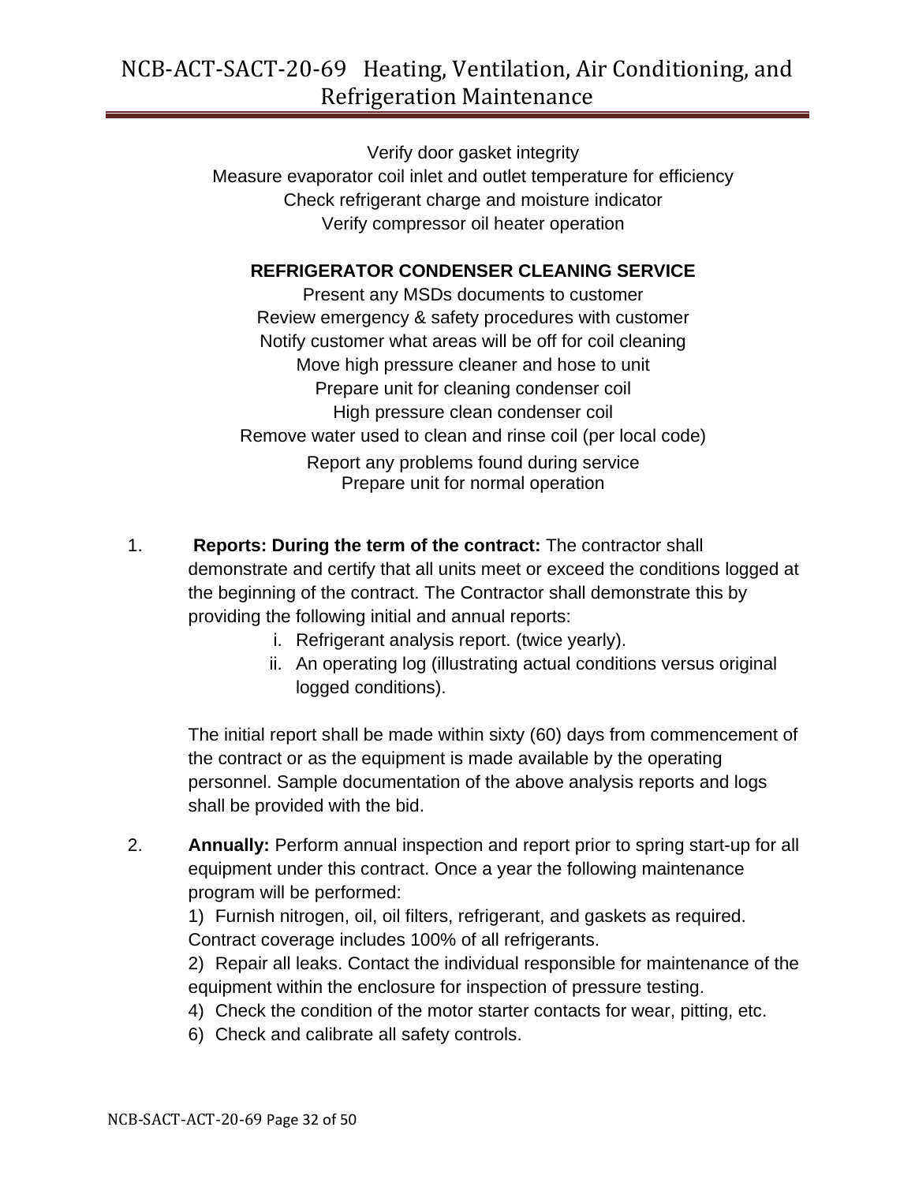Verify door gasket integrity
Measure evaporator coil inlet and outlet temperature for efficiency
Check refrigerant charge and moisture indicator
Verify compressor oil heater operation

**REFRIGERATOR CONDENSER CLEANING SERVICE**

Present any MSDs documents to customer
Review emergency & safety procedures with customer
Notify customer what areas will be off for coil cleaning
Move high pressure cleaner and hose to unit
Prepare unit for cleaning condenser coil
High pressure clean condenser coil
Remove water used to clean and rinse coil (per local code)
Report any problems found during service
Prepare unit for normal operation

1. **Reports: During the term of the contract:** The contractor shall demonstrate and certify that all units meet or exceed the conditions logged at the beginning of the contract. The Contractor shall demonstrate this by providing the following initial and annual reports:
   i. Refrigerant analysis report. (twice yearly).
   ii. An operating log (illustrating actual conditions versus original logged conditions).

   The initial report shall be made within sixty (60) days from commencement of the contract or as the equipment is made available by the operating personnel. Sample documentation of the above analysis reports and logs shall be provided with the bid.

2. **Annually:** Perform annual inspection and report prior to spring start-up for all equipment under this contract. Once a year the following maintenance program will be performed:

   1) Furnish nitrogen, oil, oil filters, refrigerant, and gaskets as required. Contract coverage includes 100% of all refrigerants.

   2) Repair all leaks. Contact the individual responsible for maintenance of the equipment within the enclosure for inspection of pressure testing.

   4) Check the condition of the motor starter contacts for wear, pitting, etc.

   6) Check and calibrate all safety controls.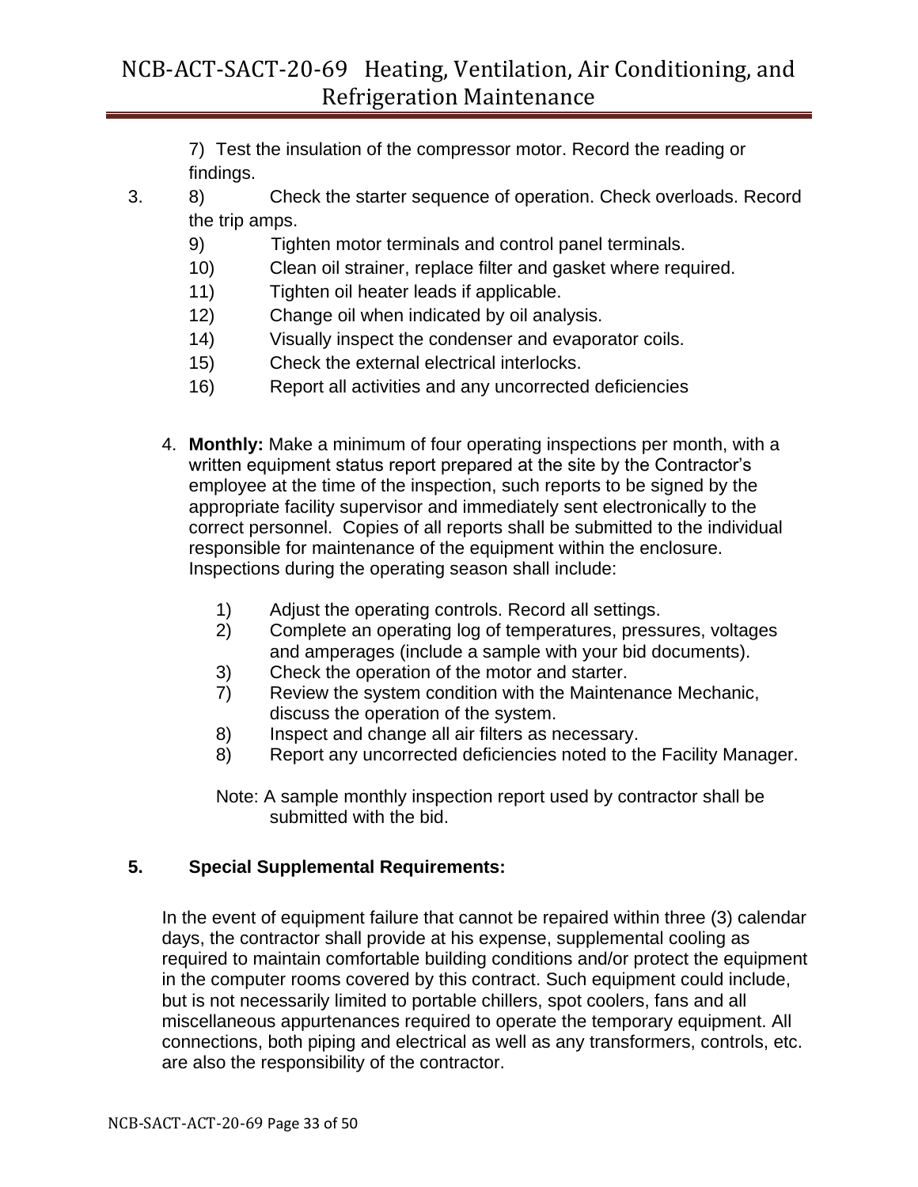7) Test the insulation of the compressor motor. Record the reading or findings.

3. 8) Check the starter sequence of operation. Check overloads. Record the trip amps.

9) Tighten motor terminals and control panel terminals.

10) Clean oil strainer, replace filter and gasket where required.

11) Tighten oil heater leads if applicable.

12) Change oil when indicated by oil analysis.

14) Visually inspect the condenser and evaporator coils.

15) Check the external electrical interlocks.

16) Report all activities and any uncorrected deficiencies

4. **Monthly:** Make a minimum of four operating inspections per month, with a written equipment status report prepared at the site by the Contractor's employee at the time of the inspection, such reports to be signed by the appropriate facility supervisor and immediately sent electronically to the correct personnel. Copies of all reports shall be submitted to the individual responsible for maintenance of the equipment within the enclosure. Inspections during the operating season shall include:

   1) Adjust the operating controls. Record all settings.
   2) Complete an operating log of temperatures, pressures, voltages and amperages (include a sample with your bid documents).
   3) Check the operation of the motor and starter.
   7) Review the system condition with the Maintenance Mechanic, discuss the operation of the system.
   8) Inspect and change all air filters as necessary.
   8) Report any uncorrected deficiencies noted to the Facility Manager.

   Note: A sample monthly inspection report used by contractor shall be submitted with the bid.

**5. Special Supplemental Requirements:**

In the event of equipment failure that cannot be repaired within three (3) calendar days, the contractor shall provide at his expense, supplemental cooling as required to maintain comfortable building conditions and/or protect the equipment in the computer rooms covered by this contract. Such equipment could include, but is not necessarily limited to portable chillers, spot coolers, fans and all miscellaneous appurtenances required to operate the temporary equipment. All connections, both piping and electrical as well as any transformers, controls, etc. are also the responsibility of the contractor.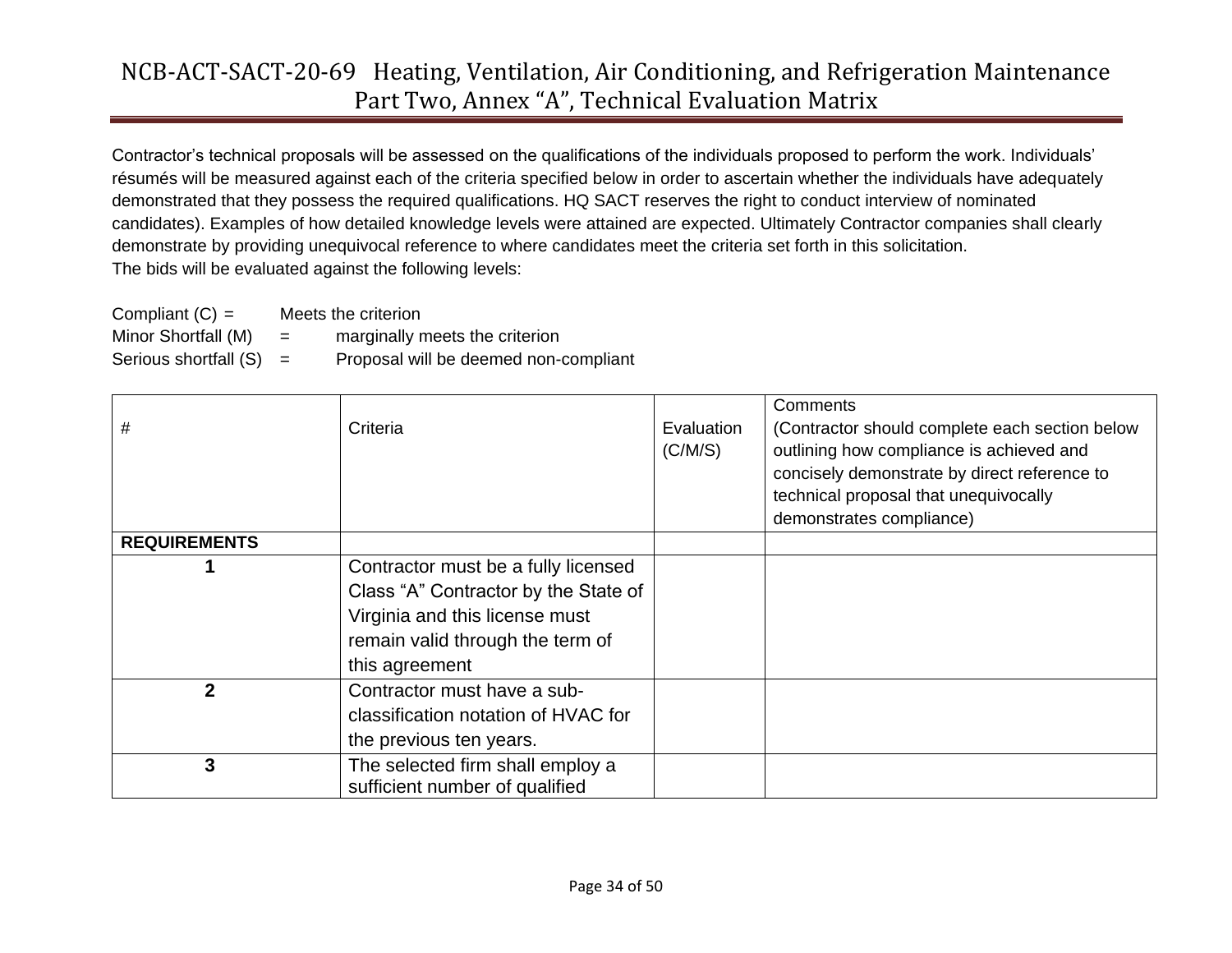# NCB-ACT-SACT-20-69 Heating, Ventilation, Air Conditioning, and Refrigeration Maintenance
## Part Two, Annex "A", Technical Evaluation Matrix

Contractor's technical proposals will be assessed on the qualifications of the individuals proposed to perform the work. Individuals' résumés will be measured against each of the criteria specified below in order to ascertain whether the individuals have adequately demonstrated that they possess the required qualifications. HQ SACT reserves the right to conduct interview of nominated candidates). Examples of how detailed knowledge levels were attained are expected. Ultimately Contractor companies shall clearly demonstrate by providing unequivocal reference to where candidates meet the criteria set forth in this solicitation.
The bids will be evaluated against the following levels:

Compliant (C) = Meets the criterion
Minor Shortfall (M) = marginally meets the criterion
Serious shortfall (S) = Proposal will be deemed non-compliant

| # | Criteria | Evaluation (C/M/S) | Comments (Contractor should complete each section below outlining how compliance is achieved and concisely demonstrate by direct reference to technical proposal that unequivocally demonstrates compliance) |
|---|---|---|---|
| **REQUIREMENTS** | | | |
| **1** | Contractor must be a fully licensed Class "A" Contractor by the State of Virginia and this license must remain valid through the term of this agreement | | |
| **2** | Contractor must have a sub-classification notation of HVAC for the previous ten years. | | |
| **3** | The selected firm shall employ a sufficient number of qualified | | |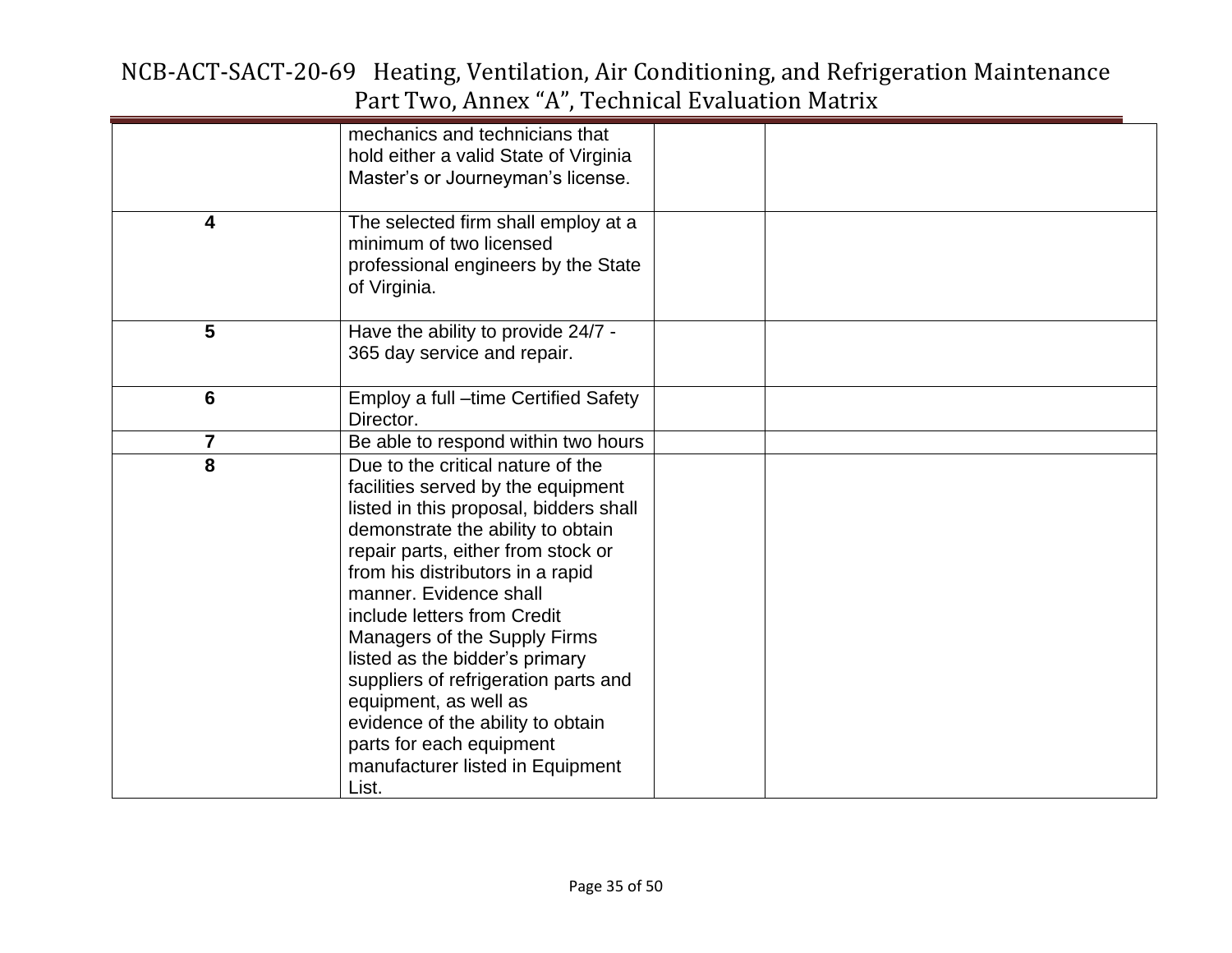| | | | |
|---|---|---|---|
| | mechanics and technicians that hold either a valid State of Virginia Master's or Journeyman's license. | | |
| **4** | The selected firm shall employ at a minimum of two licensed professional engineers by the State of Virginia. | | |
| **5** | Have the ability to provide 24/7 - 365 day service and repair. | | |
| **6** | Employ a full –time Certified Safety Director. | | |
| **7** | Be able to respond within two hours | | |
| **8** | Due to the critical nature of the facilities served by the equipment listed in this proposal, bidders shall demonstrate the ability to obtain repair parts, either from stock or from his distributors in a rapid manner. Evidence shall include letters from Credit Managers of the Supply Firms listed as the bidder's primary suppliers of refrigeration parts and equipment, as well as evidence of the ability to obtain parts for each equipment manufacturer listed in Equipment List. | | |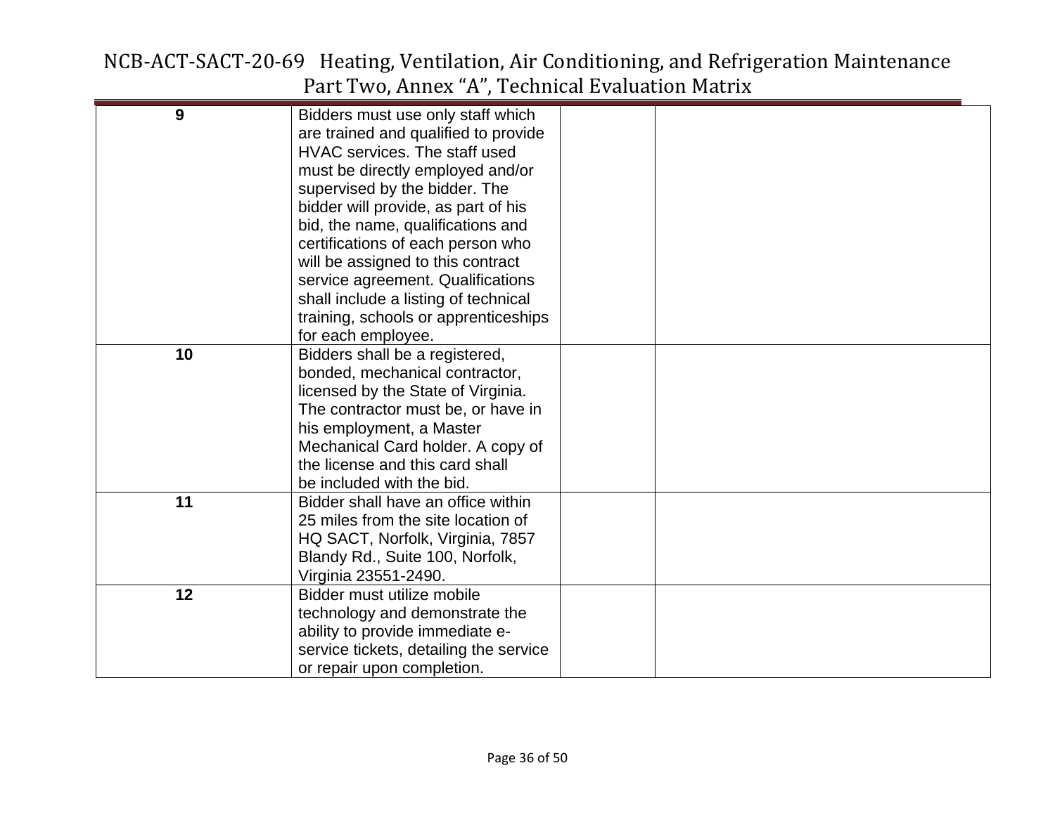| | | | |
|---|---|---|---|
| **9** | Bidders must use only staff which are trained and qualified to provide HVAC services. The staff used must be directly employed and/or supervised by the bidder. The bidder will provide, as part of his bid, the name, qualifications and certifications of each person who will be assigned to this contract service agreement. Qualifications shall include a listing of technical training, schools or apprenticeships for each employee. | | |
| **10** | Bidders shall be a registered, bonded, mechanical contractor, licensed by the State of Virginia. The contractor must be, or have in his employment, a Master Mechanical Card holder. A copy of the license and this card shall be included with the bid. | | |
| **11** | Bidder shall have an office within 25 miles from the site location of HQ SACT, Norfolk, Virginia, 7857 Blandy Rd., Suite 100, Norfolk, Virginia 23551-2490. | | |
| **12** | Bidder must utilize mobile technology and demonstrate the ability to provide immediate e-service tickets, detailing the service or repair upon completion. | | |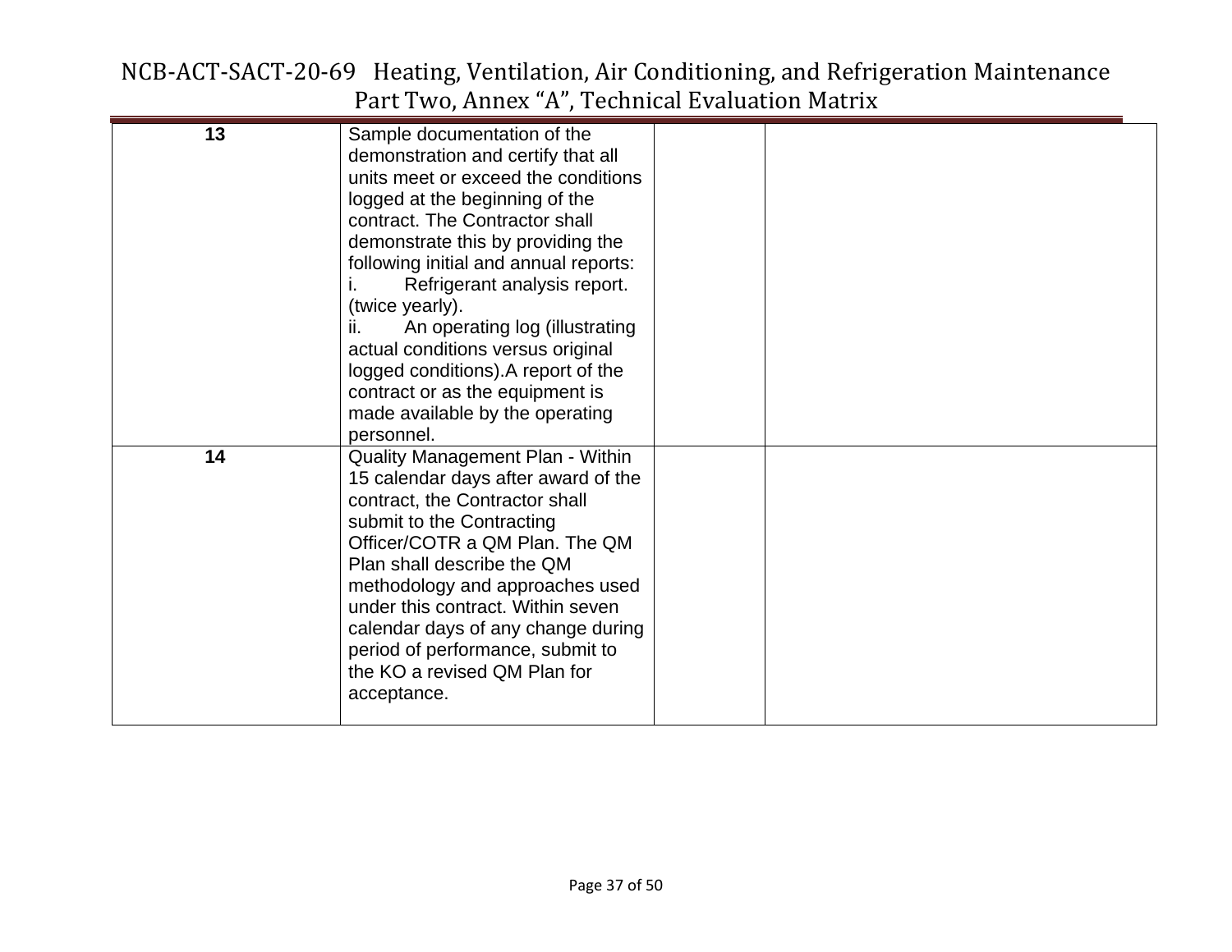| | | | |
|---|---|---|---|
| **13** | Sample documentation of the demonstration and certify that all units meet or exceed the conditions logged at the beginning of the contract. The Contractor shall demonstrate this by providing the following initial and annual reports:<br>i. Refrigerant analysis report. (twice yearly).<br>ii. An operating log (illustrating actual conditions versus original logged conditions).A report of the contract or as the equipment is made available by the operating personnel. | | |
| **14** | Quality Management Plan - Within 15 calendar days after award of the contract, the Contractor shall submit to the Contracting Officer/COTR a QM Plan. The QM Plan shall describe the QM methodology and approaches used under this contract. Within seven calendar days of any change during period of performance, submit to the KO a revised QM Plan for acceptance. | | |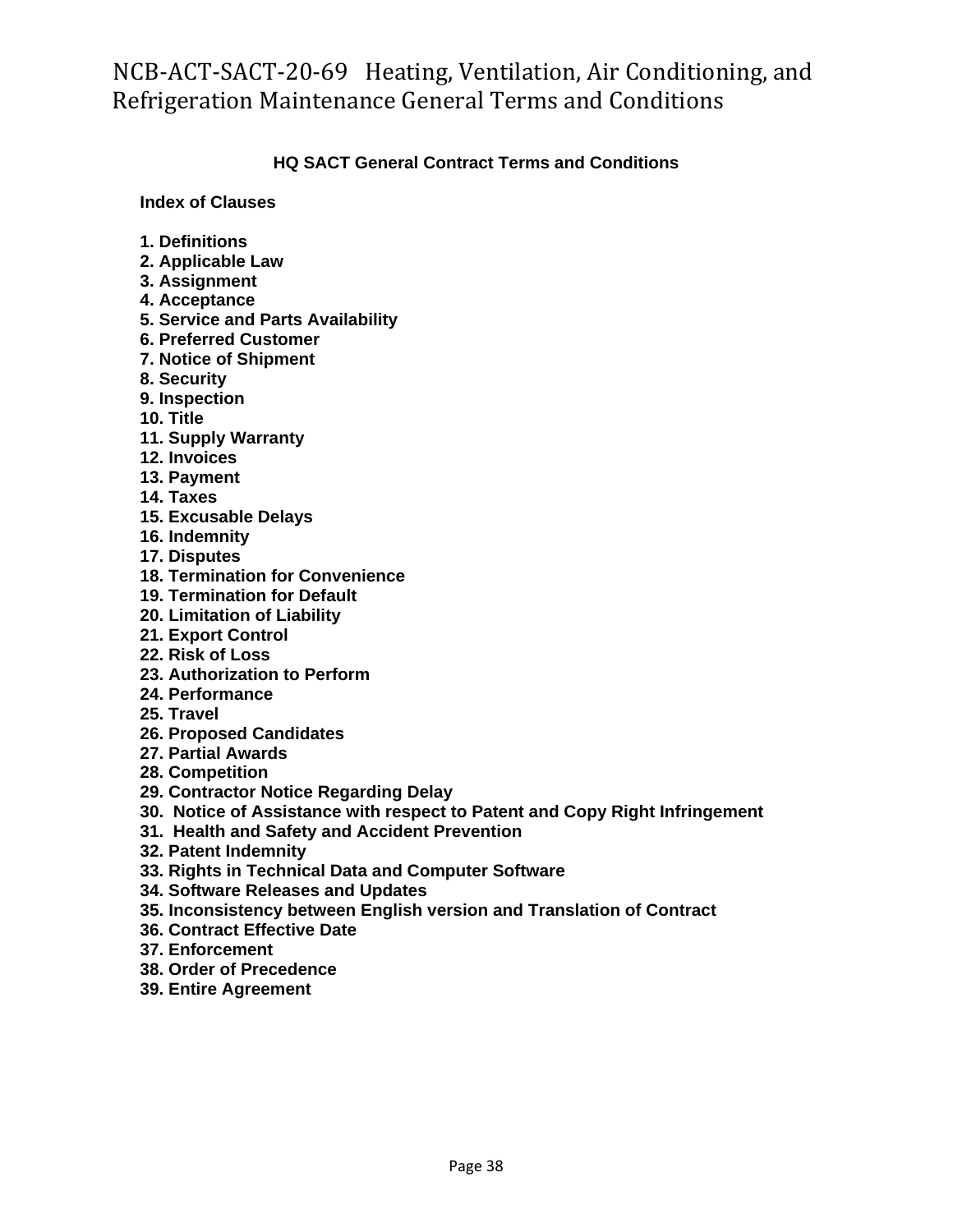# NCB-ACT-SACT-20-69 Heating, Ventilation, Air Conditioning, and Refrigeration Maintenance General Terms and Conditions

## HQ SACT General Contract Terms and Conditions

**Index of Clauses**

**1. Definitions**
**2. Applicable Law**
**3. Assignment**
**4. Acceptance**
**5. Service and Parts Availability**
**6. Preferred Customer**
**7. Notice of Shipment**
**8. Security**
**9. Inspection**
**10. Title**
**11. Supply Warranty**
**12. Invoices**
**13. Payment**
**14. Taxes**
**15. Excusable Delays**
**16. Indemnity**
**17. Disputes**
**18. Termination for Convenience**
**19. Termination for Default**
**20. Limitation of Liability**
**21. Export Control**
**22. Risk of Loss**
**23. Authorization to Perform**
**24. Performance**
**25. Travel**
**26. Proposed Candidates**
**27. Partial Awards**
**28. Competition**
**29. Contractor Notice Regarding Delay**
**30. Notice of Assistance with respect to Patent and Copy Right Infringement**
**31. Health and Safety and Accident Prevention**
**32. Patent Indemnity**
**33. Rights in Technical Data and Computer Software**
**34. Software Releases and Updates**
**35. Inconsistency between English version and Translation of Contract**
**36. Contract Effective Date**
**37. Enforcement**
**38. Order of Precedence**
**39. Entire Agreement**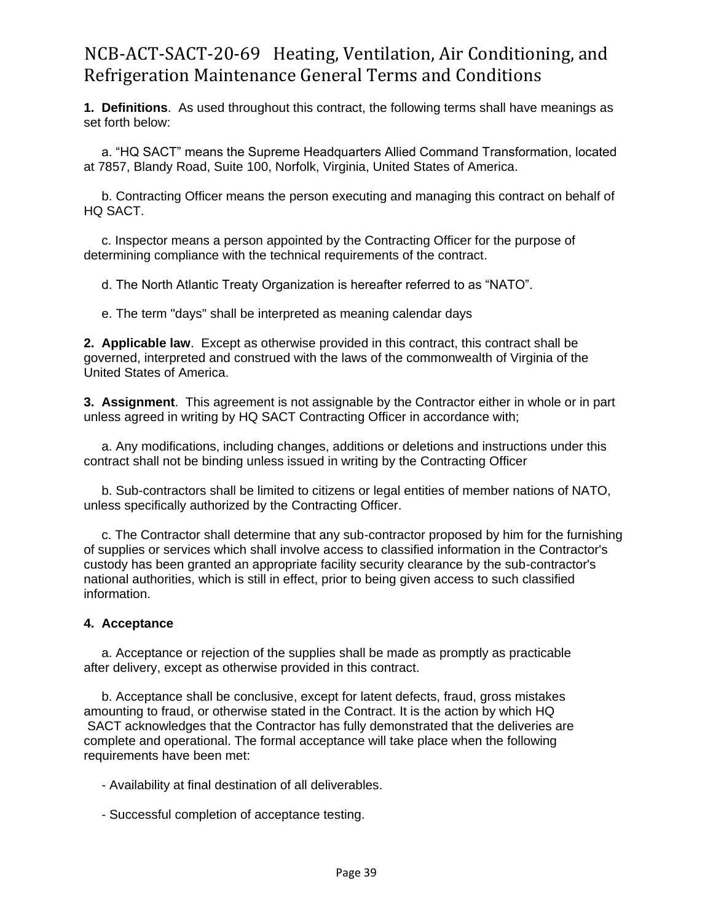# NCB-ACT-SACT-20-69 Heating, Ventilation, Air Conditioning, and Refrigeration Maintenance General Terms and Conditions

**1. Definitions**. As used throughout this contract, the following terms shall have meanings as set forth below:

a. "HQ SACT" means the Supreme Headquarters Allied Command Transformation, located at 7857, Blandy Road, Suite 100, Norfolk, Virginia, United States of America.

b. Contracting Officer means the person executing and managing this contract on behalf of HQ SACT.

c. Inspector means a person appointed by the Contracting Officer for the purpose of determining compliance with the technical requirements of the contract.

d. The North Atlantic Treaty Organization is hereafter referred to as "NATO".

e. The term "days" shall be interpreted as meaning calendar days

**2. Applicable law**. Except as otherwise provided in this contract, this contract shall be governed, interpreted and construed with the laws of the commonwealth of Virginia of the United States of America.

**3. Assignment**. This agreement is not assignable by the Contractor either in whole or in part unless agreed in writing by HQ SACT Contracting Officer in accordance with;

a. Any modifications, including changes, additions or deletions and instructions under this contract shall not be binding unless issued in writing by the Contracting Officer

b. Sub-contractors shall be limited to citizens or legal entities of member nations of NATO, unless specifically authorized by the Contracting Officer.

c. The Contractor shall determine that any sub-contractor proposed by him for the furnishing of supplies or services which shall involve access to classified information in the Contractor's custody has been granted an appropriate facility security clearance by the sub-contractor's national authorities, which is still in effect, prior to being given access to such classified information.

**4. Acceptance**

a. Acceptance or rejection of the supplies shall be made as promptly as practicable after delivery, except as otherwise provided in this contract.

b. Acceptance shall be conclusive, except for latent defects, fraud, gross mistakes amounting to fraud, or otherwise stated in the Contract. It is the action by which HQ SACT acknowledges that the Contractor has fully demonstrated that the deliveries are complete and operational. The formal acceptance will take place when the following requirements have been met:

- Availability at final destination of all deliverables.

- Successful completion of acceptance testing.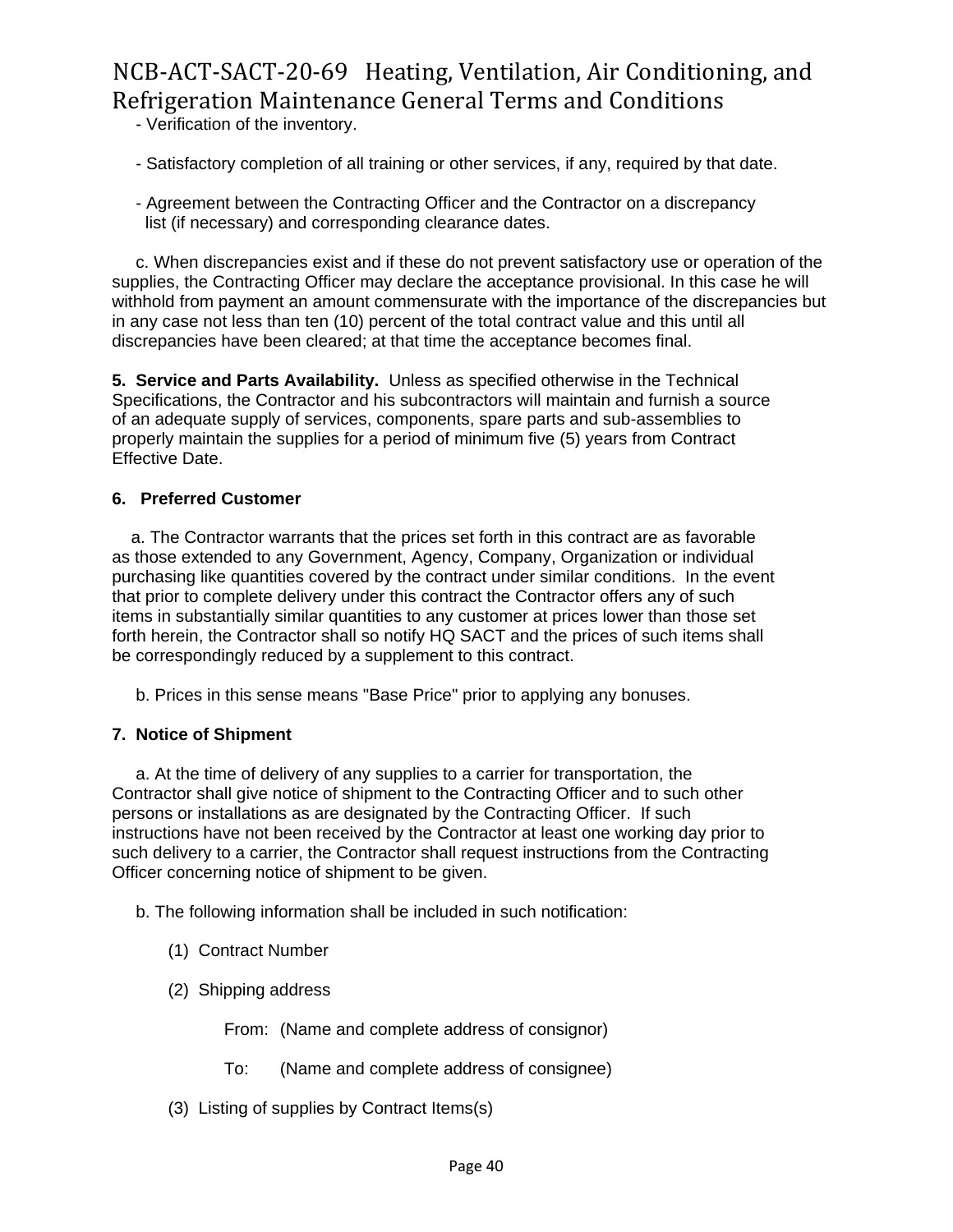- Verification of the inventory.

- Satisfactory completion of all training or other services, if any, required by that date.

- Agreement between the Contracting Officer and the Contractor on a discrepancy list (if necessary) and corresponding clearance dates.

c. When discrepancies exist and if these do not prevent satisfactory use or operation of the supplies, the Contracting Officer may declare the acceptance provisional. In this case he will withhold from payment an amount commensurate with the importance of the discrepancies but in any case not less than ten (10) percent of the total contract value and this until all discrepancies have been cleared; at that time the acceptance becomes final.

**5. Service and Parts Availability.** Unless as specified otherwise in the Technical Specifications, the Contractor and his subcontractors will maintain and furnish a source of an adequate supply of services, components, spare parts and sub-assemblies to properly maintain the supplies for a period of minimum five (5) years from Contract Effective Date.

**6. Preferred Customer**

a. The Contractor warrants that the prices set forth in this contract are as favorable as those extended to any Government, Agency, Company, Organization or individual purchasing like quantities covered by the contract under similar conditions. In the event that prior to complete delivery under this contract the Contractor offers any of such items in substantially similar quantities to any customer at prices lower than those set forth herein, the Contractor shall so notify HQ SACT and the prices of such items shall be correspondingly reduced by a supplement to this contract.

b. Prices in this sense means "Base Price" prior to applying any bonuses.

**7. Notice of Shipment**

a. At the time of delivery of any supplies to a carrier for transportation, the Contractor shall give notice of shipment to the Contracting Officer and to such other persons or installations as are designated by the Contracting Officer. If such instructions have not been received by the Contractor at least one working day prior to such delivery to a carrier, the Contractor shall request instructions from the Contracting Officer concerning notice of shipment to be given.

b. The following information shall be included in such notification:

(1) Contract Number

(2) Shipping address

From: (Name and complete address of consignor)

To: (Name and complete address of consignee)

(3) Listing of supplies by Contract Items(s)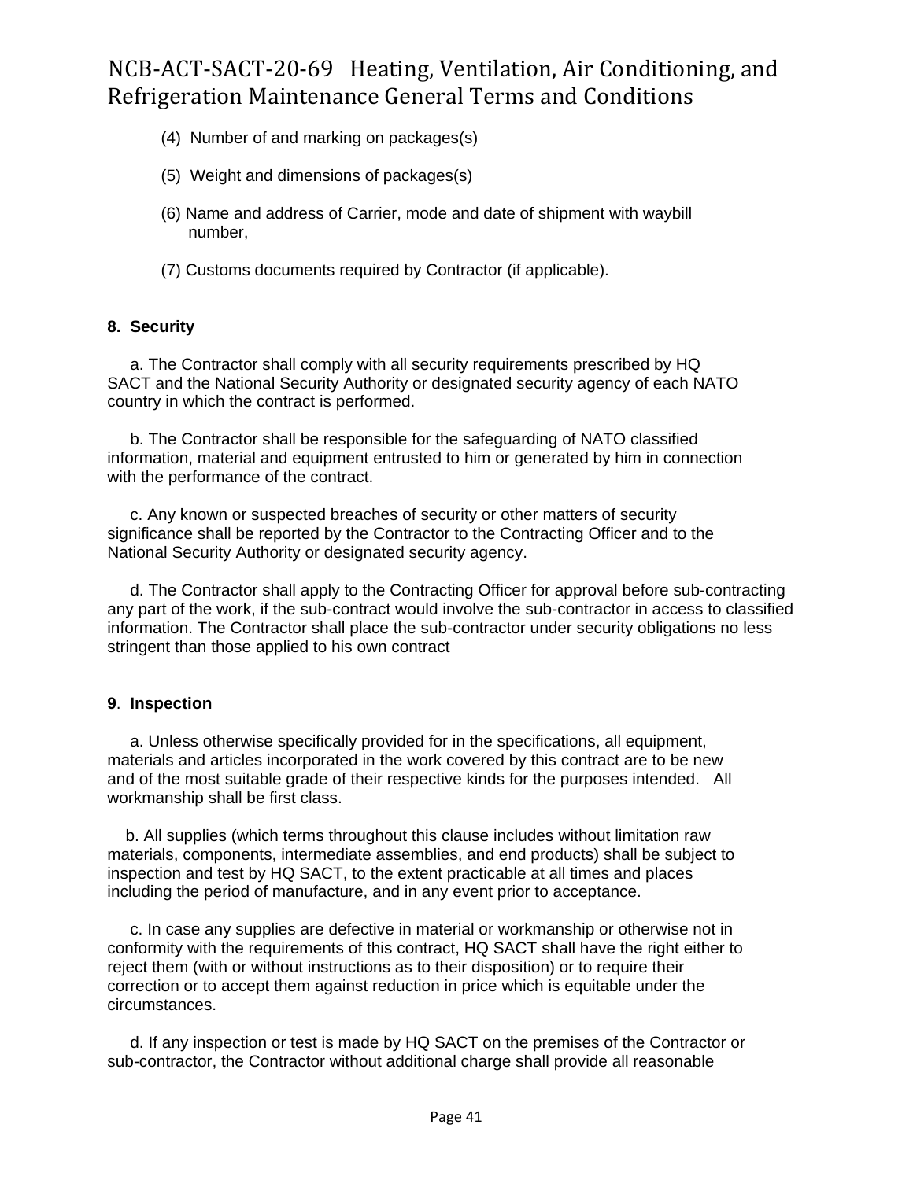(4) Number of and marking on packages(s)

(5) Weight and dimensions of packages(s)

(6) Name and address of Carrier, mode and date of shipment with waybill number,

(7) Customs documents required by Contractor (if applicable).

**8. Security**

a. The Contractor shall comply with all security requirements prescribed by HQ SACT and the National Security Authority or designated security agency of each NATO country in which the contract is performed.

b. The Contractor shall be responsible for the safeguarding of NATO classified information, material and equipment entrusted to him or generated by him in connection with the performance of the contract.

c. Any known or suspected breaches of security or other matters of security significance shall be reported by the Contractor to the Contracting Officer and to the National Security Authority or designated security agency.

d. The Contractor shall apply to the Contracting Officer for approval before sub-contracting any part of the work, if the sub-contract would involve the sub-contractor in access to classified information. The Contractor shall place the sub-contractor under security obligations no less stringent than those applied to his own contract

**9. Inspection**

a. Unless otherwise specifically provided for in the specifications, all equipment, materials and articles incorporated in the work covered by this contract are to be new and of the most suitable grade of their respective kinds for the purposes intended. All workmanship shall be first class.

b. All supplies (which terms throughout this clause includes without limitation raw materials, components, intermediate assemblies, and end products) shall be subject to inspection and test by HQ SACT, to the extent practicable at all times and places including the period of manufacture, and in any event prior to acceptance.

c. In case any supplies are defective in material or workmanship or otherwise not in conformity with the requirements of this contract, HQ SACT shall have the right either to reject them (with or without instructions as to their disposition) or to require their correction or to accept them against reduction in price which is equitable under the circumstances.

d. If any inspection or test is made by HQ SACT on the premises of the Contractor or sub-contractor, the Contractor without additional charge shall provide all reasonable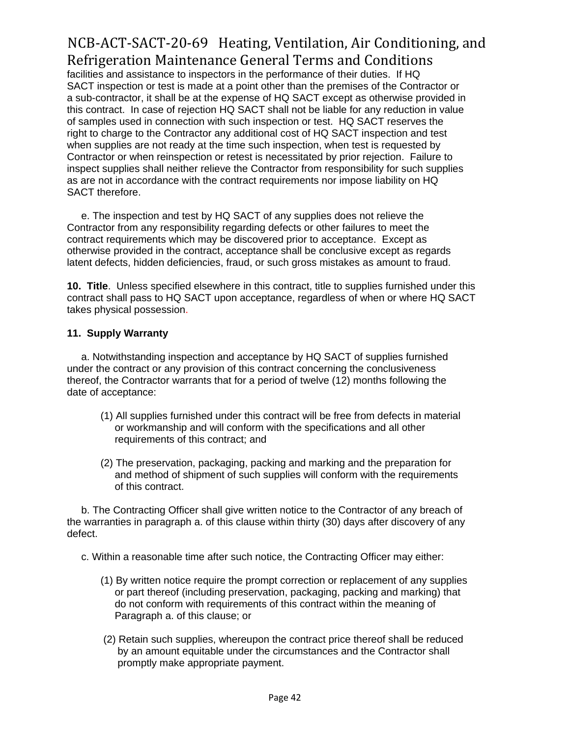facilities and assistance to inspectors in the performance of their duties. If HQ SACT inspection or test is made at a point other than the premises of the Contractor or a sub-contractor, it shall be at the expense of HQ SACT except as otherwise provided in this contract. In case of rejection HQ SACT shall not be liable for any reduction in value of samples used in connection with such inspection or test. HQ SACT reserves the right to charge to the Contractor any additional cost of HQ SACT inspection and test when supplies are not ready at the time such inspection, when test is requested by Contractor or when reinspection or retest is necessitated by prior rejection. Failure to inspect supplies shall neither relieve the Contractor from responsibility for such supplies as are not in accordance with the contract requirements nor impose liability on HQ SACT therefore.

e. The inspection and test by HQ SACT of any supplies does not relieve the Contractor from any responsibility regarding defects or other failures to meet the contract requirements which may be discovered prior to acceptance. Except as otherwise provided in the contract, acceptance shall be conclusive except as regards latent defects, hidden deficiencies, fraud, or such gross mistakes as amount to fraud.

**10. Title**. Unless specified elsewhere in this contract, title to supplies furnished under this contract shall pass to HQ SACT upon acceptance, regardless of when or where HQ SACT takes physical possession.

**11. Supply Warranty**

a. Notwithstanding inspection and acceptance by HQ SACT of supplies furnished under the contract or any provision of this contract concerning the conclusiveness thereof, the Contractor warrants that for a period of twelve (12) months following the date of acceptance:

(1) All supplies furnished under this contract will be free from defects in material or workmanship and will conform with the specifications and all other requirements of this contract; and

(2) The preservation, packaging, packing and marking and the preparation for and method of shipment of such supplies will conform with the requirements of this contract.

b. The Contracting Officer shall give written notice to the Contractor of any breach of the warranties in paragraph a. of this clause within thirty (30) days after discovery of any defect.

c. Within a reasonable time after such notice, the Contracting Officer may either:

(1) By written notice require the prompt correction or replacement of any supplies or part thereof (including preservation, packaging, packing and marking) that do not conform with requirements of this contract within the meaning of Paragraph a. of this clause; or

(2) Retain such supplies, whereupon the contract price thereof shall be reduced by an amount equitable under the circumstances and the Contractor shall promptly make appropriate payment.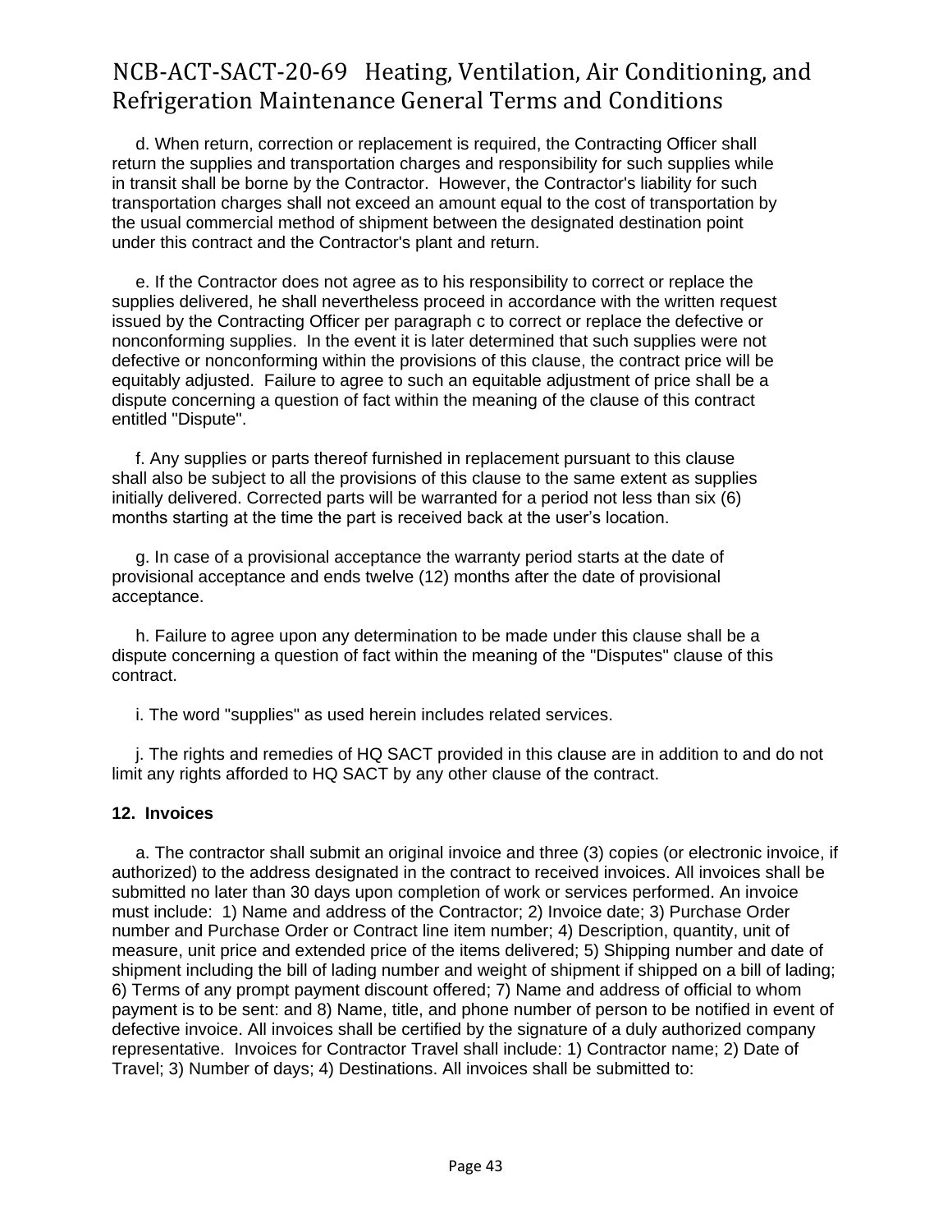d. When return, correction or replacement is required, the Contracting Officer shall return the supplies and transportation charges and responsibility for such supplies while in transit shall be borne by the Contractor. However, the Contractor's liability for such transportation charges shall not exceed an amount equal to the cost of transportation by the usual commercial method of shipment between the designated destination point under this contract and the Contractor's plant and return.

e. If the Contractor does not agree as to his responsibility to correct or replace the supplies delivered, he shall nevertheless proceed in accordance with the written request issued by the Contracting Officer per paragraph c to correct or replace the defective or nonconforming supplies. In the event it is later determined that such supplies were not defective or nonconforming within the provisions of this clause, the contract price will be equitably adjusted. Failure to agree to such an equitable adjustment of price shall be a dispute concerning a question of fact within the meaning of the clause of this contract entitled "Dispute".

f. Any supplies or parts thereof furnished in replacement pursuant to this clause shall also be subject to all the provisions of this clause to the same extent as supplies initially delivered. Corrected parts will be warranted for a period not less than six (6) months starting at the time the part is received back at the user's location.

g. In case of a provisional acceptance the warranty period starts at the date of provisional acceptance and ends twelve (12) months after the date of provisional acceptance.

h. Failure to agree upon any determination to be made under this clause shall be a dispute concerning a question of fact within the meaning of the "Disputes" clause of this contract.

i. The word "supplies" as used herein includes related services.

j. The rights and remedies of HQ SACT provided in this clause are in addition to and do not limit any rights afforded to HQ SACT by any other clause of the contract.

**12. Invoices**

a. The contractor shall submit an original invoice and three (3) copies (or electronic invoice, if authorized) to the address designated in the contract to received invoices. All invoices shall be submitted no later than 30 days upon completion of work or services performed. An invoice must include: 1) Name and address of the Contractor; 2) Invoice date; 3) Purchase Order number and Purchase Order or Contract line item number; 4) Description, quantity, unit of measure, unit price and extended price of the items delivered; 5) Shipping number and date of shipment including the bill of lading number and weight of shipment if shipped on a bill of lading; 6) Terms of any prompt payment discount offered; 7) Name and address of official to whom payment is to be sent: and 8) Name, title, and phone number of person to be notified in event of defective invoice. All invoices shall be certified by the signature of a duly authorized company representative. Invoices for Contractor Travel shall include: 1) Contractor name; 2) Date of Travel; 3) Number of days; 4) Destinations. All invoices shall be submitted to: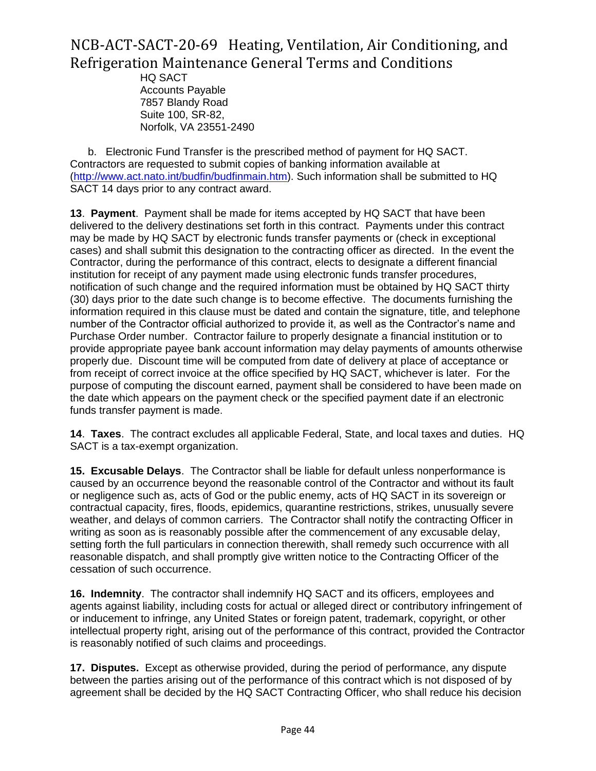HQ SACT
Accounts Payable
7857 Blandy Road
Suite 100, SR-82,
Norfolk, VA 23551-2490

b. Electronic Fund Transfer is the prescribed method of payment for HQ SACT. Contractors are requested to submit copies of banking information available at (http://www.act.nato.int/budfin/budfinmain.htm). Such information shall be submitted to HQ SACT 14 days prior to any contract award.

**13**. **Payment**. Payment shall be made for items accepted by HQ SACT that have been delivered to the delivery destinations set forth in this contract. Payments under this contract may be made by HQ SACT by electronic funds transfer payments or (check in exceptional cases) and shall submit this designation to the contracting officer as directed. In the event the Contractor, during the performance of this contract, elects to designate a different financial institution for receipt of any payment made using electronic funds transfer procedures, notification of such change and the required information must be obtained by HQ SACT thirty (30) days prior to the date such change is to become effective. The documents furnishing the information required in this clause must be dated and contain the signature, title, and telephone number of the Contractor official authorized to provide it, as well as the Contractor's name and Purchase Order number. Contractor failure to properly designate a financial institution or to provide appropriate payee bank account information may delay payments of amounts otherwise properly due. Discount time will be computed from date of delivery at place of acceptance or from receipt of correct invoice at the office specified by HQ SACT, whichever is later. For the purpose of computing the discount earned, payment shall be considered to have been made on the date which appears on the payment check or the specified payment date if an electronic funds transfer payment is made.

**14**. **Taxes**. The contract excludes all applicable Federal, State, and local taxes and duties. HQ SACT is a tax-exempt organization.

**15. Excusable Delays**. The Contractor shall be liable for default unless nonperformance is caused by an occurrence beyond the reasonable control of the Contractor and without its fault or negligence such as, acts of God or the public enemy, acts of HQ SACT in its sovereign or contractual capacity, fires, floods, epidemics, quarantine restrictions, strikes, unusually severe weather, and delays of common carriers. The Contractor shall notify the contracting Officer in writing as soon as is reasonably possible after the commencement of any excusable delay, setting forth the full particulars in connection therewith, shall remedy such occurrence with all reasonable dispatch, and shall promptly give written notice to the Contracting Officer of the cessation of such occurrence.

**16. Indemnity**. The contractor shall indemnify HQ SACT and its officers, employees and agents against liability, including costs for actual or alleged direct or contributory infringement of or inducement to infringe, any United States or foreign patent, trademark, copyright, or other intellectual property right, arising out of the performance of this contract, provided the Contractor is reasonably notified of such claims and proceedings.

**17. Disputes.** Except as otherwise provided, during the period of performance, any dispute between the parties arising out of the performance of this contract which is not disposed of by agreement shall be decided by the HQ SACT Contracting Officer, who shall reduce his decision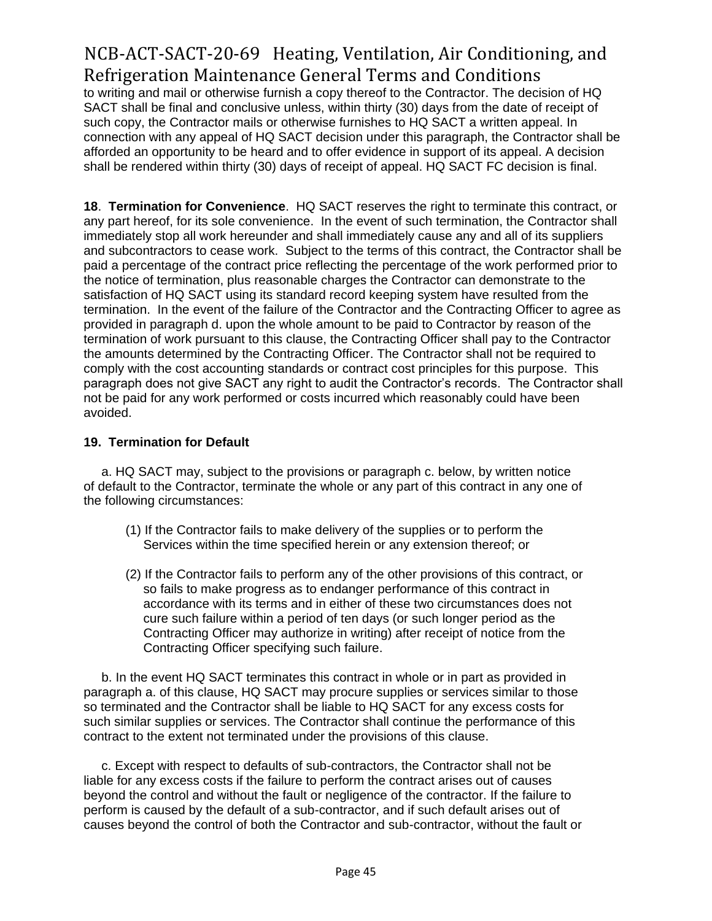to writing and mail or otherwise furnish a copy thereof to the Contractor. The decision of HQ SACT shall be final and conclusive unless, within thirty (30) days from the date of receipt of such copy, the Contractor mails or otherwise furnishes to HQ SACT a written appeal. In connection with any appeal of HQ SACT decision under this paragraph, the Contractor shall be afforded an opportunity to be heard and to offer evidence in support of its appeal. A decision shall be rendered within thirty (30) days of receipt of appeal. HQ SACT FC decision is final.

**18**. **Termination for Convenience**. HQ SACT reserves the right to terminate this contract, or any part hereof, for its sole convenience. In the event of such termination, the Contractor shall immediately stop all work hereunder and shall immediately cause any and all of its suppliers and subcontractors to cease work. Subject to the terms of this contract, the Contractor shall be paid a percentage of the contract price reflecting the percentage of the work performed prior to the notice of termination, plus reasonable charges the Contractor can demonstrate to the satisfaction of HQ SACT using its standard record keeping system have resulted from the termination. In the event of the failure of the Contractor and the Contracting Officer to agree as provided in paragraph d. upon the whole amount to be paid to Contractor by reason of the termination of work pursuant to this clause, the Contracting Officer shall pay to the Contractor the amounts determined by the Contracting Officer. The Contractor shall not be required to comply with the cost accounting standards or contract cost principles for this purpose. This paragraph does not give SACT any right to audit the Contractor's records. The Contractor shall not be paid for any work performed or costs incurred which reasonably could have been avoided.

**19. Termination for Default**

a. HQ SACT may, subject to the provisions or paragraph c. below, by written notice of default to the Contractor, terminate the whole or any part of this contract in any one of the following circumstances:

(1) If the Contractor fails to make delivery of the supplies or to perform the Services within the time specified herein or any extension thereof; or

(2) If the Contractor fails to perform any of the other provisions of this contract, or so fails to make progress as to endanger performance of this contract in accordance with its terms and in either of these two circumstances does not cure such failure within a period of ten days (or such longer period as the Contracting Officer may authorize in writing) after receipt of notice from the Contracting Officer specifying such failure.

b. In the event HQ SACT terminates this contract in whole or in part as provided in paragraph a. of this clause, HQ SACT may procure supplies or services similar to those so terminated and the Contractor shall be liable to HQ SACT for any excess costs for such similar supplies or services. The Contractor shall continue the performance of this contract to the extent not terminated under the provisions of this clause.

c. Except with respect to defaults of sub-contractors, the Contractor shall not be liable for any excess costs if the failure to perform the contract arises out of causes beyond the control and without the fault or negligence of the contractor. If the failure to perform is caused by the default of a sub-contractor, and if such default arises out of causes beyond the control of both the Contractor and sub-contractor, without the fault or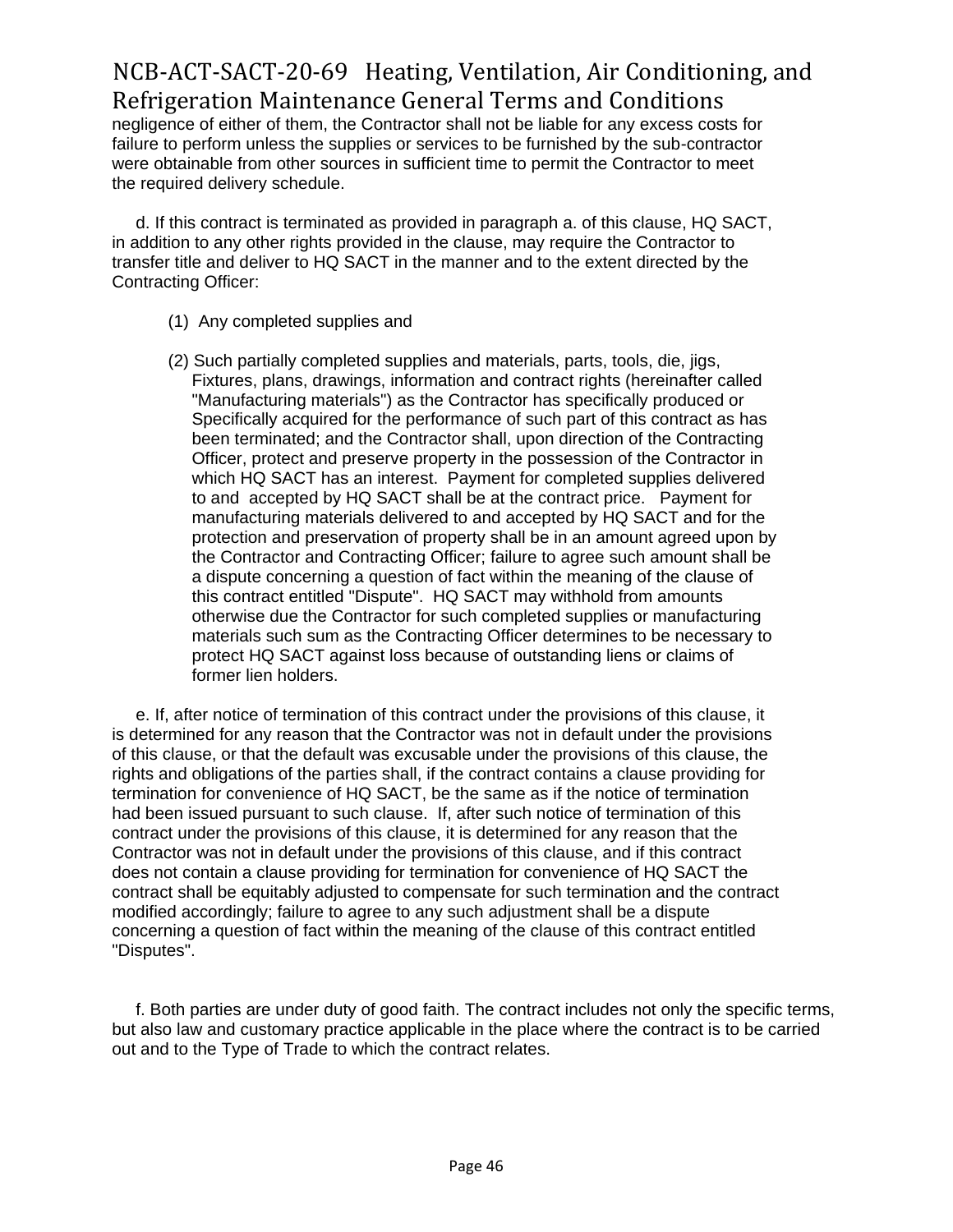negligence of either of them, the Contractor shall not be liable for any excess costs for failure to perform unless the supplies or services to be furnished by the sub-contractor were obtainable from other sources in sufficient time to permit the Contractor to meet the required delivery schedule.

d. If this contract is terminated as provided in paragraph a. of this clause, HQ SACT, in addition to any other rights provided in the clause, may require the Contractor to transfer title and deliver to HQ SACT in the manner and to the extent directed by the Contracting Officer:

(1) Any completed supplies and

(2) Such partially completed supplies and materials, parts, tools, die, jigs, Fixtures, plans, drawings, information and contract rights (hereinafter called "Manufacturing materials") as the Contractor has specifically produced or Specifically acquired for the performance of such part of this contract as has been terminated; and the Contractor shall, upon direction of the Contracting Officer, protect and preserve property in the possession of the Contractor in which HQ SACT has an interest. Payment for completed supplies delivered to and accepted by HQ SACT shall be at the contract price. Payment for manufacturing materials delivered to and accepted by HQ SACT and for the protection and preservation of property shall be in an amount agreed upon by the Contractor and Contracting Officer; failure to agree such amount shall be a dispute concerning a question of fact within the meaning of the clause of this contract entitled "Dispute". HQ SACT may withhold from amounts otherwise due the Contractor for such completed supplies or manufacturing materials such sum as the Contracting Officer determines to be necessary to protect HQ SACT against loss because of outstanding liens or claims of former lien holders.

e. If, after notice of termination of this contract under the provisions of this clause, it is determined for any reason that the Contractor was not in default under the provisions of this clause, or that the default was excusable under the provisions of this clause, the rights and obligations of the parties shall, if the contract contains a clause providing for termination for convenience of HQ SACT, be the same as if the notice of termination had been issued pursuant to such clause. If, after such notice of termination of this contract under the provisions of this clause, it is determined for any reason that the Contractor was not in default under the provisions of this clause, and if this contract does not contain a clause providing for termination for convenience of HQ SACT the contract shall be equitably adjusted to compensate for such termination and the contract modified accordingly; failure to agree to any such adjustment shall be a dispute concerning a question of fact within the meaning of the clause of this contract entitled "Disputes".

f. Both parties are under duty of good faith. The contract includes not only the specific terms, but also law and customary practice applicable in the place where the contract is to be carried out and to the Type of Trade to which the contract relates.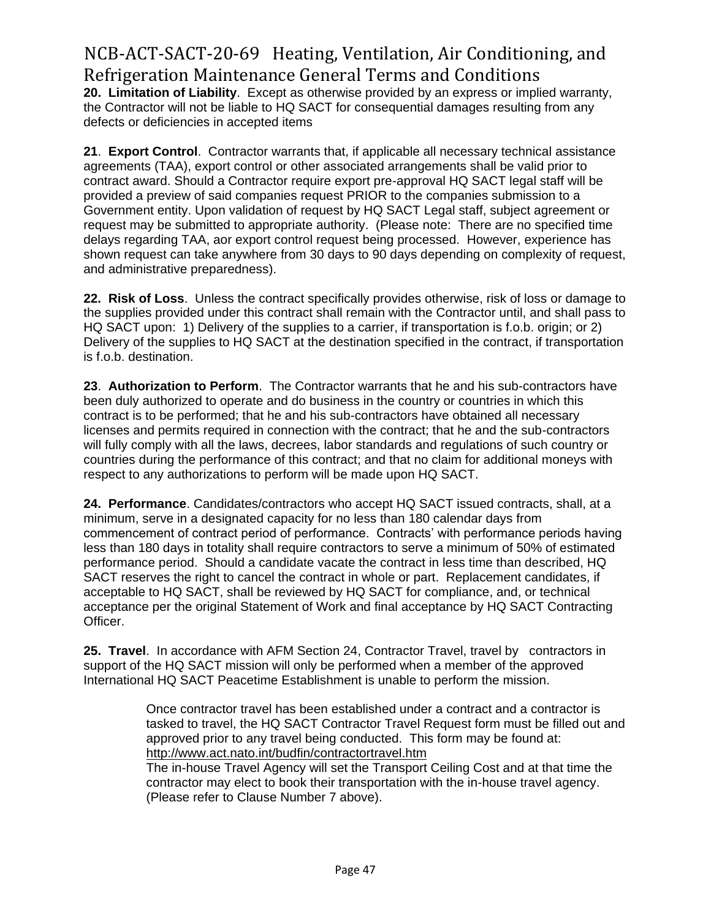**20. Limitation of Liability**. Except as otherwise provided by an express or implied warranty, the Contractor will not be liable to HQ SACT for consequential damages resulting from any defects or deficiencies in accepted items

**21**. **Export Control**. Contractor warrants that, if applicable all necessary technical assistance agreements (TAA), export control or other associated arrangements shall be valid prior to contract award. Should a Contractor require export pre-approval HQ SACT legal staff will be provided a preview of said companies request PRIOR to the companies submission to a Government entity. Upon validation of request by HQ SACT Legal staff, subject agreement or request may be submitted to appropriate authority. (Please note: There are no specified time delays regarding TAA, aor export control request being processed. However, experience has shown request can take anywhere from 30 days to 90 days depending on complexity of request, and administrative preparedness).

**22. Risk of Loss**. Unless the contract specifically provides otherwise, risk of loss or damage to the supplies provided under this contract shall remain with the Contractor until, and shall pass to HQ SACT upon: 1) Delivery of the supplies to a carrier, if transportation is f.o.b. origin; or 2) Delivery of the supplies to HQ SACT at the destination specified in the contract, if transportation is f.o.b. destination.

**23**. **Authorization to Perform**. The Contractor warrants that he and his sub-contractors have been duly authorized to operate and do business in the country or countries in which this contract is to be performed; that he and his sub-contractors have obtained all necessary licenses and permits required in connection with the contract; that he and the sub-contractors will fully comply with all the laws, decrees, labor standards and regulations of such country or countries during the performance of this contract; and that no claim for additional moneys with respect to any authorizations to perform will be made upon HQ SACT.

**24. Performance**. Candidates/contractors who accept HQ SACT issued contracts, shall, at a minimum, serve in a designated capacity for no less than 180 calendar days from commencement of contract period of performance. Contracts' with performance periods having less than 180 days in totality shall require contractors to serve a minimum of 50% of estimated performance period. Should a candidate vacate the contract in less time than described, HQ SACT reserves the right to cancel the contract in whole or part. Replacement candidates, if acceptable to HQ SACT, shall be reviewed by HQ SACT for compliance, and, or technical acceptance per the original Statement of Work and final acceptance by HQ SACT Contracting Officer.

**25. Travel**. In accordance with AFM Section 24, Contractor Travel, travel by contractors in support of the HQ SACT mission will only be performed when a member of the approved International HQ SACT Peacetime Establishment is unable to perform the mission.

> Once contractor travel has been established under a contract and a contractor is tasked to travel, the HQ SACT Contractor Travel Request form must be filled out and approved prior to any travel being conducted. This form may be found at: http://www.act.nato.int/budfin/contractortravel.htm
> The in-house Travel Agency will set the Transport Ceiling Cost and at that time the contractor may elect to book their transportation with the in-house travel agency. (Please refer to Clause Number 7 above).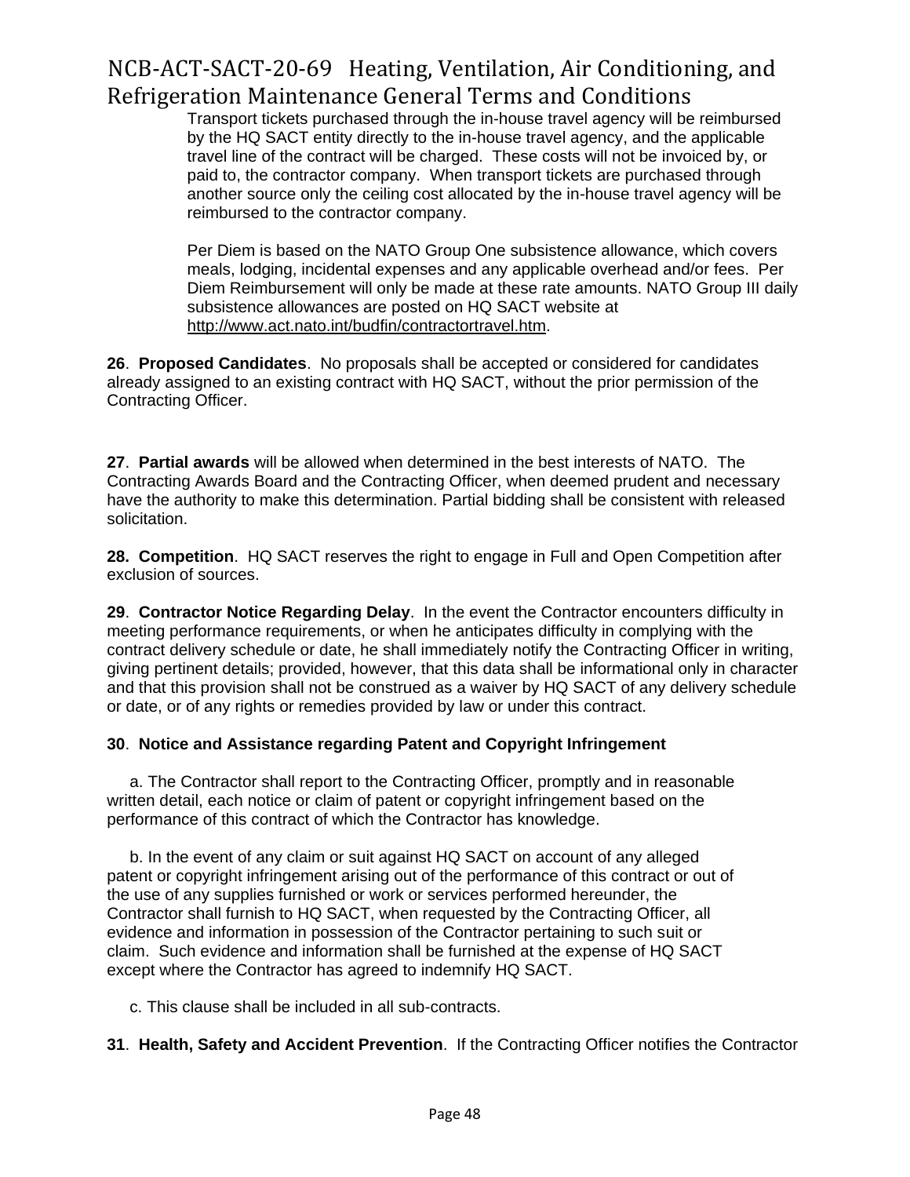Transport tickets purchased through the in-house travel agency will be reimbursed by the HQ SACT entity directly to the in-house travel agency, and the applicable travel line of the contract will be charged. These costs will not be invoiced by, or paid to, the contractor company. When transport tickets are purchased through another source only the ceiling cost allocated by the in-house travel agency will be reimbursed to the contractor company.

Per Diem is based on the NATO Group One subsistence allowance, which covers meals, lodging, incidental expenses and any applicable overhead and/or fees. Per Diem Reimbursement will only be made at these rate amounts. NATO Group III daily subsistence allowances are posted on HQ SACT website at http://www.act.nato.int/budfin/contractortravel.htm.

**26**. **Proposed Candidates**. No proposals shall be accepted or considered for candidates already assigned to an existing contract with HQ SACT, without the prior permission of the Contracting Officer.

**27**. **Partial awards** will be allowed when determined in the best interests of NATO. The Contracting Awards Board and the Contracting Officer, when deemed prudent and necessary have the authority to make this determination. Partial bidding shall be consistent with released solicitation.

**28. Competition**. HQ SACT reserves the right to engage in Full and Open Competition after exclusion of sources.

**29**. **Contractor Notice Regarding Delay**. In the event the Contractor encounters difficulty in meeting performance requirements, or when he anticipates difficulty in complying with the contract delivery schedule or date, he shall immediately notify the Contracting Officer in writing, giving pertinent details; provided, however, that this data shall be informational only in character and that this provision shall not be construed as a waiver by HQ SACT of any delivery schedule or date, or of any rights or remedies provided by law or under this contract.

**30**. **Notice and Assistance regarding Patent and Copyright Infringement**

a. The Contractor shall report to the Contracting Officer, promptly and in reasonable written detail, each notice or claim of patent or copyright infringement based on the performance of this contract of which the Contractor has knowledge.

b. In the event of any claim or suit against HQ SACT on account of any alleged patent or copyright infringement arising out of the performance of this contract or out of the use of any supplies furnished or work or services performed hereunder, the Contractor shall furnish to HQ SACT, when requested by the Contracting Officer, all evidence and information in possession of the Contractor pertaining to such suit or claim. Such evidence and information shall be furnished at the expense of HQ SACT except where the Contractor has agreed to indemnify HQ SACT.

c. This clause shall be included in all sub-contracts.

**31**. **Health, Safety and Accident Prevention**. If the Contracting Officer notifies the Contractor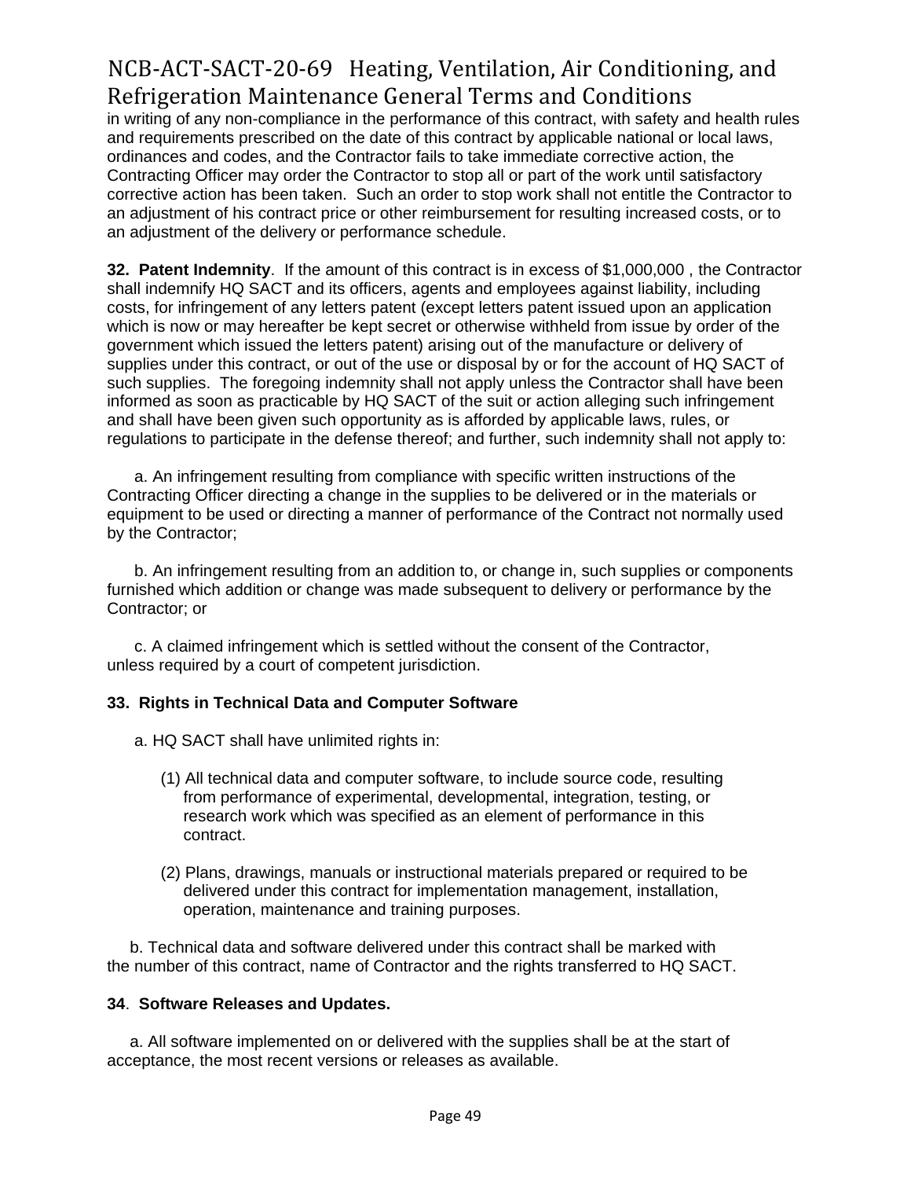in writing of any non-compliance in the performance of this contract, with safety and health rules and requirements prescribed on the date of this contract by applicable national or local laws, ordinances and codes, and the Contractor fails to take immediate corrective action, the Contracting Officer may order the Contractor to stop all or part of the work until satisfactory corrective action has been taken. Such an order to stop work shall not entitle the Contractor to an adjustment of his contract price or other reimbursement for resulting increased costs, or to an adjustment of the delivery or performance schedule.

**32. Patent Indemnity**. If the amount of this contract is in excess of $1,000,000 , the Contractor shall indemnify HQ SACT and its officers, agents and employees against liability, including costs, for infringement of any letters patent (except letters patent issued upon an application which is now or may hereafter be kept secret or otherwise withheld from issue by order of the government which issued the letters patent) arising out of the manufacture or delivery of supplies under this contract, or out of the use or disposal by or for the account of HQ SACT of such supplies. The foregoing indemnity shall not apply unless the Contractor shall have been informed as soon as practicable by HQ SACT of the suit or action alleging such infringement and shall have been given such opportunity as is afforded by applicable laws, rules, or regulations to participate in the defense thereof; and further, such indemnity shall not apply to:

a. An infringement resulting from compliance with specific written instructions of the Contracting Officer directing a change in the supplies to be delivered or in the materials or equipment to be used or directing a manner of performance of the Contract not normally used by the Contractor;

b. An infringement resulting from an addition to, or change in, such supplies or components furnished which addition or change was made subsequent to delivery or performance by the Contractor; or

c. A claimed infringement which is settled without the consent of the Contractor, unless required by a court of competent jurisdiction.

**33. Rights in Technical Data and Computer Software**

a. HQ SACT shall have unlimited rights in:

(1) All technical data and computer software, to include source code, resulting from performance of experimental, developmental, integration, testing, or research work which was specified as an element of performance in this contract.

(2) Plans, drawings, manuals or instructional materials prepared or required to be delivered under this contract for implementation management, installation, operation, maintenance and training purposes.

b. Technical data and software delivered under this contract shall be marked with the number of this contract, name of Contractor and the rights transferred to HQ SACT.

**34. Software Releases and Updates.**

a. All software implemented on or delivered with the supplies shall be at the start of acceptance, the most recent versions or releases as available.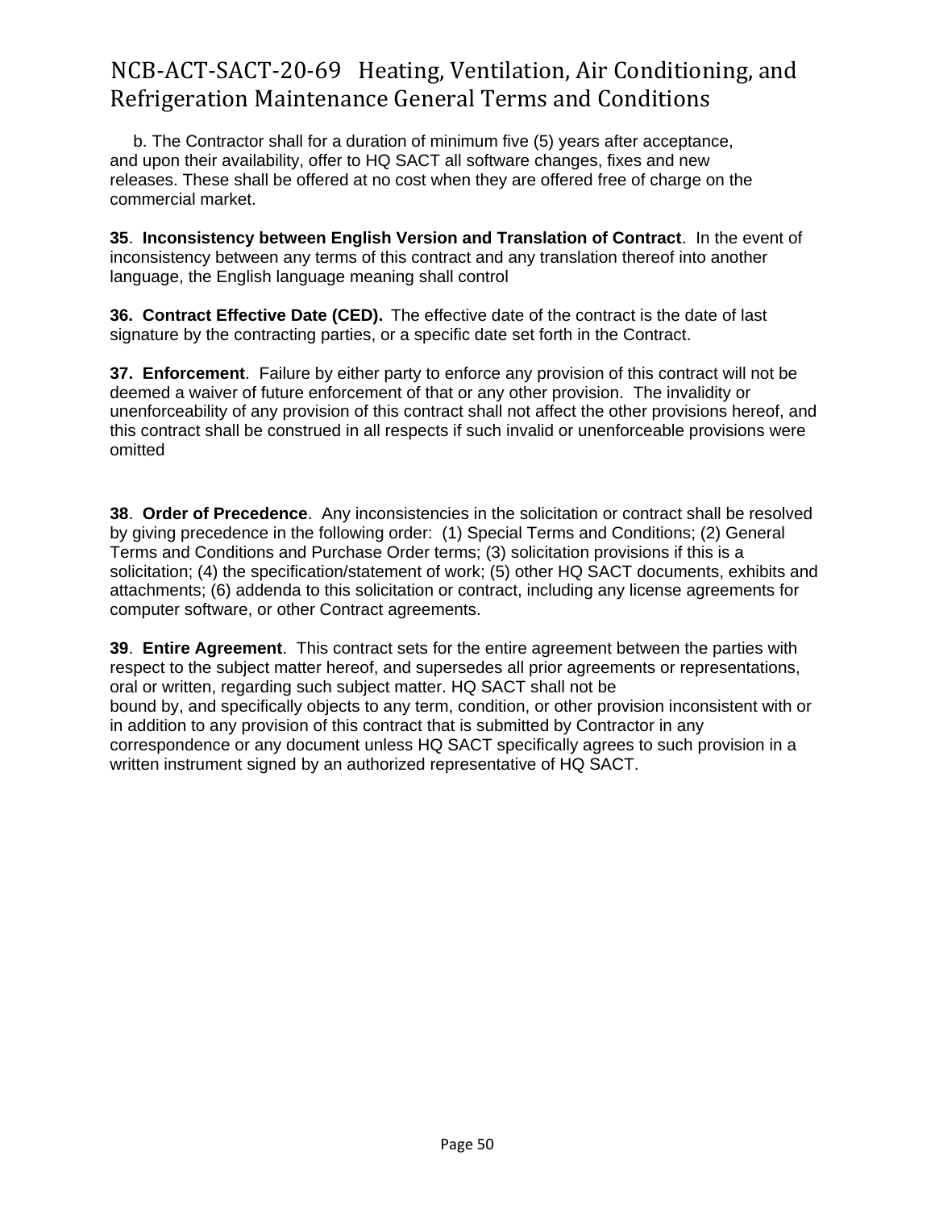b. The Contractor shall for a duration of minimum five (5) years after acceptance, and upon their availability, offer to HQ SACT all software changes, fixes and new releases. These shall be offered at no cost when they are offered free of charge on the commercial market.

**35**. **Inconsistency between English Version and Translation of Contract**. In the event of inconsistency between any terms of this contract and any translation thereof into another language, the English language meaning shall control

**36. Contract Effective Date (CED).** The effective date of the contract is the date of last signature by the contracting parties, or a specific date set forth in the Contract.

**37. Enforcement**. Failure by either party to enforce any provision of this contract will not be deemed a waiver of future enforcement of that or any other provision. The invalidity or unenforceability of any provision of this contract shall not affect the other provisions hereof, and this contract shall be construed in all respects if such invalid or unenforceable provisions were omitted

**38**. **Order of Precedence**. Any inconsistencies in the solicitation or contract shall be resolved by giving precedence in the following order: (1) Special Terms and Conditions; (2) General Terms and Conditions and Purchase Order terms; (3) solicitation provisions if this is a solicitation; (4) the specification/statement of work; (5) other HQ SACT documents, exhibits and attachments; (6) addenda to this solicitation or contract, including any license agreements for computer software, or other Contract agreements.

**39**. **Entire Agreement**. This contract sets for the entire agreement between the parties with respect to the subject matter hereof, and supersedes all prior agreements or representations, oral or written, regarding such subject matter. HQ SACT shall not be bound by, and specifically objects to any term, condition, or other provision inconsistent with or in addition to any provision of this contract that is submitted by Contractor in any correspondence or any document unless HQ SACT specifically agrees to such provision in a written instrument signed by an authorized representative of HQ SACT.